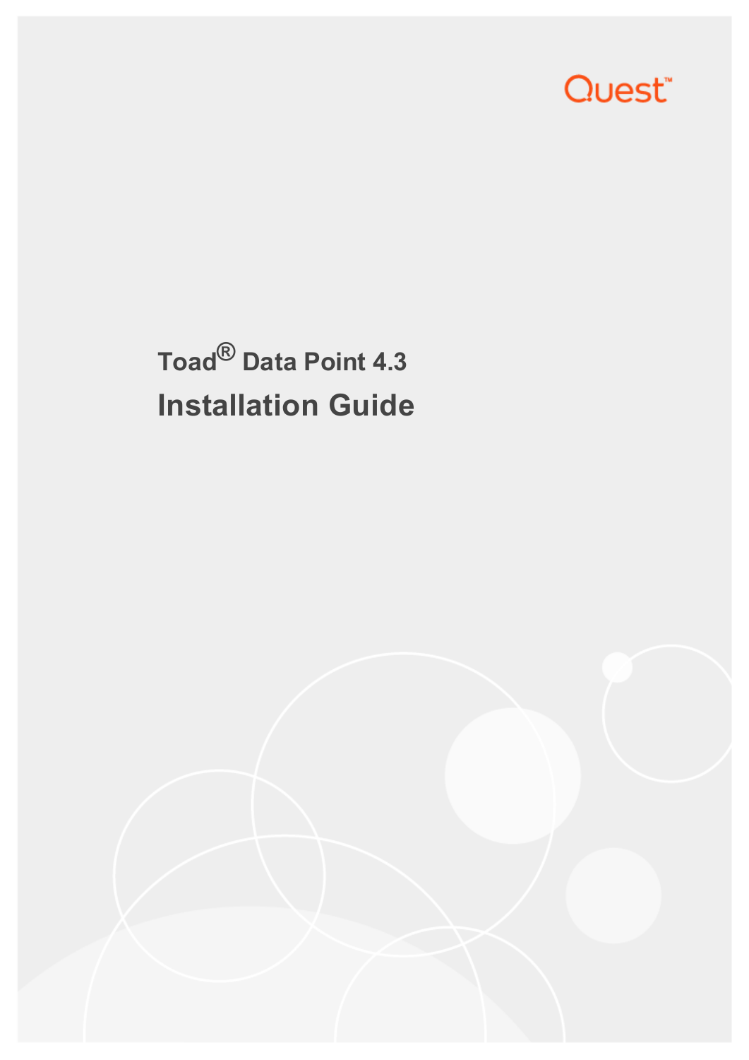Quest™

# Toad® Data Point 4.3

## Installation Guide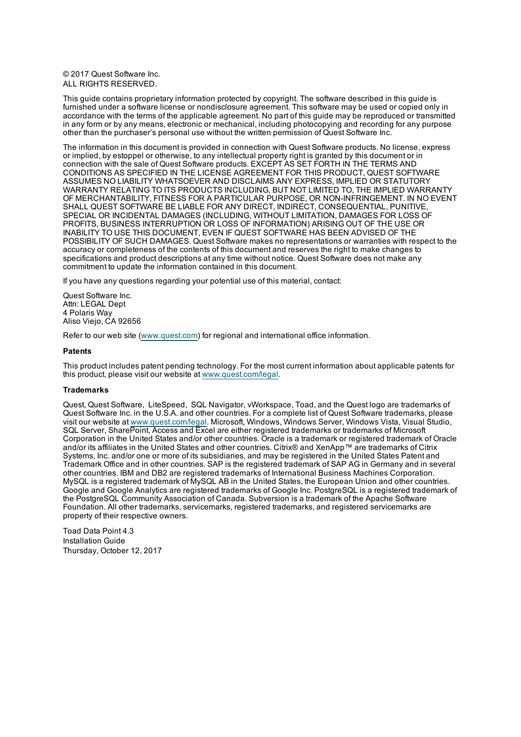© 2017 Quest Software Inc.
ALL RIGHTS RESERVED.

This guide contains proprietary information protected by copyright. The software described in this guide is furnished under a software license or nondisclosure agreement. This software may be used or copied only in accordance with the terms of the applicable agreement. No part of this guide may be reproduced or transmitted in any form or by any means, electronic or mechanical, including photocopying and recording for any purpose other than the purchaser's personal use without the written permission of Quest Software Inc.

The information in this document is provided in connection with Quest Software products. No license, express or implied, by estoppel or otherwise, to any intellectual property right is granted by this document or in connection with the sale of Quest Software products. EXCEPT AS SET FORTH IN THE TERMS AND CONDITIONS AS SPECIFIED IN THE LICENSE AGREEMENT FOR THIS PRODUCT, QUEST SOFTWARE ASSUMES NO LIABILITY WHATSOEVER AND DISCLAIMS ANY EXPRESS, IMPLIED OR STATUTORY WARRANTY RELATING TO ITS PRODUCTS INCLUDING, BUT NOT LIMITED TO, THE IMPLIED WARRANTY OF MERCHANTABILITY, FITNESS FOR A PARTICULAR PURPOSE, OR NON-INFRINGEMENT. IN NO EVENT SHALL QUEST SOFTWARE BE LIABLE FOR ANY DIRECT, INDIRECT, CONSEQUENTIAL, PUNITIVE, SPECIAL OR INCIDENTAL DAMAGES (INCLUDING, WITHOUT LIMITATION, DAMAGES FOR LOSS OF PROFITS, BUSINESS INTERRUPTION OR LOSS OF INFORMATION) ARISING OUT OF THE USE OR INABILITY TO USE THIS DOCUMENT, EVEN IF QUEST SOFTWARE HAS BEEN ADVISED OF THE POSSIBILITY OF SUCH DAMAGES. Quest Software makes no representations or warranties with respect to the accuracy or completeness of the contents of this document and reserves the right to make changes to specifications and product descriptions at any time without notice. Quest Software does not make any commitment to update the information contained in this document.

If you have any questions regarding your potential use of this material, contact:

Quest Software Inc.
Attn: LEGAL Dept
4 Polaris Way
Aliso Viejo, CA 92656

Refer to our web site (www.quest.com) for regional and international office information.

**Patents**

This product includes patent pending technology. For the most current information about applicable patents for this product, please visit our website at www.quest.com/legal.

**Trademarks**

Quest, Quest Software, LiteSpeed, SQL Navigator, vWorkspace, Toad, and the Quest logo are trademarks of Quest Software Inc. in the U.S.A. and other countries. For a complete list of Quest Software trademarks, please visit our website at www.quest.com/legal. Microsoft, Windows, Windows Server, Windows Vista, Visual Studio, SQL Server, SharePoint, Access and Excel are either registered trademarks or trademarks of Microsoft Corporation in the United States and/or other countries. Oracle is a trademark or registered trademark of Oracle and/or its affiliates in the United States and other countries. Citrix® and XenApp™ are trademarks of Citrix Systems, Inc. and/or one or more of its subsidiaries, and may be registered in the United States Patent and Trademark Office and in other countries. SAP is the registered trademark of SAP AG in Germany and in several other countries. IBM and DB2 are registered trademarks of International Business Machines Corporation. MySQL is a registered trademark of MySQL AB in the United States, the European Union and other countries. Google and Google Analytics are registered trademarks of Google Inc. PostgreSQL is a registered trademark of the PostgreSQL Community Association of Canada. Subversion is a trademark of the Apache Software Foundation. All other trademarks, servicemarks, registered trademarks, and registered servicemarks are property of their respective owners.

Toad Data Point 4.3
Installation Guide
Thursday, October 12, 2017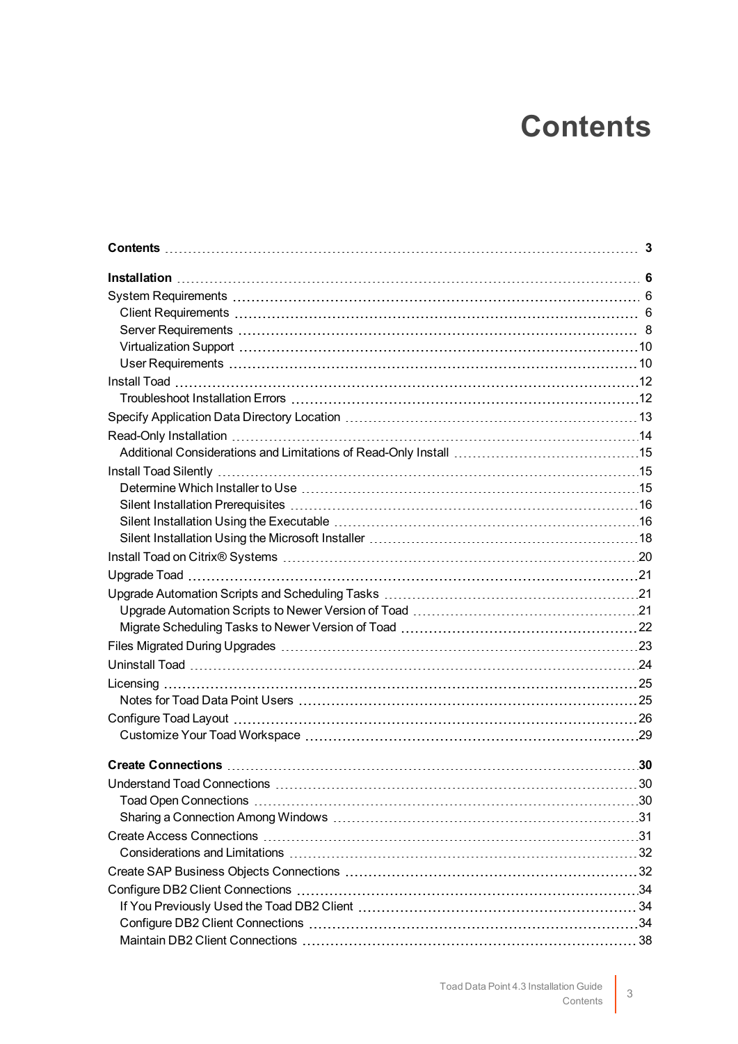# Contents

**Contents** 3

**Installation** 6

System Requirements 6

- Client Requirements 6
- Server Requirements 8
- Virtualization Support 10
- User Requirements 10

Install Toad 12

- Troubleshoot Installation Errors 12

Specify Application Data Directory Location 13

Read-Only Installation 14

- Additional Considerations and Limitations of Read-Only Install 15

Install Toad Silently 15

- Determine Which Installer to Use 15
- Silent Installation Prerequisites 16
- Silent Installation Using the Executable 16
- Silent Installation Using the Microsoft Installer 18

Install Toad on Citrix® Systems 20

Upgrade Toad 21

Upgrade Automation Scripts and Scheduling Tasks 21

- Upgrade Automation Scripts to Newer Version of Toad 21
- Migrate Scheduling Tasks to Newer Version of Toad 22

Files Migrated During Upgrades 23

Uninstall Toad 24

Licensing 25

- Notes for Toad Data Point Users 25

Configure Toad Layout 26

- Customize Your Toad Workspace 29

**Create Connections** 30

Understand Toad Connections 30

- Toad Open Connections 30
- Sharing a Connection Among Windows 31

Create Access Connections 31

- Considerations and Limitations 32

Create SAP Business Objects Connections 32

Configure DB2 Client Connections 34

- If You Previously Used the Toad DB2 Client 34
- Configure DB2 Client Connections 34
- Maintain DB2 Client Connections 38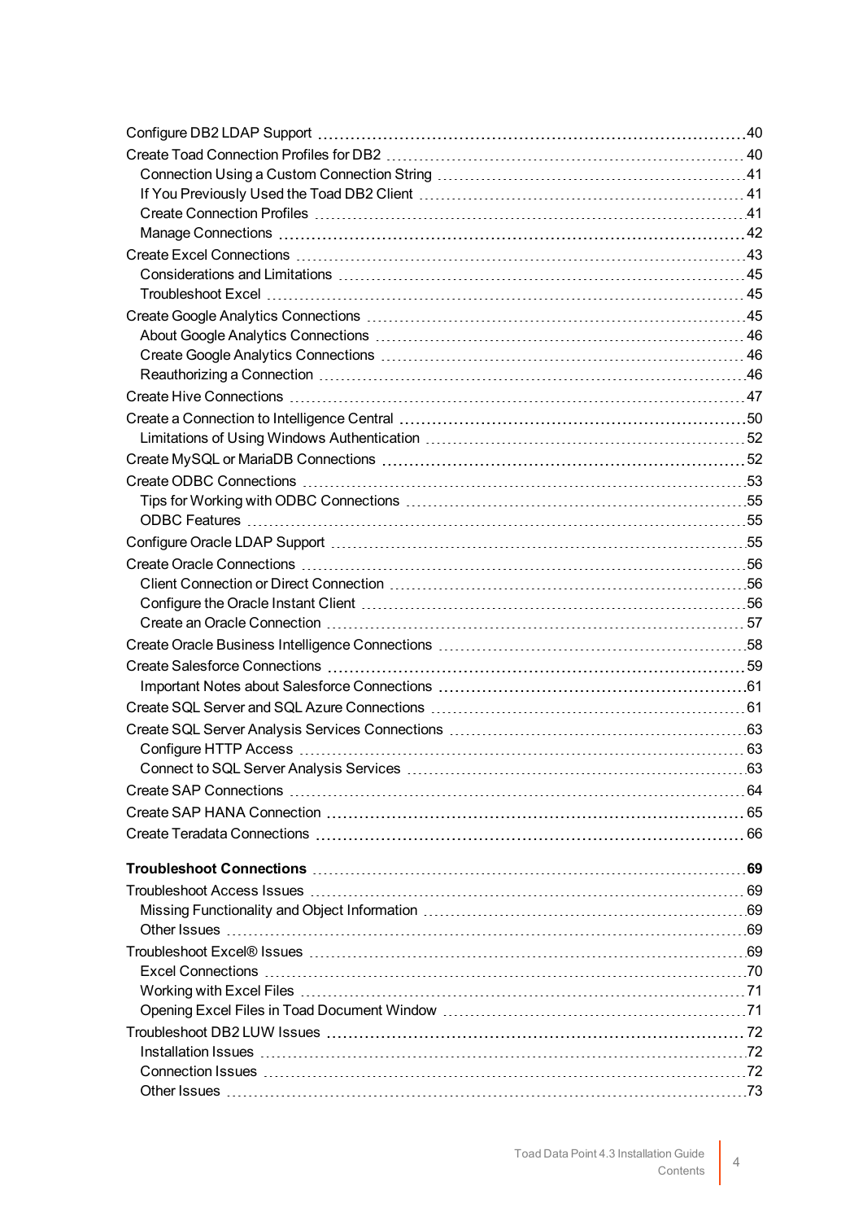- Configure DB2 LDAP Support 40
- Create Toad Connection Profiles for DB2 40
  - Connection Using a Custom Connection String 41
  - If You Previously Used the Toad DB2 Client 41
  - Create Connection Profiles 41
  - Manage Connections 42
- Create Excel Connections 43
  - Considerations and Limitations 45
  - Troubleshoot Excel 45
- Create Google Analytics Connections 45
  - About Google Analytics Connections 46
  - Create Google Analytics Connections 46
  - Reauthorizing a Connection 46
- Create Hive Connections 47
- Create a Connection to Intelligence Central 50
  - Limitations of Using Windows Authentication 52
- Create MySQL or MariaDB Connections 52
- Create ODBC Connections 53
  - Tips for Working with ODBC Connections 55
  - ODBC Features 55
- Configure Oracle LDAP Support 55
- Create Oracle Connections 56
  - Client Connection or Direct Connection 56
  - Configure the Oracle Instant Client 56
  - Create an Oracle Connection 57
- Create Oracle Business Intelligence Connections 58
- Create Salesforce Connections 59
  - Important Notes about Salesforce Connections 61
- Create SQL Server and SQL Azure Connections 61
- Create SQL Server Analysis Services Connections 63
  - Configure HTTP Access 63
  - Connect to SQL Server Analysis Services 63
- Create SAP Connections 64
- Create SAP HANA Connection 65
- Create Teradata Connections 66

**Troubleshoot Connections 69**

- Troubleshoot Access Issues 69
  - Missing Functionality and Object Information 69
  - Other Issues 69
- Troubleshoot Excel® Issues 69
  - Excel Connections 70
  - Working with Excel Files 71
  - Opening Excel Files in Toad Document Window 71
- Troubleshoot DB2 LUW Issues 72
  - Installation Issues 72
  - Connection Issues 72
  - Other Issues 73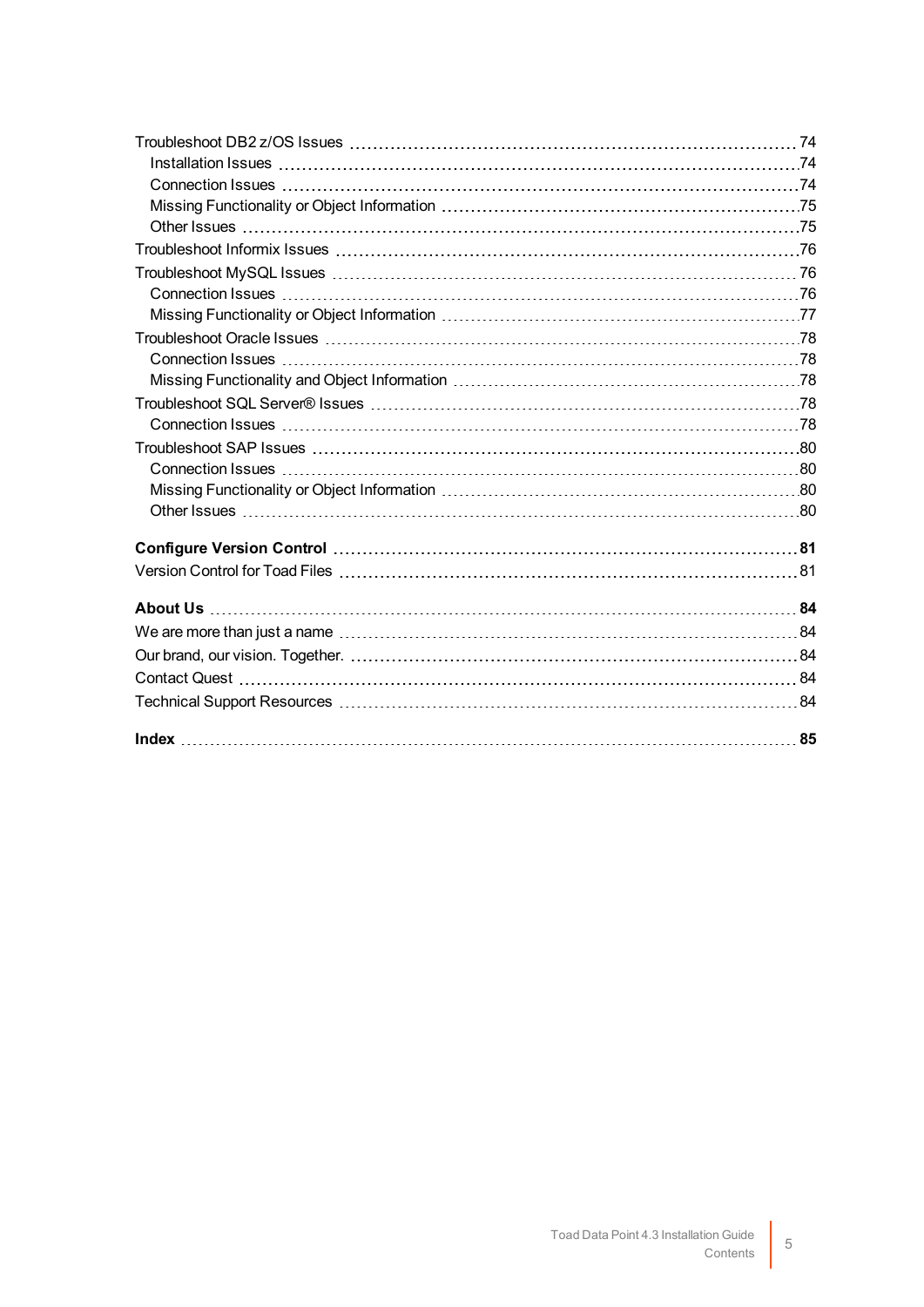- Troubleshoot DB2 z/OS Issues 74
  - Installation Issues 74
  - Connection Issues 74
  - Missing Functionality or Object Information 75
  - Other Issues 75
- Troubleshoot Informix Issues 76
- Troubleshoot MySQL Issues 76
  - Connection Issues 76
  - Missing Functionality or Object Information 77
- Troubleshoot Oracle Issues 78
  - Connection Issues 78
  - Missing Functionality and Object Information 78
- Troubleshoot SQL Server® Issues 78
  - Connection Issues 78
- Troubleshoot SAP Issues 80
  - Connection Issues 80
  - Missing Functionality or Object Information 80
  - Other Issues 80

**Configure Version Control** **81**

- Version Control for Toad Files 81

**About Us** **84**

- We are more than just a name 84
- Our brand, our vision. Together. 84
- Contact Quest 84
- Technical Support Resources 84

**Index** **85**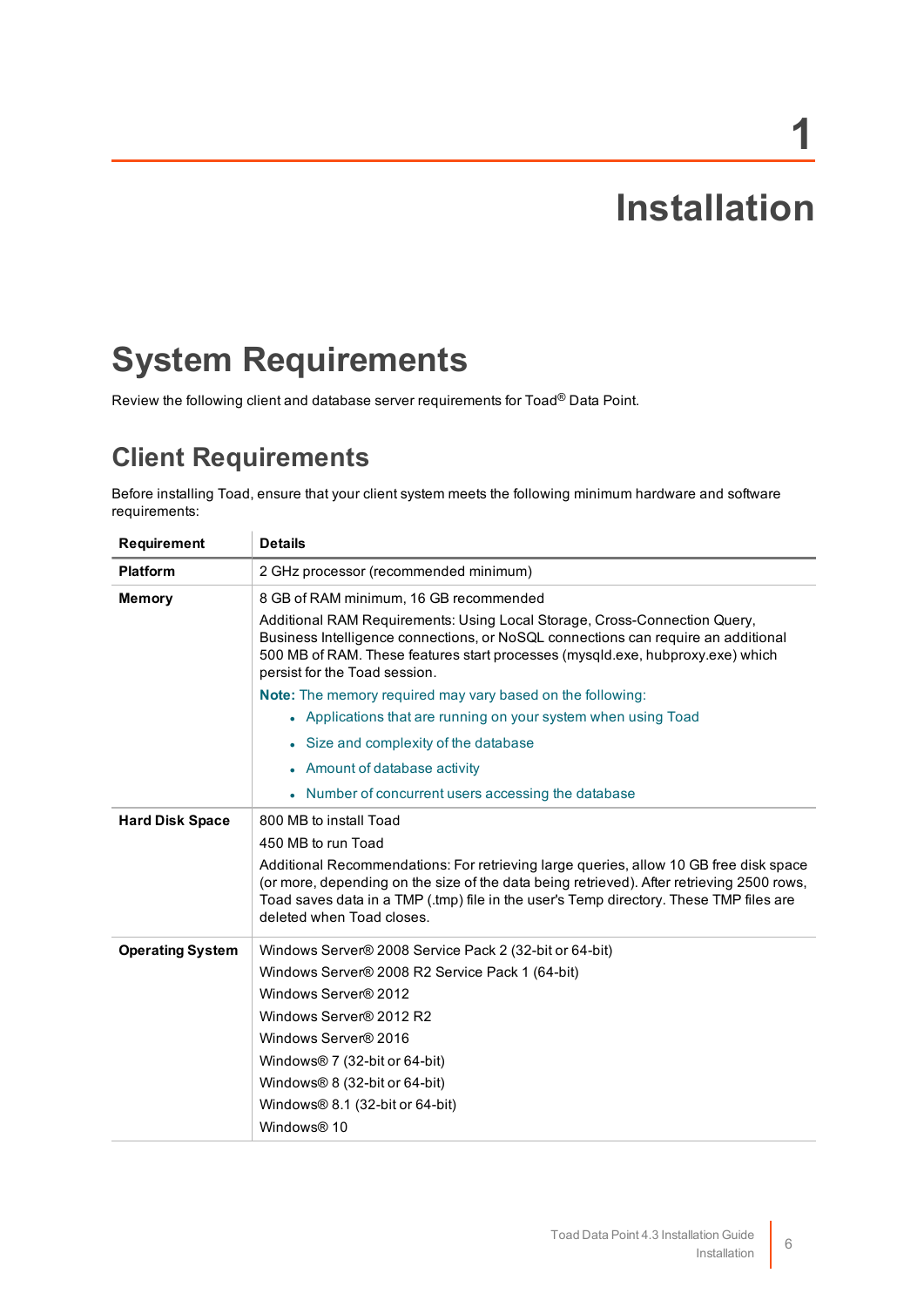# 1 Installation

## System Requirements

Review the following client and database server requirements for Toad® Data Point.

### Client Requirements

Before installing Toad, ensure that your client system meets the following minimum hardware and software requirements:

| Requirement | Details |
|---|---|
| **Platform** | 2 GHz processor (recommended minimum) |
| **Memory** | 8 GB of RAM minimum, 16 GB recommended<br><br>Additional RAM Requirements: Using Local Storage, Cross-Connection Query, Business Intelligence connections, or NoSQL connections can require an additional 500 MB of RAM. These features start processes (mysqld.exe, hubproxy.exe) which persist for the Toad session.<br><br>**Note:** The memory required may vary based on the following:<br>• Applications that are running on your system when using Toad<br>• Size and complexity of the database<br>• Amount of database activity<br>• Number of concurrent users accessing the database |
| **Hard Disk Space** | 800 MB to install Toad<br><br>450 MB to run Toad<br><br>Additional Recommendations: For retrieving large queries, allow 10 GB free disk space (or more, depending on the size of the data being retrieved). After retrieving 2500 rows, Toad saves data in a TMP (.tmp) file in the user's Temp directory. These TMP files are deleted when Toad closes. |
| **Operating System** | Windows Server® 2008 Service Pack 2 (32-bit or 64-bit)<br>Windows Server® 2008 R2 Service Pack 1 (64-bit)<br>Windows Server® 2012<br>Windows Server® 2012 R2<br>Windows Server® 2016<br>Windows® 7 (32-bit or 64-bit)<br>Windows® 8 (32-bit or 64-bit)<br>Windows® 8.1 (32-bit or 64-bit)<br>Windows® 10 |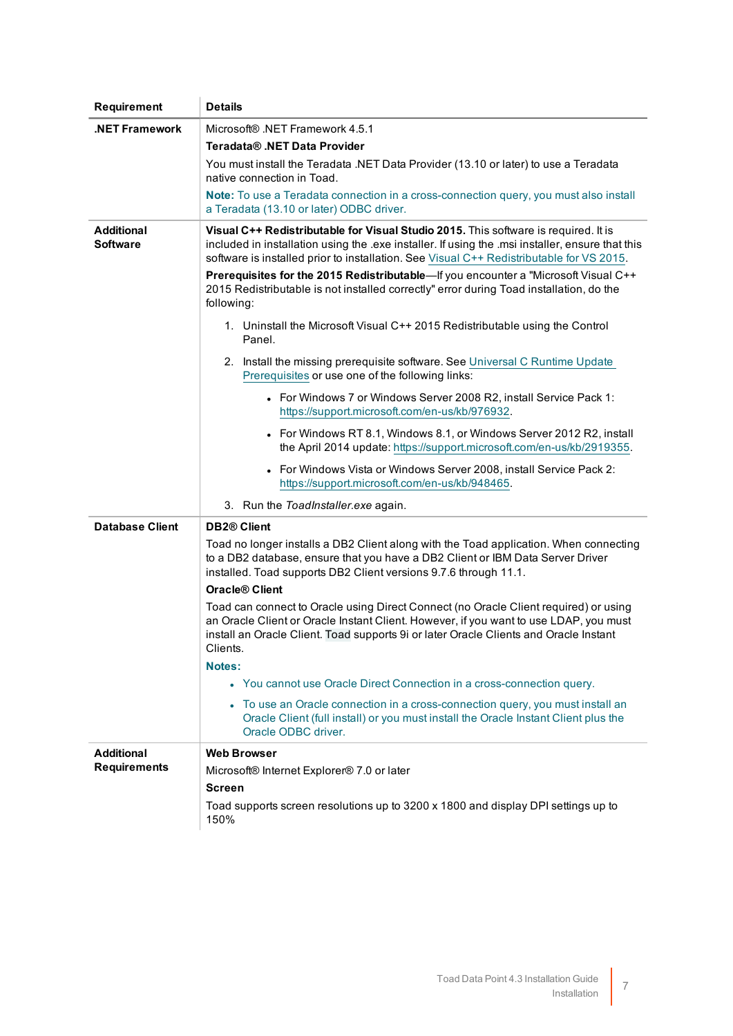| Requirement | Details |
|---|---|
| **.NET Framework** | Microsoft® .NET Framework 4.5.1<br>**Teradata® .NET Data Provider**<br>You must install the Teradata .NET Data Provider (13.10 or later) to use a Teradata native connection in Toad.<br>**Note:** To use a Teradata connection in a cross-connection query, you must also install a Teradata (13.10 or later) ODBC driver. |
| **Additional Software** | **Visual C++ Redistributable for Visual Studio 2015.** This software is required. It is included in installation using the .exe installer. If using the .msi installer, ensure that this software is installed prior to installation. See Visual C++ Redistributable for VS 2015.<br>**Prerequisites for the 2015 Redistributable**—If you encounter a "Microsoft Visual C++ 2015 Redistributable is not installed correctly" error during Toad installation, do the following:<br>1. Uninstall the Microsoft Visual C++ 2015 Redistributable using the Control Panel.<br>2. Install the missing prerequisite software. See Universal C Runtime Update Prerequisites or use one of the following links:<br>• For Windows 7 or Windows Server 2008 R2, install Service Pack 1: https://support.microsoft.com/en-us/kb/976932.<br>• For Windows RT 8.1, Windows 8.1, or Windows Server 2012 R2, install the April 2014 update: https://support.microsoft.com/en-us/kb/2919355.<br>• For Windows Vista or Windows Server 2008, install Service Pack 2: https://support.microsoft.com/en-us/kb/948465.<br>3. Run the *ToadInstaller.exe* again. |
| **Database Client** | **DB2® Client**<br>Toad no longer installs a DB2 Client along with the Toad application. When connecting to a DB2 database, ensure that you have a DB2 Client or IBM Data Server Driver installed. Toad supports DB2 Client versions 9.7.6 through 11.1.<br>**Oracle® Client**<br>Toad can connect to Oracle using Direct Connect (no Oracle Client required) or using an Oracle Client or Oracle Instant Client. However, if you want to use LDAP, you must install an Oracle Client. Toad supports 9i or later Oracle Clients and Oracle Instant Clients.<br>**Notes:**<br>• You cannot use Oracle Direct Connection in a cross-connection query.<br>• To use an Oracle connection in a cross-connection query, you must install an Oracle Client (full install) or you must install the Oracle Instant Client plus the Oracle ODBC driver. |
| **Additional Requirements** | **Web Browser**<br>Microsoft® Internet Explorer® 7.0 or later<br>**Screen**<br>Toad supports screen resolutions up to 3200 x 1800 and display DPI settings up to 150% |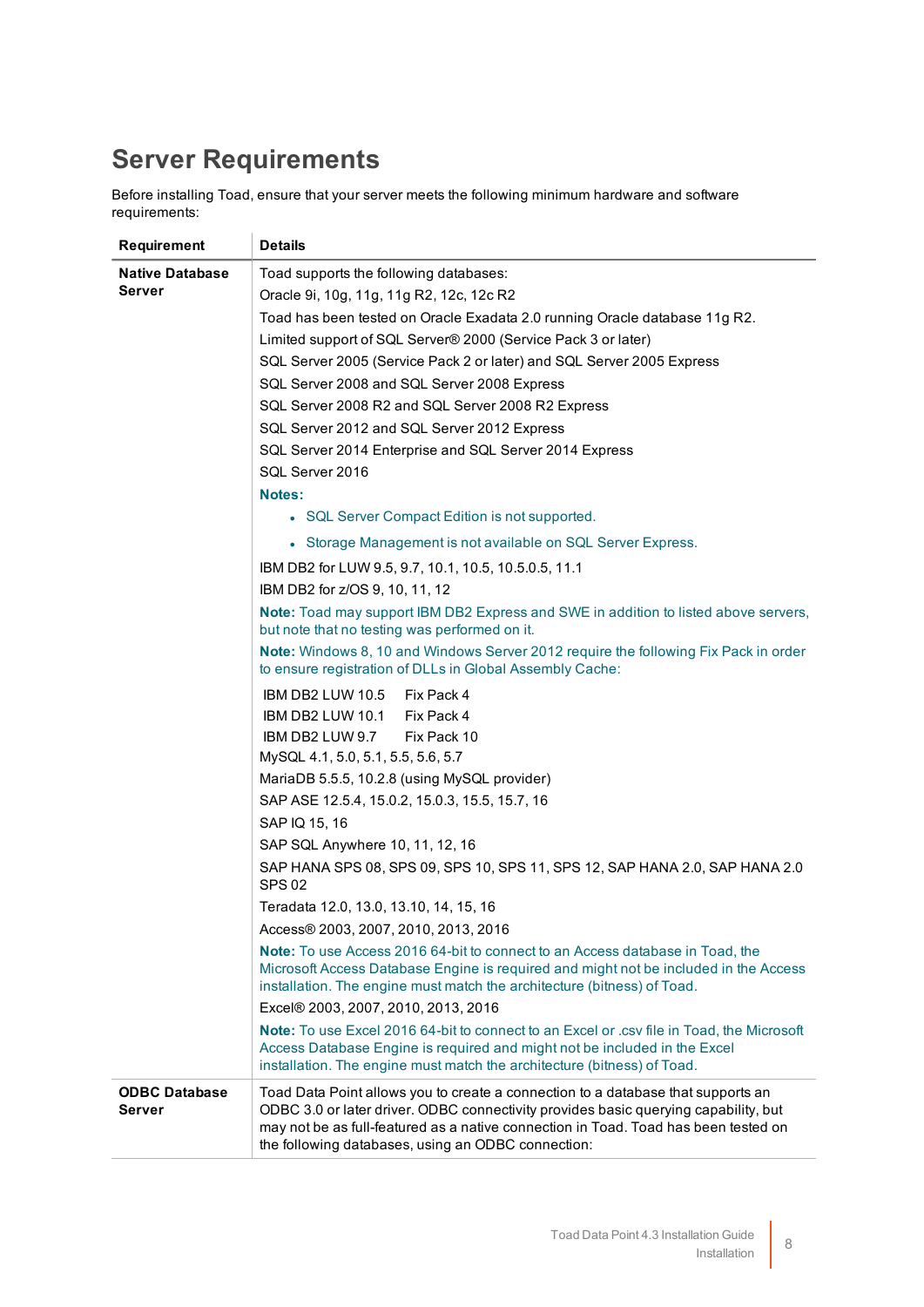## Server Requirements

Before installing Toad, ensure that your server meets the following minimum hardware and software requirements:

| Requirement | Details |
|---|---|
| **Native Database Server** | Toad supports the following databases:<br>Oracle 9i, 10g, 11g, 11g R2, 12c, 12c R2<br>Toad has been tested on Oracle Exadata 2.0 running Oracle database 11g R2.<br>Limited support of SQL Server® 2000 (Service Pack 3 or later)<br>SQL Server 2005 (Service Pack 2 or later) and SQL Server 2005 Express<br>SQL Server 2008 and SQL Server 2008 Express<br>SQL Server 2008 R2 and SQL Server 2008 R2 Express<br>SQL Server 2012 and SQL Server 2012 Express<br>SQL Server 2014 Enterprise and SQL Server 2014 Express<br>SQL Server 2016<br>**Notes:**<br>• SQL Server Compact Edition is not supported.<br>• Storage Management is not available on SQL Server Express.<br>IBM DB2 for LUW 9.5, 9.7, 10.1, 10.5, 10.5.0.5, 11.1<br>IBM DB2 for z/OS 9, 10, 11, 12<br>**Note:** Toad may support IBM DB2 Express and SWE in addition to listed above servers, but note that no testing was performed on it.<br>**Note:** Windows 8, 10 and Windows Server 2012 require the following Fix Pack in order to ensure registration of DLLs in Global Assembly Cache:<br>IBM DB2 LUW 10.5 — Fix Pack 4<br>IBM DB2 LUW 10.1 — Fix Pack 4<br>IBM DB2 LUW 9.7 — Fix Pack 10<br>MySQL 4.1, 5.0, 5.1, 5.5, 5.6, 5.7<br>MariaDB 5.5.5, 10.2.8 (using MySQL provider)<br>SAP ASE 12.5.4, 15.0.2, 15.0.3, 15.5, 15.7, 16<br>SAP IQ 15, 16<br>SAP SQL Anywhere 10, 11, 12, 16<br>SAP HANA SPS 08, SPS 09, SPS 10, SPS 11, SPS 12, SAP HANA 2.0, SAP HANA 2.0 SPS 02<br>Teradata 12.0, 13.0, 13.10, 14, 15, 16<br>Access® 2003, 2007, 2010, 2013, 2016<br>**Note:** To use Access 2016 64-bit to connect to an Access database in Toad, the Microsoft Access Database Engine is required and might not be included in the Access installation. The engine must match the architecture (bitness) of Toad.<br>Excel® 2003, 2007, 2010, 2013, 2016<br>**Note:** To use Excel 2016 64-bit to connect to an Excel or .csv file in Toad, the Microsoft Access Database Engine is required and might not be included in the Excel installation. The engine must match the architecture (bitness) of Toad. |
| **ODBC Database Server** | Toad Data Point allows you to create a connection to a database that supports an ODBC 3.0 or later driver. ODBC connectivity provides basic querying capability, but may not be as full-featured as a native connection in Toad. Toad has been tested on the following databases, using an ODBC connection: |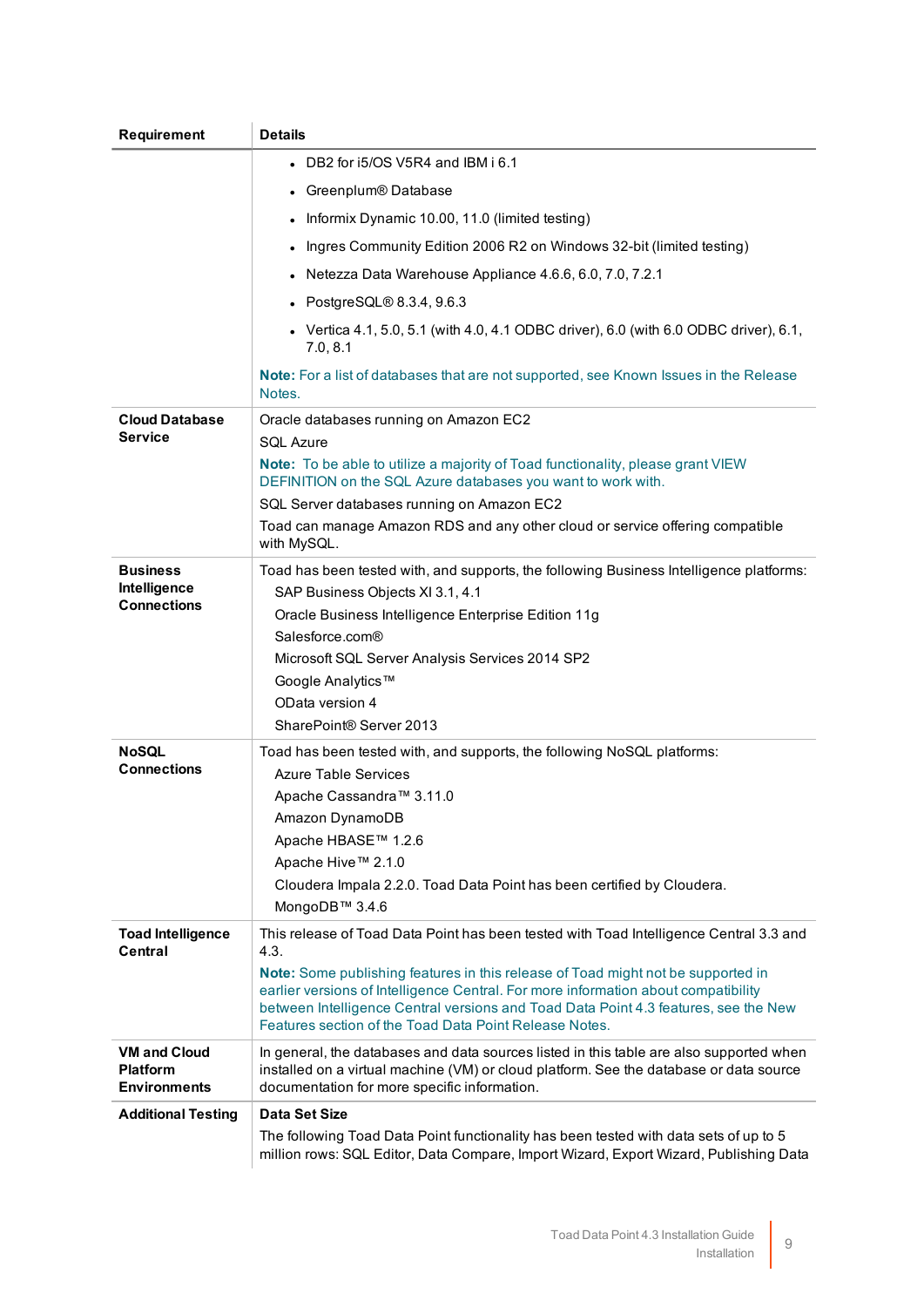| Requirement | Details |
|---|---|
| | • DB2 for i5/OS V5R4 and IBM i 6.1<br>• Greenplum® Database<br>• Informix Dynamic 10.00, 11.0 (limited testing)<br>• Ingres Community Edition 2006 R2 on Windows 32-bit (limited testing)<br>• Netezza Data Warehouse Appliance 4.6.6, 6.0, 7.0, 7.2.1<br>• PostgreSQL® 8.3.4, 9.6.3<br>• Vertica 4.1, 5.0, 5.1 (with 4.0, 4.1 ODBC driver), 6.0 (with 6.0 ODBC driver), 6.1, 7.0, 8.1<br>**Note:** For a list of databases that are not supported, see Known Issues in the Release Notes. |
| **Cloud Database Service** | Oracle databases running on Amazon EC2<br>SQL Azure<br>**Note:** To be able to utilize a majority of Toad functionality, please grant VIEW DEFINITION on the SQL Azure databases you want to work with.<br>SQL Server databases running on Amazon EC2<br>Toad can manage Amazon RDS and any other cloud or service offering compatible with MySQL. |
| **Business Intelligence Connections** | Toad has been tested with, and supports, the following Business Intelligence platforms:<br>SAP Business Objects XI 3.1, 4.1<br>Oracle Business Intelligence Enterprise Edition 11g<br>Salesforce.com®<br>Microsoft SQL Server Analysis Services 2014 SP2<br>Google Analytics™<br>OData version 4<br>SharePoint® Server 2013 |
| **NoSQL Connections** | Toad has been tested with, and supports, the following NoSQL platforms:<br>Azure Table Services<br>Apache Cassandra™ 3.11.0<br>Amazon DynamoDB<br>Apache HBASE™ 1.2.6<br>Apache Hive™ 2.1.0<br>Cloudera Impala 2.2.0. Toad Data Point has been certified by Cloudera.<br>MongoDB™ 3.4.6 |
| **Toad Intelligence Central** | This release of Toad Data Point has been tested with Toad Intelligence Central 3.3 and 4.3.<br>**Note:** Some publishing features in this release of Toad might not be supported in earlier versions of Intelligence Central. For more information about compatibility between Intelligence Central versions and Toad Data Point 4.3 features, see the New Features section of the Toad Data Point Release Notes. |
| **VM and Cloud Platform Environments** | In general, the databases and data sources listed in this table are also supported when installed on a virtual machine (VM) or cloud platform. See the database or data source documentation for more specific information. |
| **Additional Testing** | **Data Set Size**<br>The following Toad Data Point functionality has been tested with data sets of up to 5 million rows: SQL Editor, Data Compare, Import Wizard, Export Wizard, Publishing Data |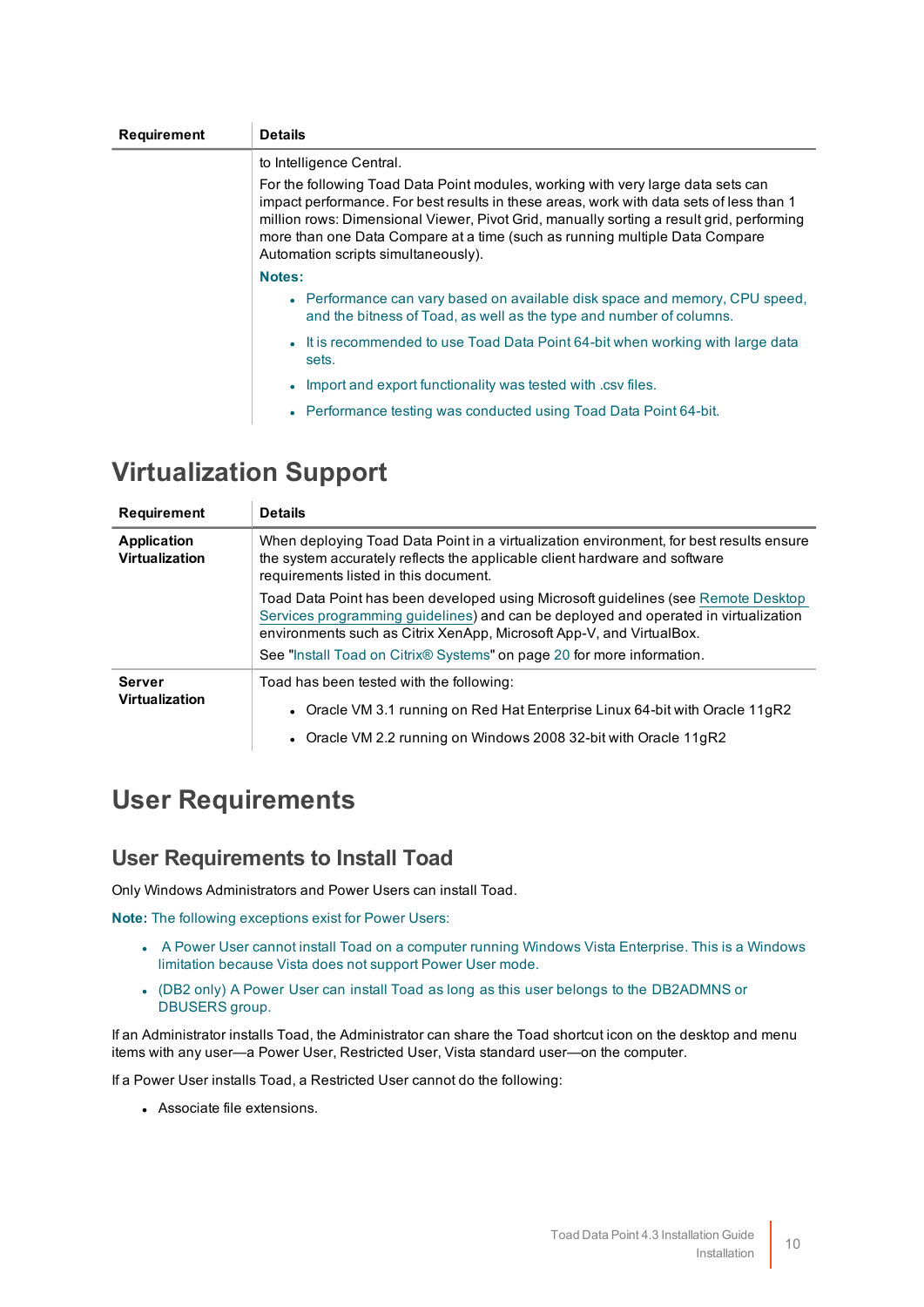| Requirement | Details |
|---|---|
| | to Intelligence Central.<br>For the following Toad Data Point modules, working with very large data sets can impact performance. For best results in these areas, work with data sets of less than 1 million rows: Dimensional Viewer, Pivot Grid, manually sorting a result grid, performing more than one Data Compare at a time (such as running multiple Data Compare Automation scripts simultaneously).<br>**Notes:**<br>• Performance can vary based on available disk space and memory, CPU speed, and the bitness of Toad, as well as the type and number of columns.<br>• It is recommended to use Toad Data Point 64-bit when working with large data sets.<br>• Import and export functionality was tested with .csv files.<br>• Performance testing was conducted using Toad Data Point 64-bit. |

# Virtualization Support

| Requirement | Details |
|---|---|
| **Application Virtualization** | When deploying Toad Data Point in a virtualization environment, for best results ensure the system accurately reflects the applicable client hardware and software requirements listed in this document.<br>Toad Data Point has been developed using Microsoft guidelines (see Remote Desktop Services programming guidelines) and can be deployed and operated in virtualization environments such as Citrix XenApp, Microsoft App-V, and VirtualBox.<br>See "Install Toad on Citrix® Systems" on page 20 for more information. |
| **Server Virtualization** | Toad has been tested with the following:<br>• Oracle VM 3.1 running on Red Hat Enterprise Linux 64-bit with Oracle 11gR2<br>• Oracle VM 2.2 running on Windows 2008 32-bit with Oracle 11gR2 |

# User Requirements

## User Requirements to Install Toad

Only Windows Administrators and Power Users can install Toad.

**Note:** The following exceptions exist for Power Users:

- A Power User cannot install Toad on a computer running Windows Vista Enterprise. This is a Windows limitation because Vista does not support Power User mode.
- (DB2 only) A Power User can install Toad as long as this user belongs to the DB2ADMNS or DBUSERS group.

If an Administrator installs Toad, the Administrator can share the Toad shortcut icon on the desktop and menu items with any user—a Power User, Restricted User, Vista standard user—on the computer.

If a Power User installs Toad, a Restricted User cannot do the following:

- Associate file extensions.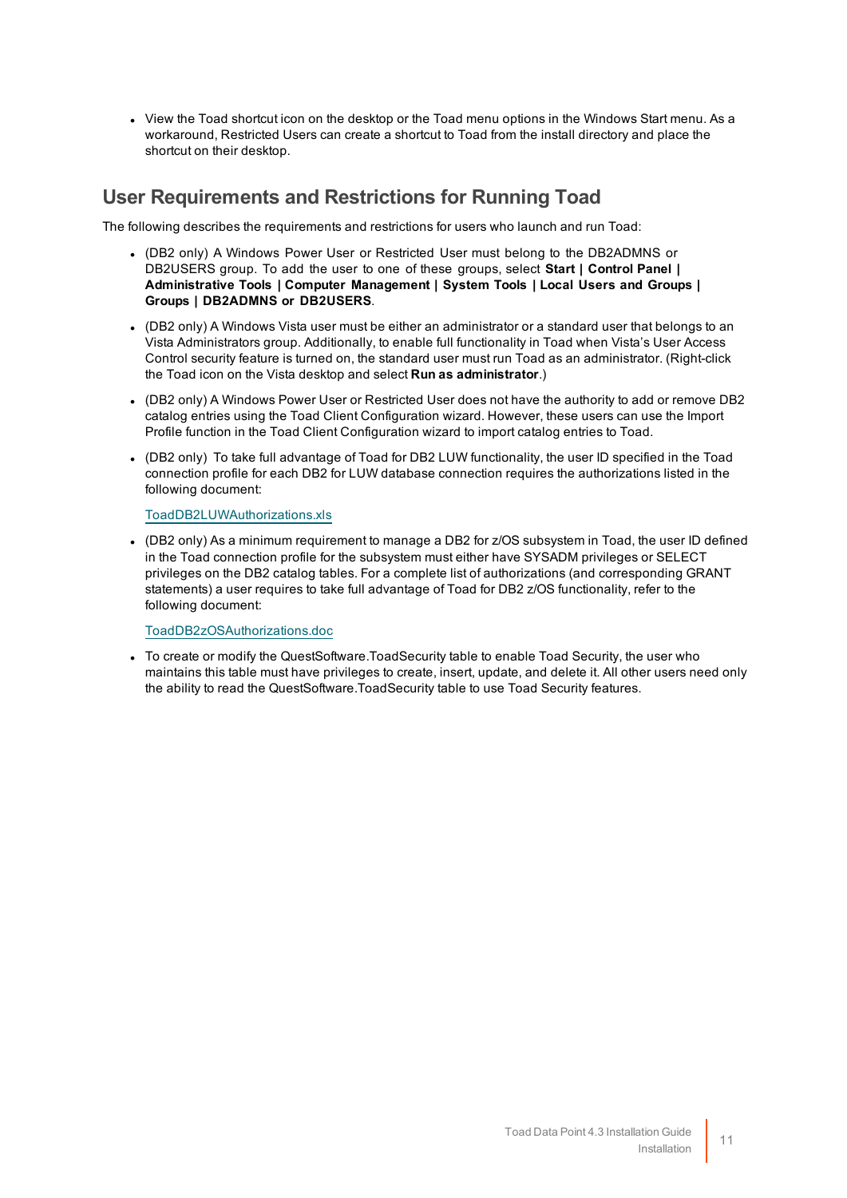- View the Toad shortcut icon on the desktop or the Toad menu options in the Windows Start menu. As a workaround, Restricted Users can create a shortcut to Toad from the install directory and place the shortcut on their desktop.

## User Requirements and Restrictions for Running Toad

The following describes the requirements and restrictions for users who launch and run Toad:

- (DB2 only) A Windows Power User or Restricted User must belong to the DB2ADMNS or DB2USERS group. To add the user to one of these groups, select **Start | Control Panel | Administrative Tools | Computer Management | System Tools | Local Users and Groups | Groups | DB2ADMNS or DB2USERS**.
- (DB2 only) A Windows Vista user must be either an administrator or a standard user that belongs to an Vista Administrators group. Additionally, to enable full functionality in Toad when Vista's User Access Control security feature is turned on, the standard user must run Toad as an administrator. (Right-click the Toad icon on the Vista desktop and select **Run as administrator**.)
- (DB2 only) A Windows Power User or Restricted User does not have the authority to add or remove DB2 catalog entries using the Toad Client Configuration wizard. However, these users can use the Import Profile function in the Toad Client Configuration wizard to import catalog entries to Toad.
- (DB2 only) To take full advantage of Toad for DB2 LUW functionality, the user ID specified in the Toad connection profile for each DB2 for LUW database connection requires the authorizations listed in the following document:

  ToadDB2LUWAuthorizations.xls
- (DB2 only) As a minimum requirement to manage a DB2 for z/OS subsystem in Toad, the user ID defined in the Toad connection profile for the subsystem must either have SYSADM privileges or SELECT privileges on the DB2 catalog tables. For a complete list of authorizations (and corresponding GRANT statements) a user requires to take full advantage of Toad for DB2 z/OS functionality, refer to the following document:

  ToadDB2zOSAuthorizations.doc
- To create or modify the QuestSoftware.ToadSecurity table to enable Toad Security, the user who maintains this table must have privileges to create, insert, update, and delete it. All other users need only the ability to read the QuestSoftware.ToadSecurity table to use Toad Security features.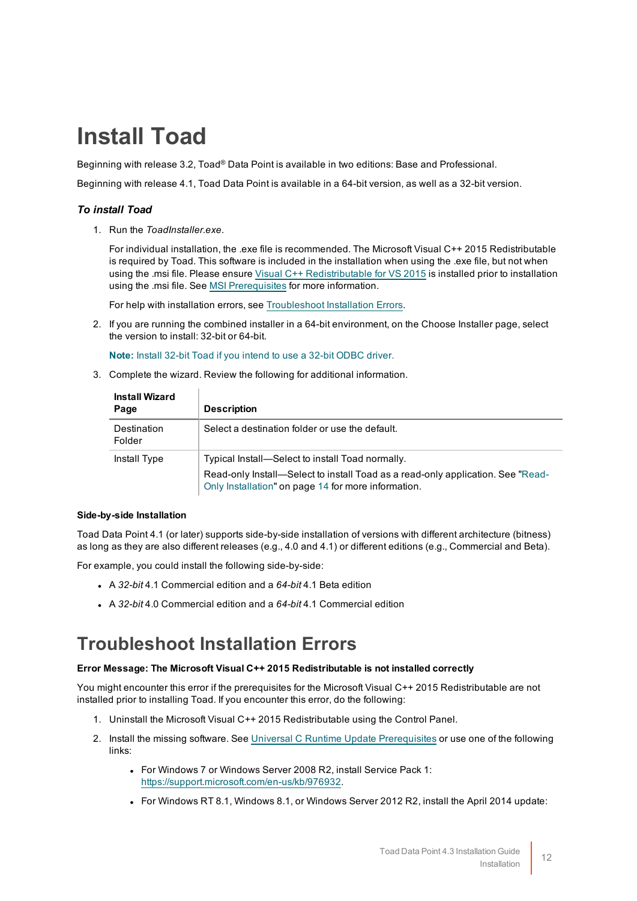# Install Toad

Beginning with release 3.2, Toad® Data Point is available in two editions: Base and Professional.

Beginning with release 4.1, Toad Data Point is available in a 64-bit version, as well as a 32-bit version.

### *To install Toad*

1. Run the *ToadInstaller.exe*.

   For individual installation, the .exe file is recommended. The Microsoft Visual C++ 2015 Redistributable is required by Toad. This software is included in the installation when using the .exe file, but not when using the .msi file. Please ensure Visual C++ Redistributable for VS 2015 is installed prior to installation using the .msi file. See MSI Prerequisites for more information.

   For help with installation errors, see Troubleshoot Installation Errors.

2. If you are running the combined installer in a 64-bit environment, on the Choose Installer page, select the version to install: 32-bit or 64-bit.

   **Note:** Install 32-bit Toad if you intend to use a 32-bit ODBC driver.

3. Complete the wizard. Review the following for additional information.

| Install Wizard Page | Description |
|---|---|
| Destination Folder | Select a destination folder or use the default. |
| Install Type | Typical Install—Select to install Toad normally.<br>Read-only Install—Select to install Toad as a read-only application. See "Read-Only Installation" on page 14 for more information. |

**Side-by-side Installation**

Toad Data Point 4.1 (or later) supports side-by-side installation of versions with different architecture (bitness) as long as they are also different releases (e.g., 4.0 and 4.1) or different editions (e.g., Commercial and Beta).

For example, you could install the following side-by-side:

- A *32-bit* 4.1 Commercial edition and a *64-bit* 4.1 Beta edition
- A *32-bit* 4.0 Commercial edition and a *64-bit* 4.1 Commercial edition

## Troubleshoot Installation Errors

**Error Message: The Microsoft Visual C++ 2015 Redistributable is not installed correctly**

You might encounter this error if the prerequisites for the Microsoft Visual C++ 2015 Redistributable are not installed prior to installing Toad. If you encounter this error, do the following:

1. Uninstall the Microsoft Visual C++ 2015 Redistributable using the Control Panel.
2. Install the missing software. See Universal C Runtime Update Prerequisites or use one of the following links:
   - For Windows 7 or Windows Server 2008 R2, install Service Pack 1: https://support.microsoft.com/en-us/kb/976932.
   - For Windows RT 8.1, Windows 8.1, or Windows Server 2012 R2, install the April 2014 update: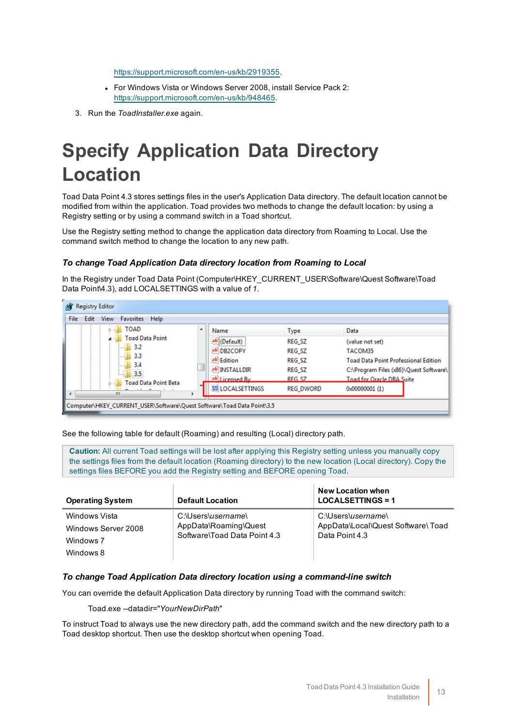https://support.microsoft.com/en-us/kb/2919355.

- For Windows Vista or Windows Server 2008, install Service Pack 2: https://support.microsoft.com/en-us/kb/948465.

3. Run the *ToadInstaller.exe* again.

# Specify Application Data Directory Location

Toad Data Point 4.3 stores settings files in the user's Application Data directory. The default location cannot be modified from within the application. Toad provides two methods to change the default location: by using a Registry setting or by using a command switch in a Toad shortcut.

Use the Registry setting method to change the application data directory from Roaming to Local. Use the command switch method to change the location to any new path.

### *To change Toad Application Data directory location from Roaming to Local*

In the Registry under Toad Data Point (Computer\HKEY_CURRENT_USER\Software\Quest Software\Toad Data Point\4.3), add LOCALSETTINGS with a value of *1*.

See the following table for default (Roaming) and resulting (Local) directory path.

**Caution:** All current Toad settings will be lost after applying this Registry setting unless you manually copy the settings files from the default location (Roaming directory) to the new location (Local directory). Copy the settings files BEFORE you add the Registry setting and BEFORE opening Toad.

| Operating System | Default Location | New Location when LOCALSETTINGS = 1 |
| --- | --- | --- |
| Windows Vista<br>Windows Server 2008<br>Windows 7<br>Windows 8 | C:\Users\\*username*\AppData\Roaming\Quest Software\Toad Data Point 4.3 | C:\Users\\*username*\AppData\Local\Quest Software\ Toad Data Point 4.3 |

### *To change Toad Application Data directory location using a command-line switch*

You can override the default Application Data directory by running Toad with the command switch:

Toad.exe --datadir="*YourNewDirPath*"

To instruct Toad to always use the new directory path, add the command switch and the new directory path to a Toad desktop shortcut. Then use the desktop shortcut when opening Toad.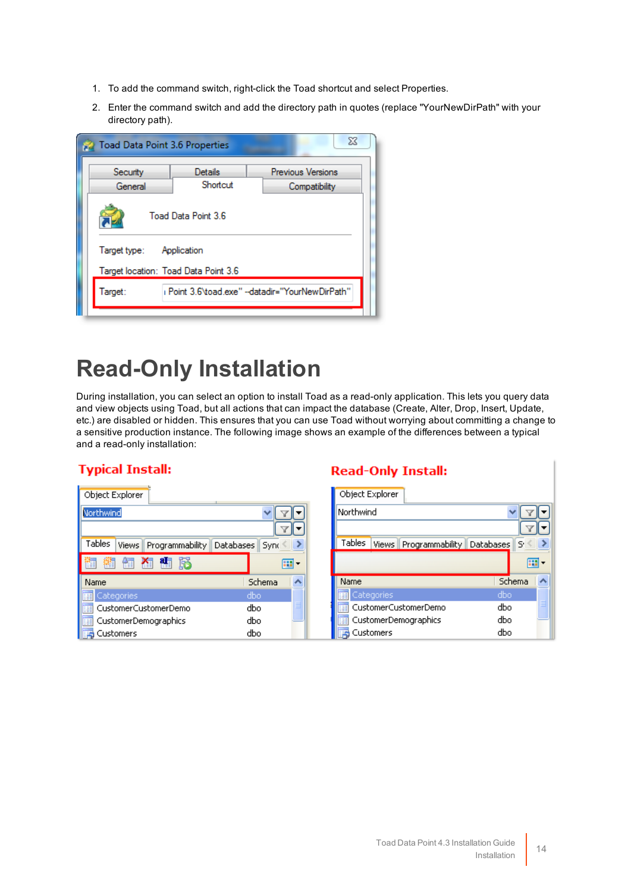1. To add the command switch, right-click the Toad shortcut and select Properties.
2. Enter the command switch and add the directory path in quotes (replace "YourNewDirPath" with your directory path).

# Read-Only Installation

During installation, you can select an option to install Toad as a read-only application. This lets you query data and view objects using Toad, but all actions that can impact the database (Create, Alter, Drop, Insert, Update, etc.) are disabled or hidden. This ensures that you can use Toad without worrying about committing a change to a sensitive production instance. The following image shows an example of the differences between a typical and a read-only installation: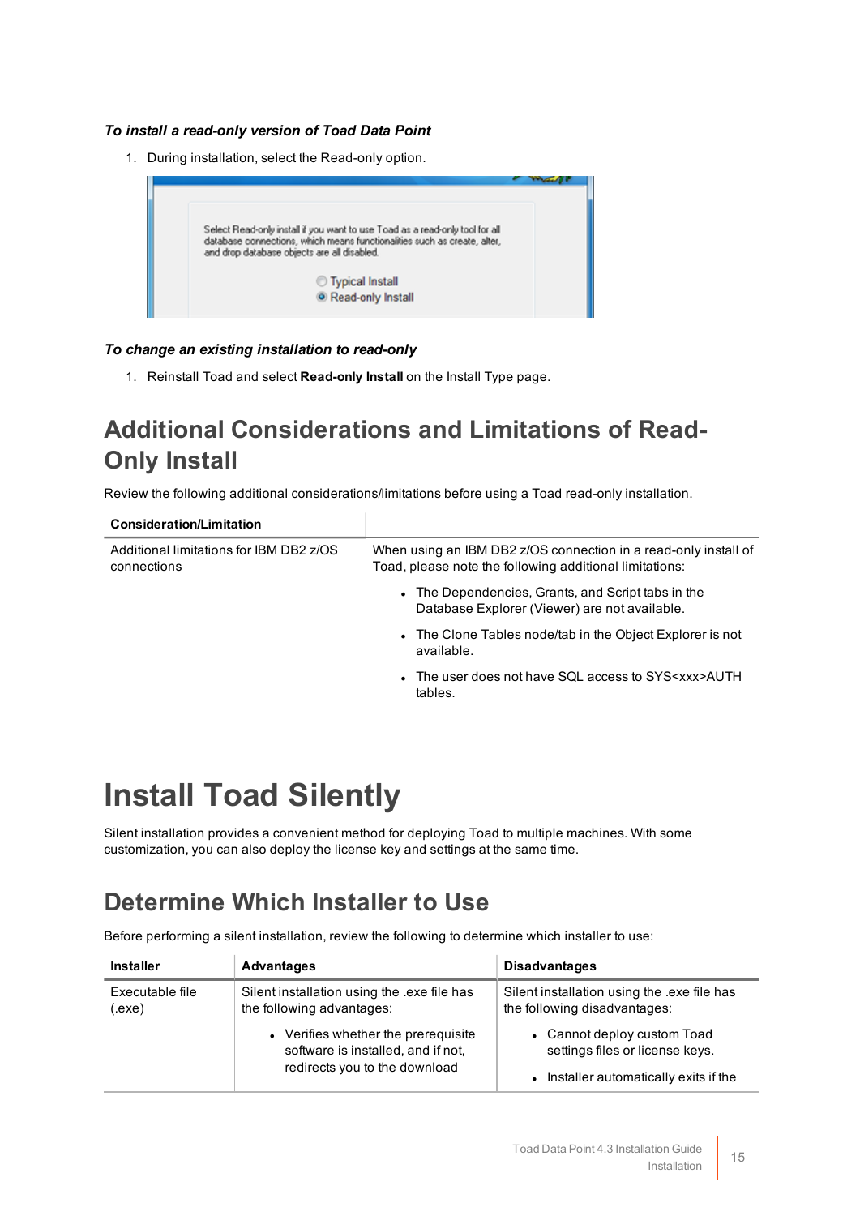***To install a read-only version of Toad Data Point***

1. During installation, select the Read-only option.

***To change an existing installation to read-only***

1. Reinstall Toad and select **Read-only Install** on the Install Type page.

## Additional Considerations and Limitations of Read-Only Install

Review the following additional considerations/limitations before using a Toad read-only installation.

| Consideration/Limitation | |
|---|---|
| Additional limitations for IBM DB2 z/OS connections | When using an IBM DB2 z/OS connection in a read-only install of Toad, please note the following additional limitations:<br>• The Dependencies, Grants, and Script tabs in the Database Explorer (Viewer) are not available.<br>• The Clone Tables node/tab in the Object Explorer is not available.<br>• The user does not have SQL access to SYS<xxx>AUTH tables. |

# Install Toad Silently

Silent installation provides a convenient method for deploying Toad to multiple machines. With some customization, you can also deploy the license key and settings at the same time.

## Determine Which Installer to Use

Before performing a silent installation, review the following to determine which installer to use:

| Installer | Advantages | Disadvantages |
|---|---|---|
| Executable file (.exe) | Silent installation using the .exe file has the following advantages:<br>• Verifies whether the prerequisite software is installed, and if not, redirects you to the download | Silent installation using the .exe file has the following disadvantages:<br>• Cannot deploy custom Toad settings files or license keys.<br>• Installer automatically exits if the |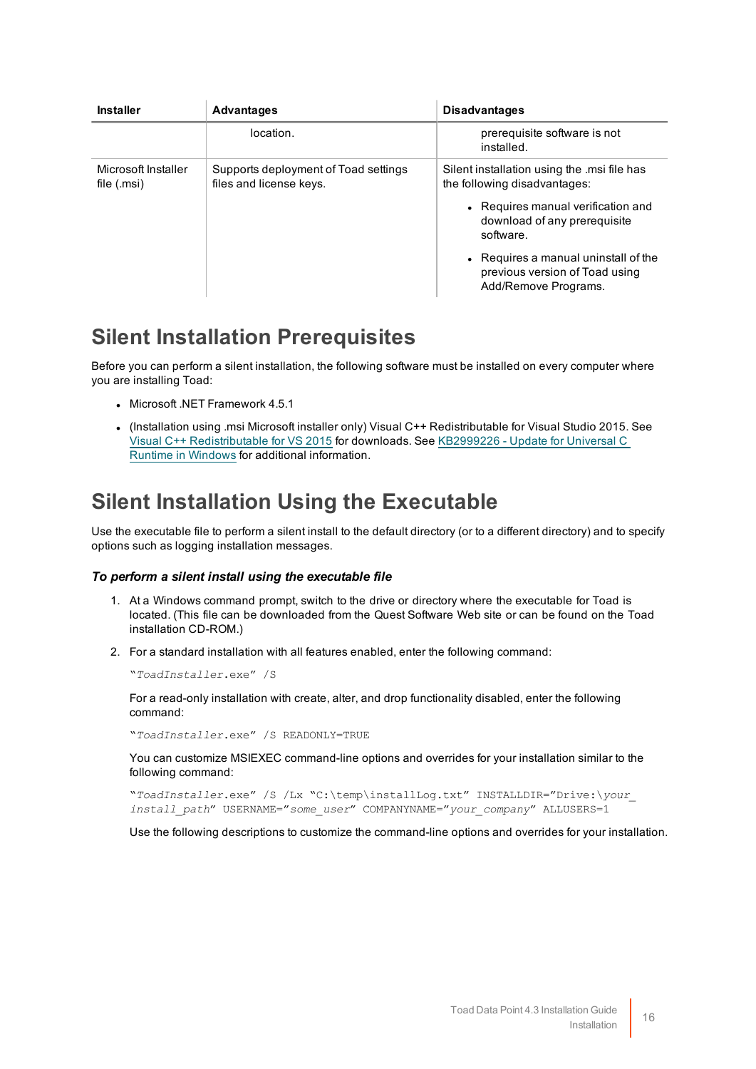| Installer | Advantages | Disadvantages |
|---|---|---|
| | location. | prerequisite software is not installed. |
| Microsoft Installer file (.msi) | Supports deployment of Toad settings files and license keys. | Silent installation using the .msi file has the following disadvantages:<br>• Requires manual verification and download of any prerequisite software.<br>• Requires a manual uninstall of the previous version of Toad using Add/Remove Programs. |

## Silent Installation Prerequisites

Before you can perform a silent installation, the following software must be installed on every computer where you are installing Toad:

- Microsoft .NET Framework 4.5.1
- (Installation using .msi Microsoft installer only) Visual C++ Redistributable for Visual Studio 2015. See Visual C++ Redistributable for VS 2015 for downloads. See KB2999226 - Update for Universal C Runtime in Windows for additional information.

## Silent Installation Using the Executable

Use the executable file to perform a silent install to the default directory (or to a different directory) and to specify options such as logging installation messages.

***To perform a silent install using the executable file***

1. At a Windows command prompt, switch to the drive or directory where the executable for Toad is located. (This file can be downloaded from the Quest Software Web site or can be found on the Toad installation CD-ROM.)
2. For a standard installation with all features enabled, enter the following command:

   ```
   "ToadInstaller.exe" /S
   ```

   For a read-only installation with create, alter, and drop functionality disabled, enter the following command:

   ```
   "ToadInstaller.exe" /S READONLY=TRUE
   ```

   You can customize MSIEXEC command-line options and overrides for your installation similar to the following command:

   ```
   "ToadInstaller.exe" /S /Lx "C:\temp\installLog.txt" INSTALLDIR="Drive:\your_install_path" USERNAME="some_user" COMPANYNAME="your_company" ALLUSERS=1
   ```

   Use the following descriptions to customize the command-line options and overrides for your installation.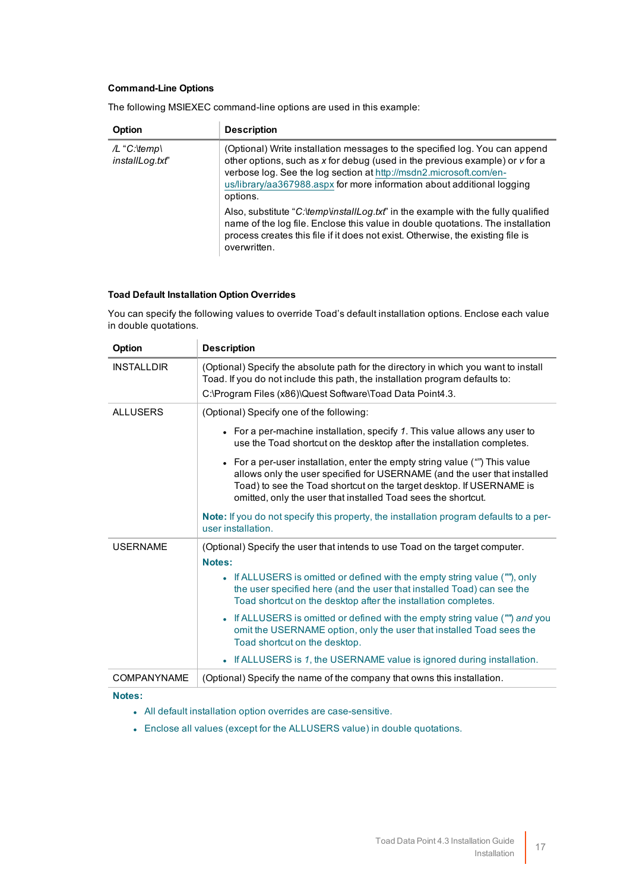### Command-Line Options

The following MSIEXEC command-line options are used in this example:

| Option | Description |
| --- | --- |
| */L "C:\temp\ installLog.txt"* | (Optional) Write installation messages to the specified log. You can append other options, such as *x* for debug (used in the previous example) or *v* for a verbose log. See the log section at http://msdn2.microsoft.com/en-us/library/aa367988.aspx for more information about additional logging options.<br><br>Also, substitute "*C:\temp\installLog.txt*" in the example with the fully qualified name of the log file. Enclose this value in double quotations. The installation process creates this file if it does not exist. Otherwise, the existing file is overwritten. |

### Toad Default Installation Option Overrides

You can specify the following values to override Toad's default installation options. Enclose each value in double quotations.

| Option | Description |
| --- | --- |
| INSTALLDIR | (Optional) Specify the absolute path for the directory in which you want to install Toad. If you do not include this path, the installation program defaults to:<br>C:\Program Files (x86)\Quest Software\Toad Data Point4.3. |
| ALLUSERS | (Optional) Specify one of the following:<br>• For a per-machine installation, specify *1*. This value allows any user to use the Toad shortcut on the desktop after the installation completes.<br>• For a per-user installation, enter the empty string value ("") This value allows only the user specified for USERNAME (and the user that installed Toad) to see the Toad shortcut on the target desktop. If USERNAME is omitted, only the user that installed Toad sees the shortcut.<br><br>**Note:** If you do not specify this property, the installation program defaults to a per-user installation. |
| USERNAME | (Optional) Specify the user that intends to use Toad on the target computer.<br>**Notes:**<br>• If ALLUSERS is omitted or defined with the empty string value (""), only the user specified here (and the user that installed Toad) can see the Toad shortcut on the desktop after the installation completes.<br>• If ALLUSERS is omitted or defined with the empty string value ("") *and* you omit the USERNAME option, only the user that installed Toad sees the Toad shortcut on the desktop.<br>• If ALLUSERS is *1*, the USERNAME value is ignored during installation. |
| COMPANYNAME | (Optional) Specify the name of the company that owns this installation. |

**Notes:**

- All default installation option overrides are case-sensitive.
- Enclose all values (except for the ALLUSERS value) in double quotations.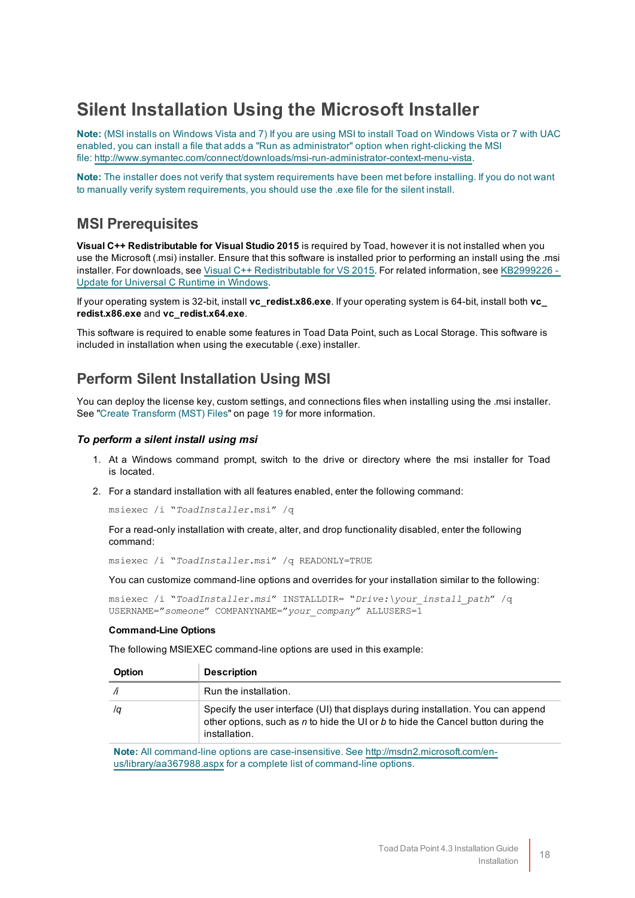# Silent Installation Using the Microsoft Installer

**Note:** (MSI installs on Windows Vista and 7) If you are using MSI to install Toad on Windows Vista or 7 with UAC enabled, you can install a file that adds a "Run as administrator" option when right-clicking the MSI file: http://www.symantec.com/connect/downloads/msi-run-administrator-context-menu-vista.

**Note:** The installer does not verify that system requirements have been met before installing. If you do not want to manually verify system requirements, you should use the .exe file for the silent install.

## MSI Prerequisites

**Visual C++ Redistributable for Visual Studio 2015** is required by Toad, however it is not installed when you use the Microsoft (.msi) installer. Ensure that this software is installed prior to performing an install using the .msi installer. For downloads, see Visual C++ Redistributable for VS 2015. For related information, see KB2999226 - Update for Universal C Runtime in Windows.

If your operating system is 32-bit, install **vc_redist.x86.exe**. If your operating system is 64-bit, install both **vc_redist.x86.exe** and **vc_redist.x64.exe**.

This software is required to enable some features in Toad Data Point, such as Local Storage. This software is included in installation when using the executable (.exe) installer.

## Perform Silent Installation Using MSI

You can deploy the license key, custom settings, and connections files when installing using the .msi installer. See "Create Transform (MST) Files" on page 19 for more information.

### *To perform a silent install using msi*

1. At a Windows command prompt, switch to the drive or directory where the msi installer for Toad is located.
2. For a standard installation with all features enabled, enter the following command:

   ```
   msiexec /i "ToadInstaller.msi" /q
   ```

   For a read-only installation with create, alter, and drop functionality disabled, enter the following command:

   ```
   msiexec /i "ToadInstaller.msi" /q READONLY=TRUE
   ```

   You can customize command-line options and overrides for your installation similar to the following:

   ```
   msiexec /i "ToadInstaller.msi" INSTALLDIR= "Drive:\your_install_path" /q
   USERNAME="someone" COMPANYNAME="your_company" ALLUSERS=1
   ```

   **Command-Line Options**

   The following MSIEXEC command-line options are used in this example:

   | Option | Description |
   |---|---|
   | /i | Run the installation. |
   | /q | Specify the user interface (UI) that displays during installation. You can append other options, such as *n* to hide the UI or *b* to hide the Cancel button during the installation. |

   **Note:** All command-line options are case-insensitive. See http://msdn2.microsoft.com/en-us/library/aa367988.aspx for a complete list of command-line options.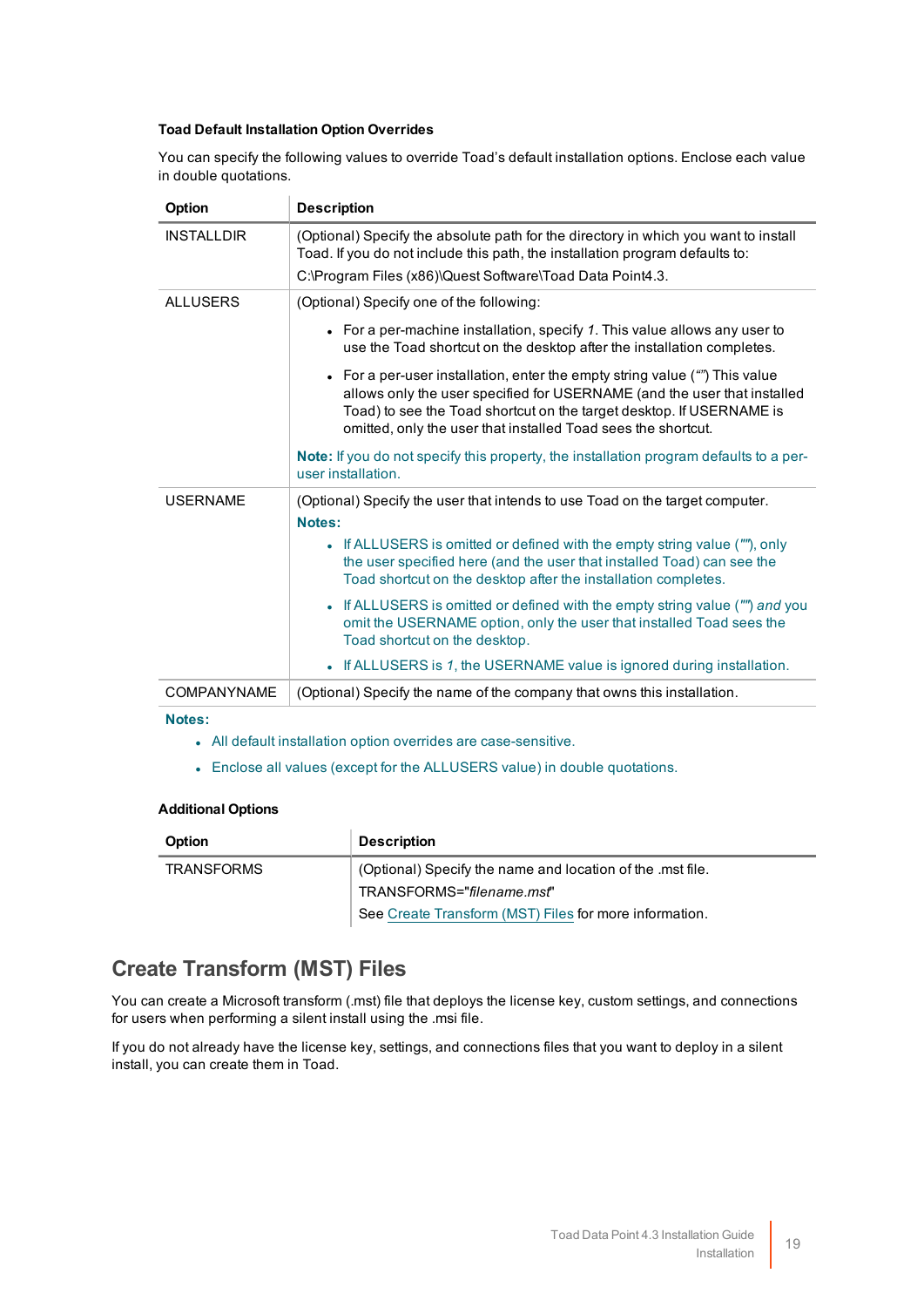**Toad Default Installation Option Overrides**

You can specify the following values to override Toad's default installation options. Enclose each value in double quotations.

| Option | Description |
|---|---|
| INSTALLDIR | (Optional) Specify the absolute path for the directory in which you want to install Toad. If you do not include this path, the installation program defaults to:<br>C:\Program Files (x86)\Quest Software\Toad Data Point4.3. |
| ALLUSERS | (Optional) Specify one of the following:<br>• For a per-machine installation, specify *1*. This value allows any user to use the Toad shortcut on the desktop after the installation completes.<br>• For a per-user installation, enter the empty string value ("") This value allows only the user specified for USERNAME (and the user that installed Toad) to see the Toad shortcut on the target desktop. If USERNAME is omitted, only the user that installed Toad sees the shortcut.<br>**Note:** If you do not specify this property, the installation program defaults to a per-user installation. |
| USERNAME | (Optional) Specify the user that intends to use Toad on the target computer.<br>**Notes:**<br>• If ALLUSERS is omitted or defined with the empty string value (""), only the user specified here (and the user that installed Toad) can see the Toad shortcut on the desktop after the installation completes.<br>• If ALLUSERS is omitted or defined with the empty string value ("") *and* you omit the USERNAME option, only the user that installed Toad sees the Toad shortcut on the desktop.<br>• If ALLUSERS is *1*, the USERNAME value is ignored during installation. |
| COMPANYNAME | (Optional) Specify the name of the company that owns this installation. |

**Notes:**

- All default installation option overrides are case-sensitive.
- Enclose all values (except for the ALLUSERS value) in double quotations.

**Additional Options**

| Option | Description |
|---|---|
| TRANSFORMS | (Optional) Specify the name and location of the .mst file.<br>TRANSFORMS="*filename.mst*"<br>See Create Transform (MST) Files for more information. |

## Create Transform (MST) Files

You can create a Microsoft transform (.mst) file that deploys the license key, custom settings, and connections for users when performing a silent install using the .msi file.

If you do not already have the license key, settings, and connections files that you want to deploy in a silent install, you can create them in Toad.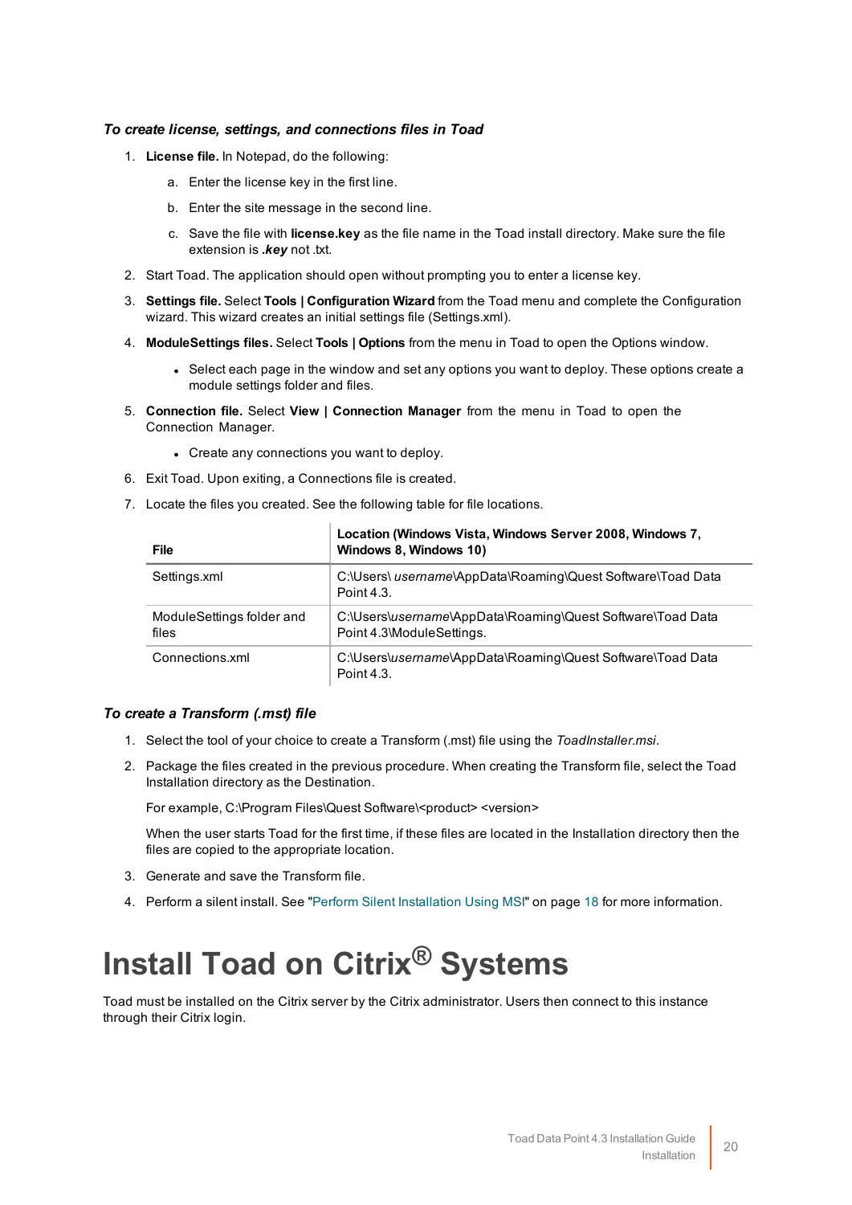***To create license, settings, and connections files in Toad***

1. **License file.** In Notepad, do the following:

    a. Enter the license key in the first line.

    b. Enter the site message in the second line.

    c. Save the file with **license.key** as the file name in the Toad install directory. Make sure the file extension is ***.key*** not .txt.

2. Start Toad. The application should open without prompting you to enter a license key.

3. **Settings file.** Select **Tools | Configuration Wizard** from the Toad menu and complete the Configuration wizard. This wizard creates an initial settings file (Settings.xml).

4. **ModuleSettings files.** Select **Tools | Options** from the menu in Toad to open the Options window.

    - Select each page in the window and set any options you want to deploy. These options create a module settings folder and files.

5. **Connection file.** Select **View | Connection Manager** from the menu in Toad to open the Connection Manager.

    - Create any connections you want to deploy.

6. Exit Toad. Upon exiting, a Connections file is created.

7. Locate the files you created. See the following table for file locations.

| File | Location (Windows Vista, Windows Server 2008, Windows 7, Windows 8, Windows 10) |
|---|---|
| Settings.xml | C:\Users\ *username*\AppData\Roaming\Quest Software\Toad Data Point 4.3. |
| ModuleSettings folder and files | C:\Users\\*username*\AppData\Roaming\Quest Software\Toad Data Point 4.3\ModuleSettings. |
| Connections.xml | C:\Users\\*username*\AppData\Roaming\Quest Software\Toad Data Point 4.3. |

***To create a Transform (.mst) file***

1. Select the tool of your choice to create a Transform (.mst) file using the *ToadInstaller.msi*.

2. Package the files created in the previous procedure. When creating the Transform file, select the Toad Installation directory as the Destination.

    For example, C:\Program Files\Quest Software\<product> <version>

    When the user starts Toad for the first time, if these files are located in the Installation directory then the files are copied to the appropriate location.

3. Generate and save the Transform file.

4. Perform a silent install. See "Perform Silent Installation Using MSI" on page 18 for more information.

# Install Toad on Citrix® Systems

Toad must be installed on the Citrix server by the Citrix administrator. Users then connect to this instance through their Citrix login.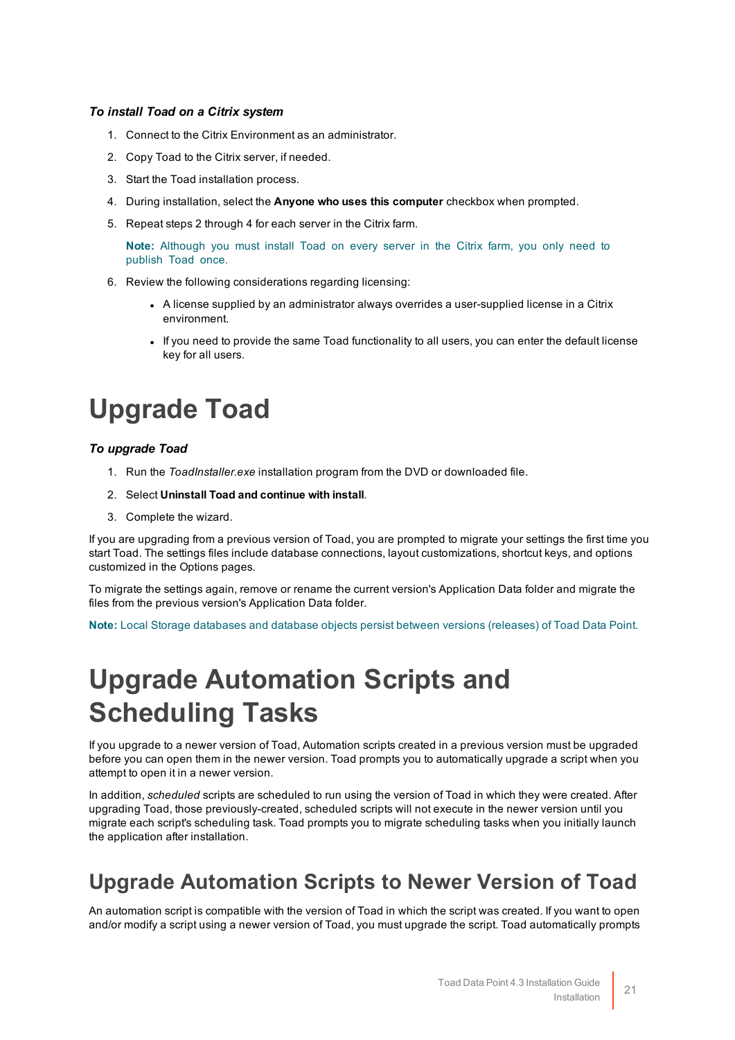***To install Toad on a Citrix system***

1. Connect to the Citrix Environment as an administrator.
2. Copy Toad to the Citrix server, if needed.
3. Start the Toad installation process.
4. During installation, select the **Anyone who uses this computer** checkbox when prompted.
5. Repeat steps 2 through 4 for each server in the Citrix farm.

   **Note:** Although you must install Toad on every server in the Citrix farm, you only need to publish Toad once.

6. Review the following considerations regarding licensing:
   - A license supplied by an administrator always overrides a user-supplied license in a Citrix environment.
   - If you need to provide the same Toad functionality to all users, you can enter the default license key for all users.

# Upgrade Toad

***To upgrade Toad***

1. Run the *ToadInstaller.exe* installation program from the DVD or downloaded file.
2. Select **Uninstall Toad and continue with install**.
3. Complete the wizard.

If you are upgrading from a previous version of Toad, you are prompted to migrate your settings the first time you start Toad. The settings files include database connections, layout customizations, shortcut keys, and options customized in the Options pages.

To migrate the settings again, remove or rename the current version's Application Data folder and migrate the files from the previous version's Application Data folder.

**Note:** Local Storage databases and database objects persist between versions (releases) of Toad Data Point.

# Upgrade Automation Scripts and Scheduling Tasks

If you upgrade to a newer version of Toad, Automation scripts created in a previous version must be upgraded before you can open them in the newer version. Toad prompts you to automatically upgrade a script when you attempt to open it in a newer version.

In addition, *scheduled* scripts are scheduled to run using the version of Toad in which they were created. After upgrading Toad, those previously-created, scheduled scripts will not execute in the newer version until you migrate each script's scheduling task. Toad prompts you to migrate scheduling tasks when you initially launch the application after installation.

## Upgrade Automation Scripts to Newer Version of Toad

An automation script is compatible with the version of Toad in which the script was created. If you want to open and/or modify a script using a newer version of Toad, you must upgrade the script. Toad automatically prompts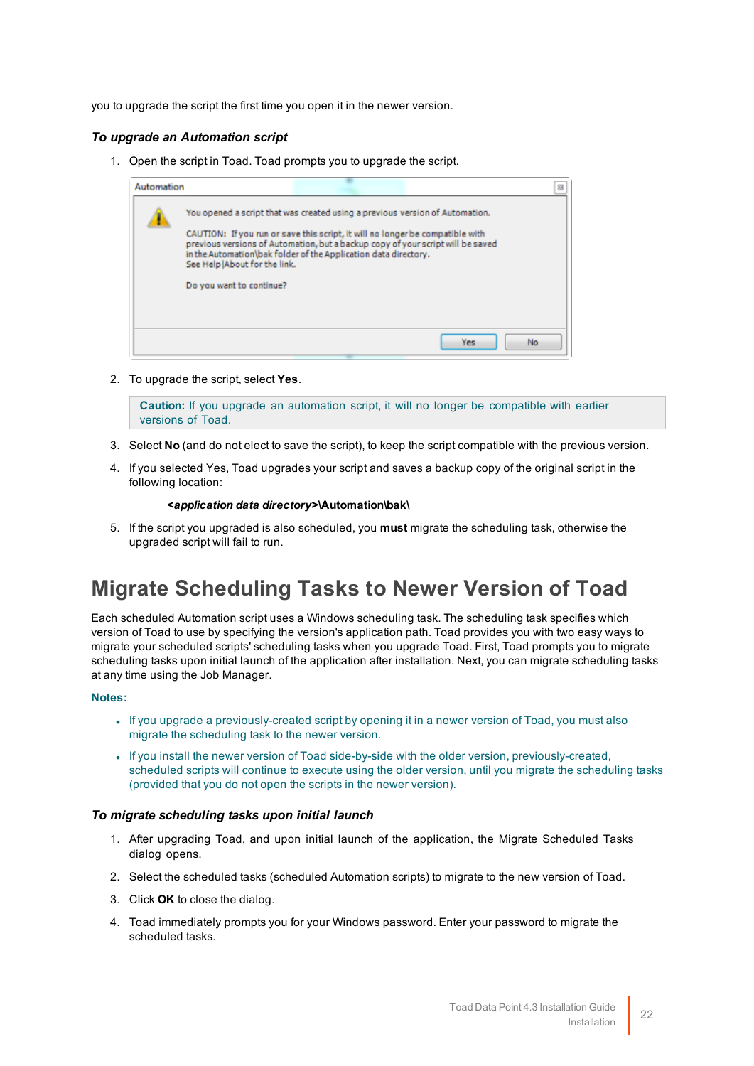you to upgrade the script the first time you open it in the newer version.

### *To upgrade an Automation script*

1. Open the script in Toad. Toad prompts you to upgrade the script.

2. To upgrade the script, select **Yes**.

   **Caution:** If you upgrade an automation script, it will no longer be compatible with earlier versions of Toad.

3. Select **No** (and do not elect to save the script), to keep the script compatible with the previous version.

4. If you selected Yes, Toad upgrades your script and saves a backup copy of the original script in the following location:

   ***<application data directory>*\Automation\bak\**

5. If the script you upgraded is also scheduled, you **must** migrate the scheduling task, otherwise the upgraded script will fail to run.

## Migrate Scheduling Tasks to Newer Version of Toad

Each scheduled Automation script uses a Windows scheduling task. The scheduling task specifies which version of Toad to use by specifying the version's application path. Toad provides you with two easy ways to migrate your scheduled scripts' scheduling tasks when you upgrade Toad. First, Toad prompts you to migrate scheduling tasks upon initial launch of the application after installation. Next, you can migrate scheduling tasks at any time using the Job Manager.

**Notes:**

- If you upgrade a previously-created script by opening it in a newer version of Toad, you must also migrate the scheduling task to the newer version.
- If you install the newer version of Toad side-by-side with the older version, previously-created, scheduled scripts will continue to execute using the older version, until you migrate the scheduling tasks (provided that you do not open the scripts in the newer version).

### *To migrate scheduling tasks upon initial launch*

1. After upgrading Toad, and upon initial launch of the application, the Migrate Scheduled Tasks dialog opens.
2. Select the scheduled tasks (scheduled Automation scripts) to migrate to the new version of Toad.
3. Click **OK** to close the dialog.
4. Toad immediately prompts you for your Windows password. Enter your password to migrate the scheduled tasks.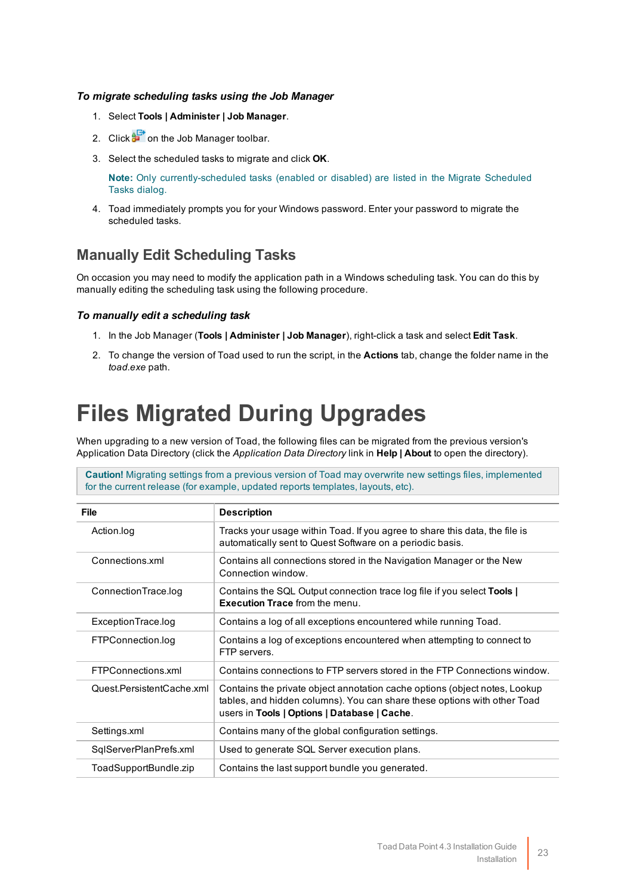***To migrate scheduling tasks using the Job Manager***

1. Select **Tools | Administer | Job Manager**.
2. Click on the Job Manager toolbar.
3. Select the scheduled tasks to migrate and click **OK**.

   **Note:** Only currently-scheduled tasks (enabled or disabled) are listed in the Migrate Scheduled Tasks dialog.

4. Toad immediately prompts you for your Windows password. Enter your password to migrate the scheduled tasks.

## Manually Edit Scheduling Tasks

On occasion you may need to modify the application path in a Windows scheduling task. You can do this by manually editing the scheduling task using the following procedure.

***To manually edit a scheduling task***

1. In the Job Manager (**Tools | Administer | Job Manager**), right-click a task and select **Edit Task**.
2. To change the version of Toad used to run the script, in the **Actions** tab, change the folder name in the *toad.exe* path.

# Files Migrated During Upgrades

When upgrading to a new version of Toad, the following files can be migrated from the previous version's Application Data Directory (click the *Application Data Directory* link in **Help | About** to open the directory).

**Caution!** Migrating settings from a previous version of Toad may overwrite new settings files, implemented for the current release (for example, updated reports templates, layouts, etc).

| File | Description |
|---|---|
| Action.log | Tracks your usage within Toad. If you agree to share this data, the file is automatically sent to Quest Software on a periodic basis. |
| Connections.xml | Contains all connections stored in the Navigation Manager or the New Connection window. |
| ConnectionTrace.log | Contains the SQL Output connection trace log file if you select **Tools \| Execution Trace** from the menu. |
| ExceptionTrace.log | Contains a log of all exceptions encountered while running Toad. |
| FTPConnection.log | Contains a log of exceptions encountered when attempting to connect to FTP servers. |
| FTPConnections.xml | Contains connections to FTP servers stored in the FTP Connections window. |
| Quest.PersistentCache.xml | Contains the private object annotation cache options (object notes, Lookup tables, and hidden columns). You can share these options with other Toad users in **Tools \| Options \| Database \| Cache**. |
| Settings.xml | Contains many of the global configuration settings. |
| SqlServerPlanPrefs.xml | Used to generate SQL Server execution plans. |
| ToadSupportBundle.zip | Contains the last support bundle you generated. |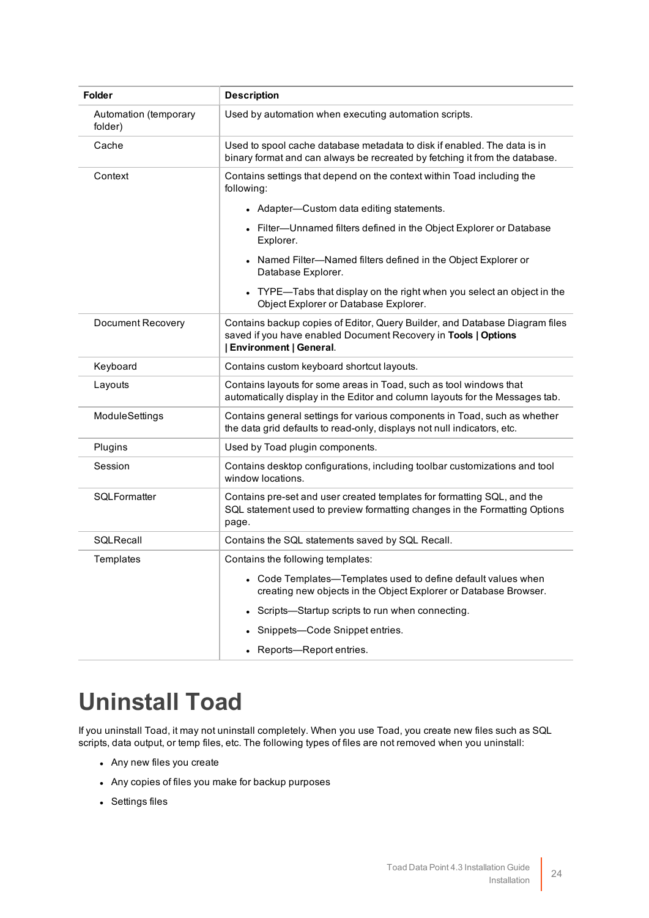| Folder | Description |
| --- | --- |
| Automation (temporary folder) | Used by automation when executing automation scripts. |
| Cache | Used to spool cache database metadata to disk if enabled. The data is in binary format and can always be recreated by fetching it from the database. |
| Context | Contains settings that depend on the context within Toad including the following:<br>• Adapter—Custom data editing statements.<br>• Filter—Unnamed filters defined in the Object Explorer or Database Explorer.<br>• Named Filter—Named filters defined in the Object Explorer or Database Explorer.<br>• TYPE—Tabs that display on the right when you select an object in the Object Explorer or Database Explorer. |
| Document Recovery | Contains backup copies of Editor, Query Builder, and Database Diagram files saved if you have enabled Document Recovery in **Tools \| Options \| Environment \| General**. |
| Keyboard | Contains custom keyboard shortcut layouts. |
| Layouts | Contains layouts for some areas in Toad, such as tool windows that automatically display in the Editor and column layouts for the Messages tab. |
| ModuleSettings | Contains general settings for various components in Toad, such as whether the data grid defaults to read-only, displays not null indicators, etc. |
| Plugins | Used by Toad plugin components. |
| Session | Contains desktop configurations, including toolbar customizations and tool window locations. |
| SQLFormatter | Contains pre-set and user created templates for formatting SQL, and the SQL statement used to preview formatting changes in the Formatting Options page. |
| SQLRecall | Contains the SQL statements saved by SQL Recall. |
| Templates | Contains the following templates:<br>• Code Templates—Templates used to define default values when creating new objects in the Object Explorer or Database Browser.<br>• Scripts—Startup scripts to run when connecting.<br>• Snippets—Code Snippet entries.<br>• Reports—Report entries. |

# Uninstall Toad

If you uninstall Toad, it may not uninstall completely. When you use Toad, you create new files such as SQL scripts, data output, or temp files, etc. The following types of files are not removed when you uninstall:

- Any new files you create
- Any copies of files you make for backup purposes
- Settings files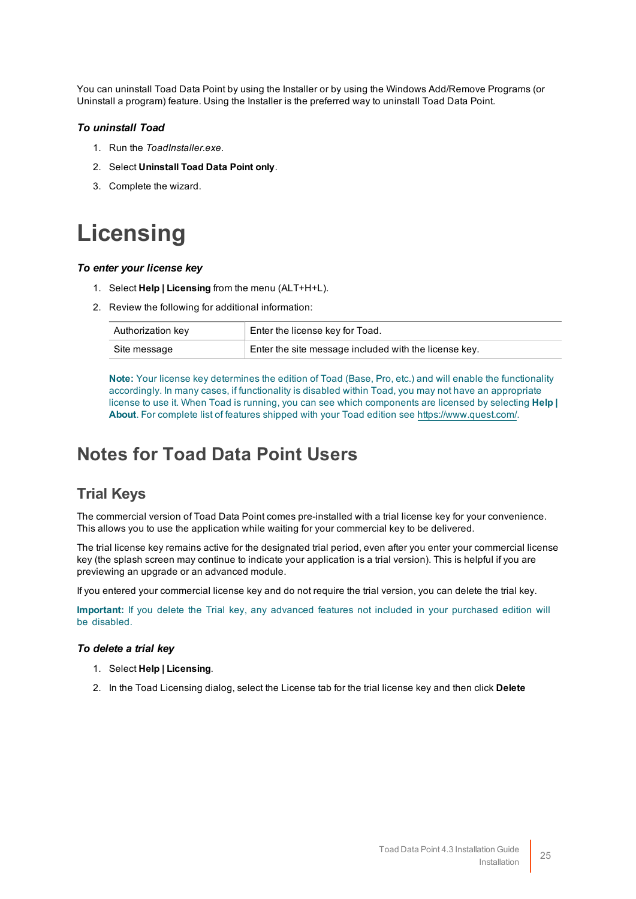You can uninstall Toad Data Point by using the Installer or by using the Windows Add/Remove Programs (or Uninstall a program) feature. Using the Installer is the preferred way to uninstall Toad Data Point.

***To uninstall Toad***

1. Run the *ToadInstaller.exe*.
2. Select **Uninstall Toad Data Point only**.
3. Complete the wizard.

# Licensing

***To enter your license key***

1. Select **Help | Licensing** from the menu (ALT+H+L).
2. Review the following for additional information:

| | |
|---|---|
| Authorization key | Enter the license key for Toad. |
| Site message | Enter the site message included with the license key. |

**Note:** Your license key determines the edition of Toad (Base, Pro, etc.) and will enable the functionality accordingly. In many cases, if functionality is disabled within Toad, you may not have an appropriate license to use it. When Toad is running, you can see which components are licensed by selecting **Help | About**. For complete list of features shipped with your Toad edition see https://www.quest.com/.

## Notes for Toad Data Point Users

### Trial Keys

The commercial version of Toad Data Point comes pre-installed with a trial license key for your convenience. This allows you to use the application while waiting for your commercial key to be delivered.

The trial license key remains active for the designated trial period, even after you enter your commercial license key (the splash screen may continue to indicate your application is a trial version). This is helpful if you are previewing an upgrade or an advanced module.

If you entered your commercial license key and do not require the trial version, you can delete the trial key.

**Important:** If you delete the Trial key, any advanced features not included in your purchased edition will be disabled.

***To delete a trial key***

1. Select **Help | Licensing**.
2. In the Toad Licensing dialog, select the License tab for the trial license key and then click **Delete**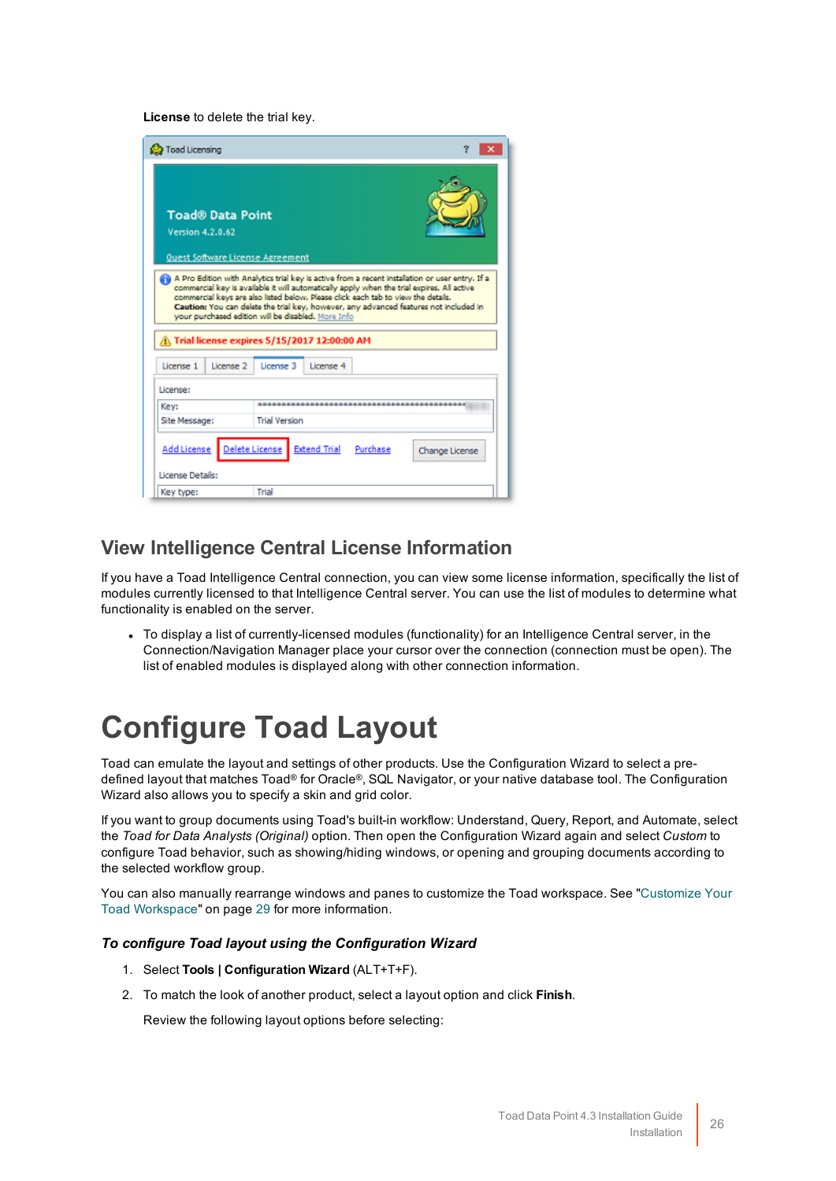**License** to delete the trial key.

## View Intelligence Central License Information

If you have a Toad Intelligence Central connection, you can view some license information, specifically the list of modules currently licensed to that Intelligence Central server. You can use the list of modules to determine what functionality is enabled on the server.

- To display a list of currently-licensed modules (functionality) for an Intelligence Central server, in the Connection/Navigation Manager place your cursor over the connection (connection must be open). The list of enabled modules is displayed along with other connection information.

# Configure Toad Layout

Toad can emulate the layout and settings of other products. Use the Configuration Wizard to select a pre-defined layout that matches Toad® for Oracle®, SQL Navigator, or your native database tool. The Configuration Wizard also allows you to specify a skin and grid color.

If you want to group documents using Toad's built-in workflow: Understand, Query, Report, and Automate, select the *Toad for Data Analysts (Original)* option. Then open the Configuration Wizard again and select *Custom* to configure Toad behavior, such as showing/hiding windows, or opening and grouping documents according to the selected workflow group.

You can also manually rearrange windows and panes to customize the Toad workspace. See "Customize Your Toad Workspace" on page 29 for more information.

### *To configure Toad layout using the Configuration Wizard*

1. Select **Tools | Configuration Wizard** (ALT+T+F).
2. To match the look of another product, select a layout option and click **Finish**.

   Review the following layout options before selecting: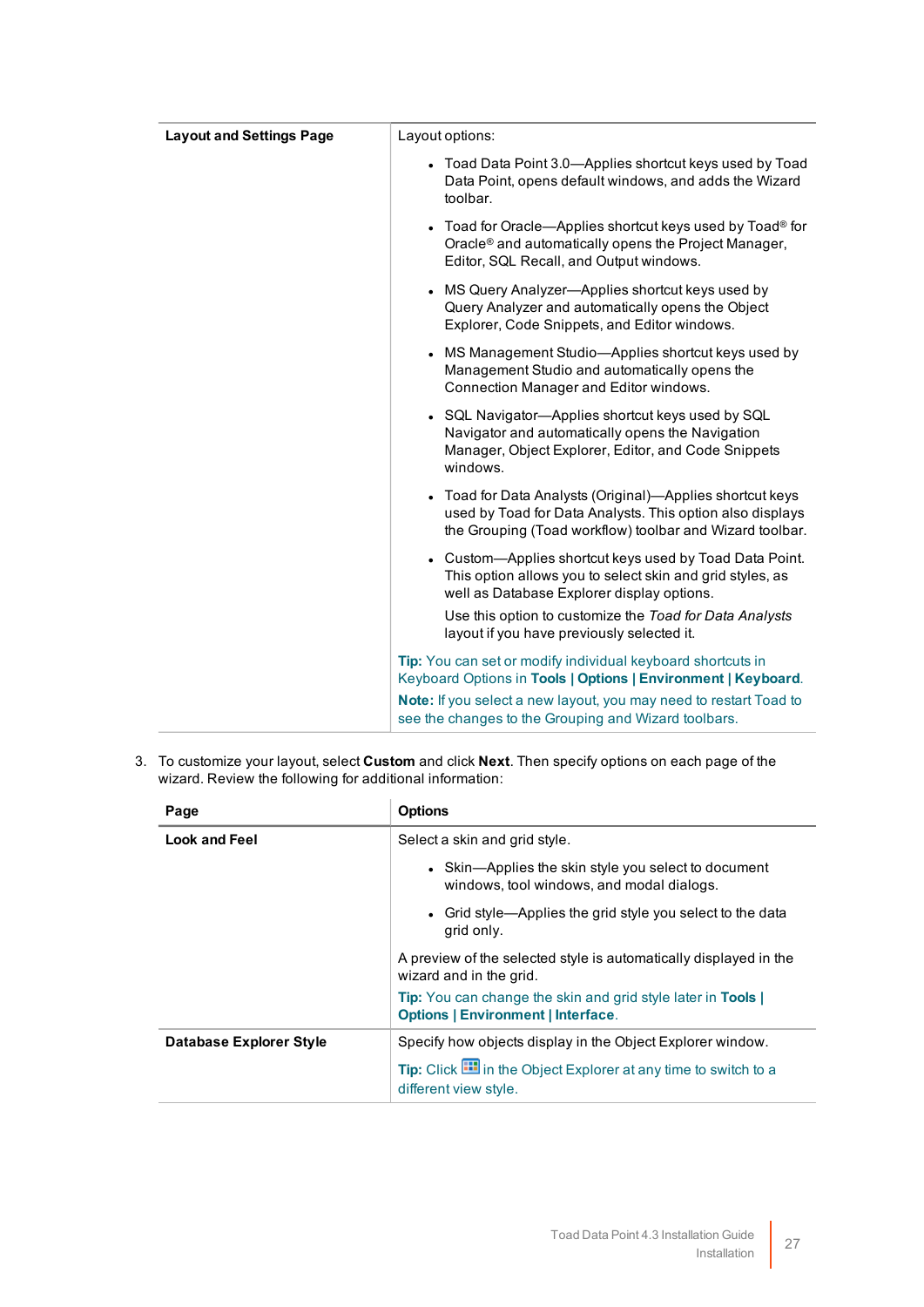| Layout and Settings Page | Layout options: <br> • Toad Data Point 3.0—Applies shortcut keys used by Toad Data Point, opens default windows, and adds the Wizard toolbar. <br> • Toad for Oracle—Applies shortcut keys used by Toad® for Oracle® and automatically opens the Project Manager, Editor, SQL Recall, and Output windows. <br> • MS Query Analyzer—Applies shortcut keys used by Query Analyzer and automatically opens the Object Explorer, Code Snippets, and Editor windows. <br> • MS Management Studio—Applies shortcut keys used by Management Studio and automatically opens the Connection Manager and Editor windows. <br> • SQL Navigator—Applies shortcut keys used by SQL Navigator and automatically opens the Navigation Manager, Object Explorer, Editor, and Code Snippets windows. <br> • Toad for Data Analysts (Original)—Applies shortcut keys used by Toad for Data Analysts. This option also displays the Grouping (Toad workflow) toolbar and Wizard toolbar. <br> • Custom—Applies shortcut keys used by Toad Data Point. This option allows you to select skin and grid styles, as well as Database Explorer display options. <br> Use this option to customize the *Toad for Data Analysts* layout if you have previously selected it. <br> **Tip:** You can set or modify individual keyboard shortcuts in Keyboard Options in **Tools \| Options \| Environment \| Keyboard**. <br> **Note:** If you select a new layout, you may need to restart Toad to see the changes to the Grouping and Wizard toolbars. |
|---|---|

3. To customize your layout, select **Custom** and click **Next**. Then specify options on each page of the wizard. Review the following for additional information:

| Page | Options |
|---|---|
| **Look and Feel** | Select a skin and grid style. <br> • Skin—Applies the skin style you select to document windows, tool windows, and modal dialogs. <br> • Grid style—Applies the grid style you select to the data grid only. <br> A preview of the selected style is automatically displayed in the wizard and in the grid. <br> **Tip:** You can change the skin and grid style later in **Tools \| Options \| Environment \| Interface**. |
| **Database Explorer Style** | Specify how objects display in the Object Explorer window. <br> **Tip:** Click in the Object Explorer at any time to switch to a different view style. |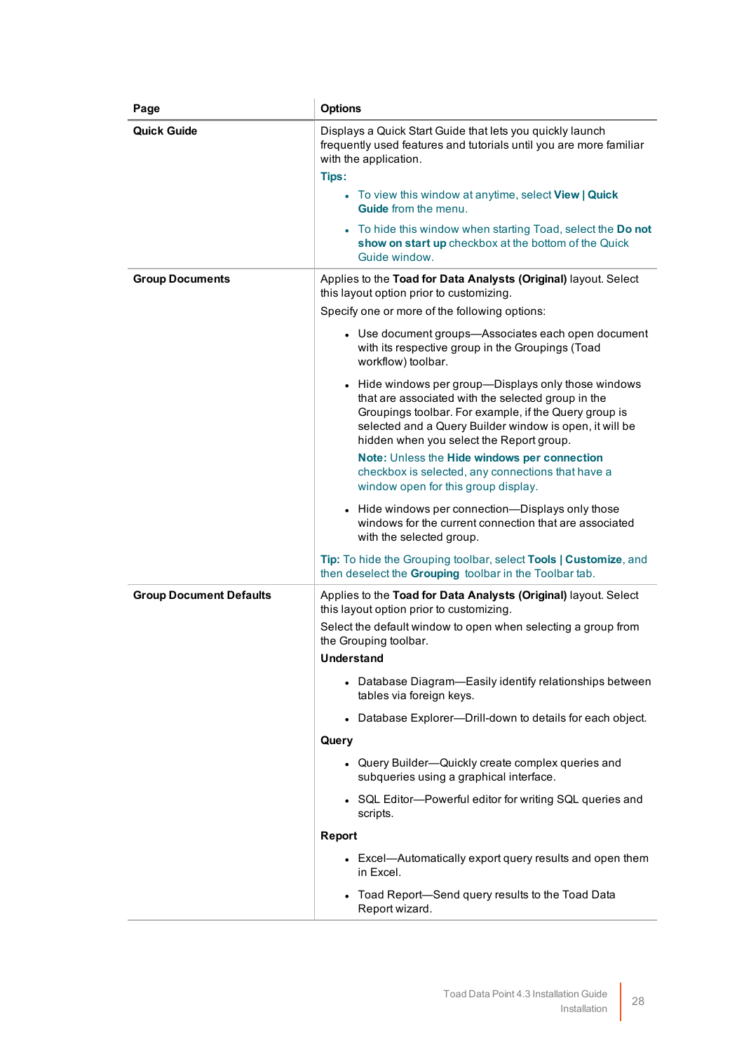| Page | Options |
| --- | --- |
| **Quick Guide** | Displays a Quick Start Guide that lets you quickly launch frequently used features and tutorials until you are more familiar with the application.<br>**Tips:**<br>• To view this window at anytime, select **View \| Quick Guide** from the menu.<br>• To hide this window when starting Toad, select the **Do not show on start up** checkbox at the bottom of the Quick Guide window. |
| **Group Documents** | Applies to the **Toad for Data Analysts (Original)** layout. Select this layout option prior to customizing.<br>Specify one or more of the following options:<br>• Use document groups—Associates each open document with its respective group in the Groupings (Toad workflow) toolbar.<br>• Hide windows per group—Displays only those windows that are associated with the selected group in the Groupings toolbar. For example, if the Query group is selected and a Query Builder window is open, it will be hidden when you select the Report group.<br>**Note:** Unless the **Hide windows per connection** checkbox is selected, any connections that have a window open for this group display.<br>• Hide windows per connection—Displays only those windows for the current connection that are associated with the selected group.<br>**Tip:** To hide the Grouping toolbar, select **Tools \| Customize**, and then deselect the **Grouping** toolbar in the Toolbar tab. |
| **Group Document Defaults** | Applies to the **Toad for Data Analysts (Original)** layout. Select this layout option prior to customizing.<br>Select the default window to open when selecting a group from the Grouping toolbar.<br>**Understand**<br>• Database Diagram—Easily identify relationships between tables via foreign keys.<br>• Database Explorer—Drill-down to details for each object.<br>**Query**<br>• Query Builder—Quickly create complex queries and subqueries using a graphical interface.<br>• SQL Editor—Powerful editor for writing SQL queries and scripts.<br>**Report**<br>• Excel—Automatically export query results and open them in Excel.<br>• Toad Report—Send query results to the Toad Data Report wizard. |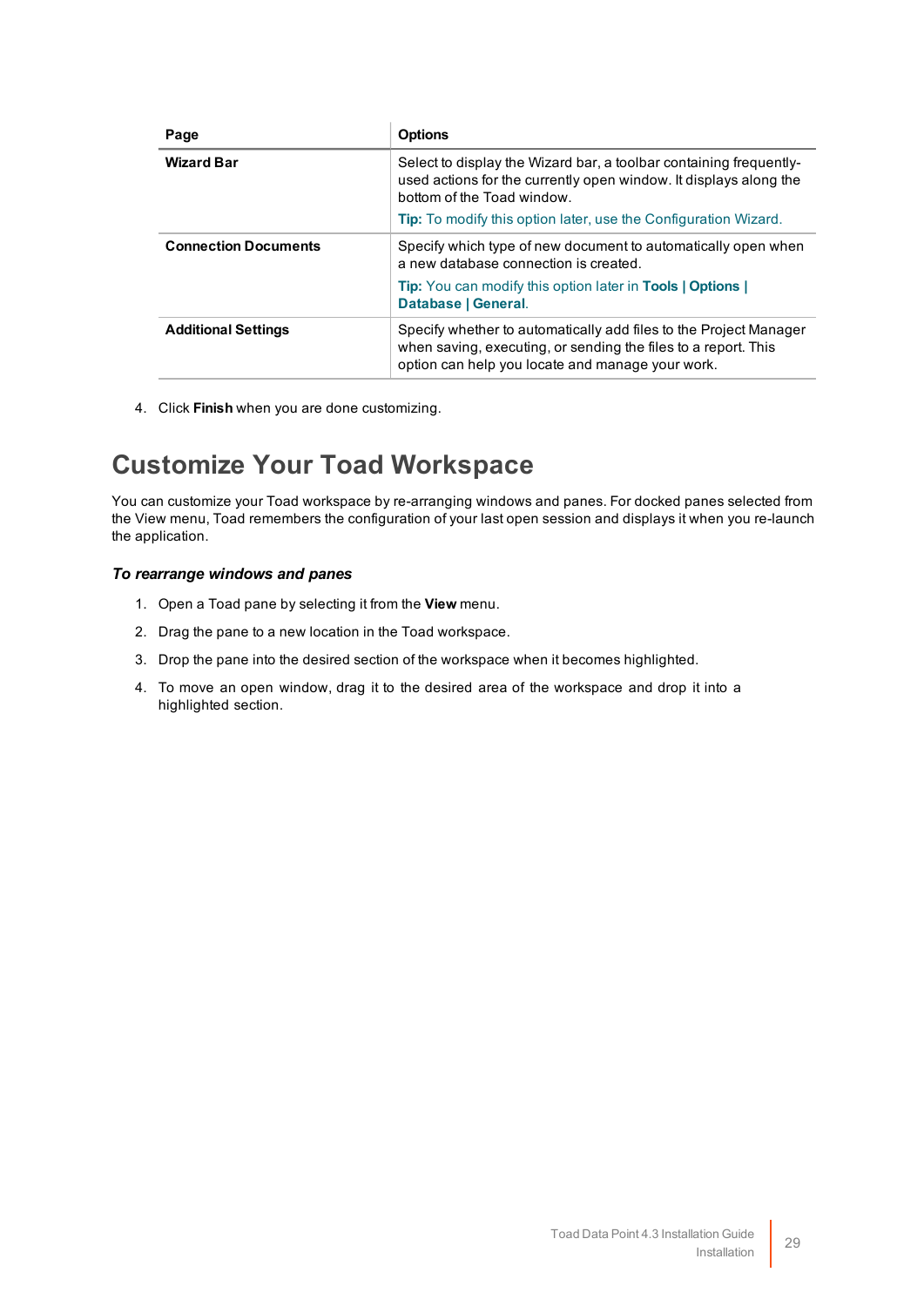| Page | Options |
|---|---|
| **Wizard Bar** | Select to display the Wizard bar, a toolbar containing frequently-used actions for the currently open window. It displays along the bottom of the Toad window.<br><br>**Tip:** To modify this option later, use the Configuration Wizard. |
| **Connection Documents** | Specify which type of new document to automatically open when a new database connection is created.<br><br>**Tip:** You can modify this option later in **Tools \| Options \| Database \| General**. |
| **Additional Settings** | Specify whether to automatically add files to the Project Manager when saving, executing, or sending the files to a report. This option can help you locate and manage your work. |

4. Click **Finish** when you are done customizing.

## Customize Your Toad Workspace

You can customize your Toad workspace by re-arranging windows and panes. For docked panes selected from the View menu, Toad remembers the configuration of your last open session and displays it when you re-launch the application.

### *To rearrange windows and panes*

1. Open a Toad pane by selecting it from the **View** menu.
2. Drag the pane to a new location in the Toad workspace.
3. Drop the pane into the desired section of the workspace when it becomes highlighted.
4. To move an open window, drag it to the desired area of the workspace and drop it into a highlighted section.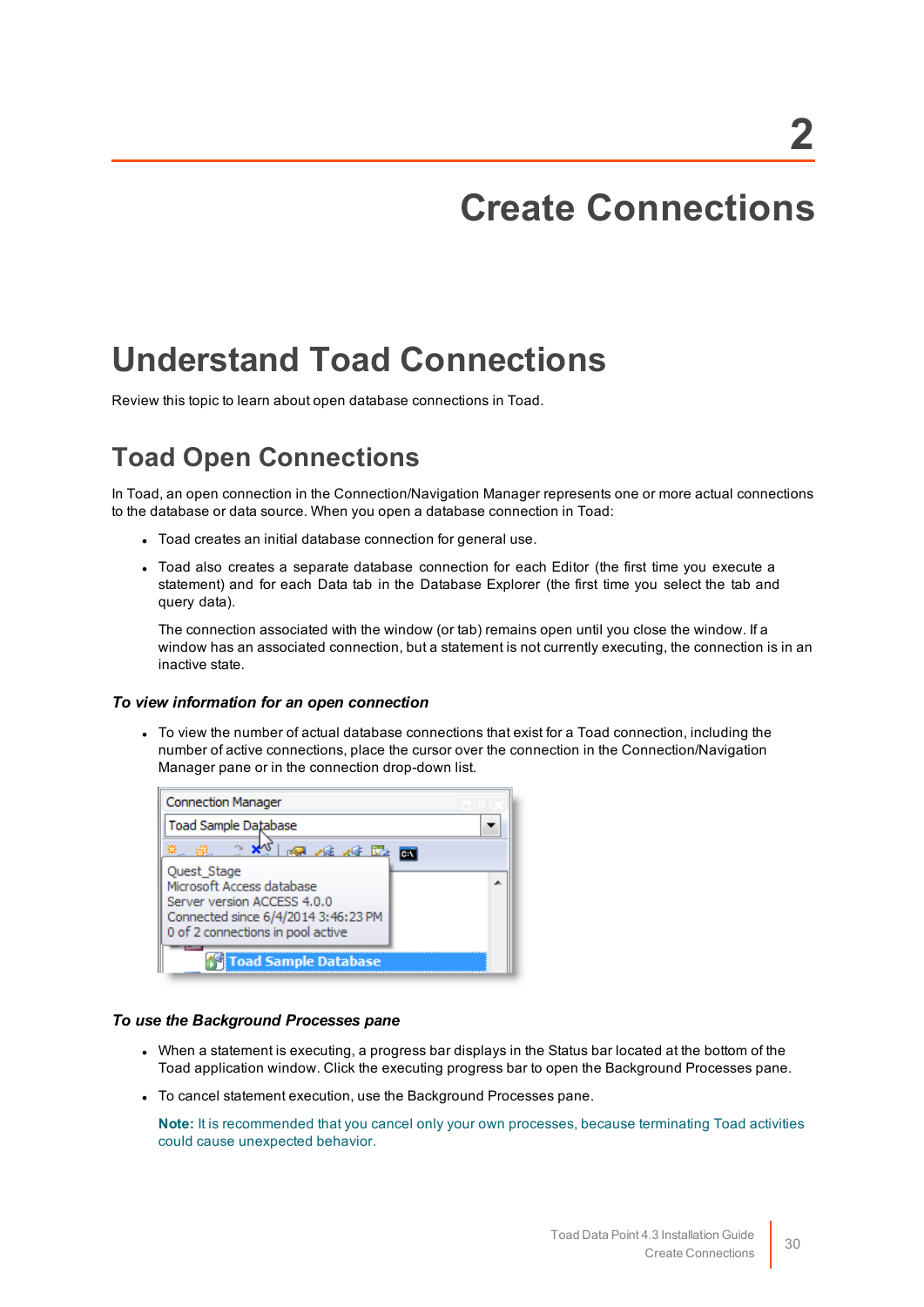# 2

# Create Connections

## Understand Toad Connections

Review this topic to learn about open database connections in Toad.

### Toad Open Connections

In Toad, an open connection in the Connection/Navigation Manager represents one or more actual connections to the database or data source. When you open a database connection in Toad:

- Toad creates an initial database connection for general use.
- Toad also creates a separate database connection for each Editor (the first time you execute a statement) and for each Data tab in the Database Explorer (the first time you select the tab and query data).

  The connection associated with the window (or tab) remains open until you close the window. If a window has an associated connection, but a statement is not currently executing, the connection is in an inactive state.

#### *To view information for an open connection*

- To view the number of actual database connections that exist for a Toad connection, including the number of active connections, place the cursor over the connection in the Connection/Navigation Manager pane or in the connection drop-down list.

#### *To use the Background Processes pane*

- When a statement is executing, a progress bar displays in the Status bar located at the bottom of the Toad application window. Click the executing progress bar to open the Background Processes pane.
- To cancel statement execution, use the Background Processes pane.

  **Note:** It is recommended that you cancel only your own processes, because terminating Toad activities could cause unexpected behavior.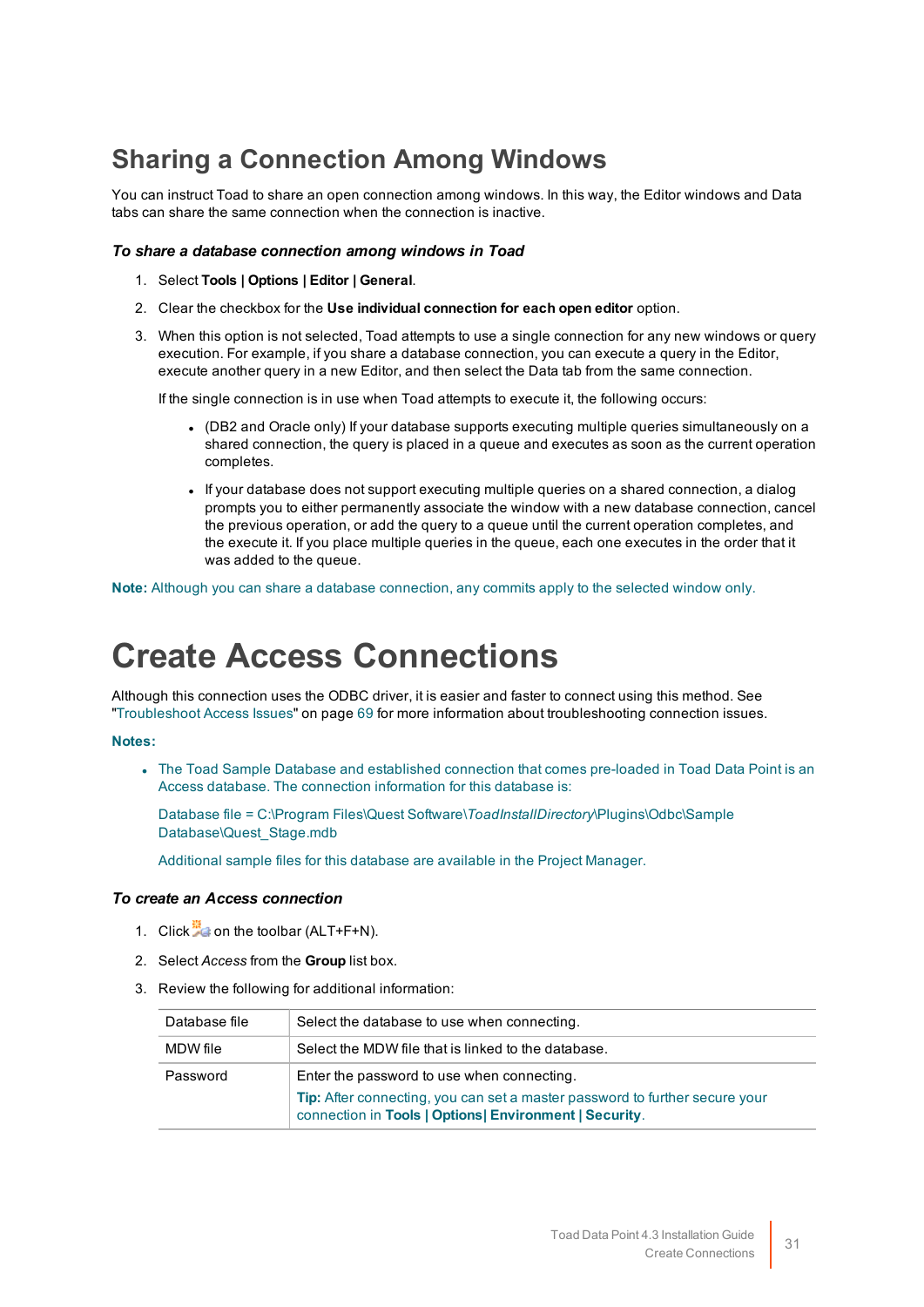## Sharing a Connection Among Windows

You can instruct Toad to share an open connection among windows. In this way, the Editor windows and Data tabs can share the same connection when the connection is inactive.

### *To share a database connection among windows in Toad*

1. Select **Tools | Options | Editor | General**.
2. Clear the checkbox for the **Use individual connection for each open editor** option.
3. When this option is not selected, Toad attempts to use a single connection for any new windows or query execution. For example, if you share a database connection, you can execute a query in the Editor, execute another query in a new Editor, and then select the Data tab from the same connection.

   If the single connection is in use when Toad attempts to execute it, the following occurs:

   - (DB2 and Oracle only) If your database supports executing multiple queries simultaneously on a shared connection, the query is placed in a queue and executes as soon as the current operation completes.
   - If your database does not support executing multiple queries on a shared connection, a dialog prompts you to either permanently associate the window with a new database connection, cancel the previous operation, or add the query to a queue until the current operation completes, and the execute it. If you place multiple queries in the queue, each one executes in the order that it was added to the queue.

**Note:** Although you can share a database connection, any commits apply to the selected window only.

# Create Access Connections

Although this connection uses the ODBC driver, it is easier and faster to connect using this method. See "Troubleshoot Access Issues" on page 69 for more information about troubleshooting connection issues.

**Notes:**

- The Toad Sample Database and established connection that comes pre-loaded in Toad Data Point is an Access database. The connection information for this database is:

  Database file = C:\Program Files\Quest Software\*ToadInstallDirectory*\Plugins\Odbc\Sample Database\Quest_Stage.mdb

  Additional sample files for this database are available in the Project Manager.

### *To create an Access connection*

1. Click on the toolbar (ALT+F+N).
2. Select *Access* from the **Group** list box.
3. Review the following for additional information:

| | |
|---|---|
| Database file | Select the database to use when connecting. |
| MDW file | Select the MDW file that is linked to the database. |
| Password | Enter the password to use when connecting.<br>**Tip:** After connecting, you can set a master password to further secure your connection in **Tools \| Options\| Environment \| Security**. |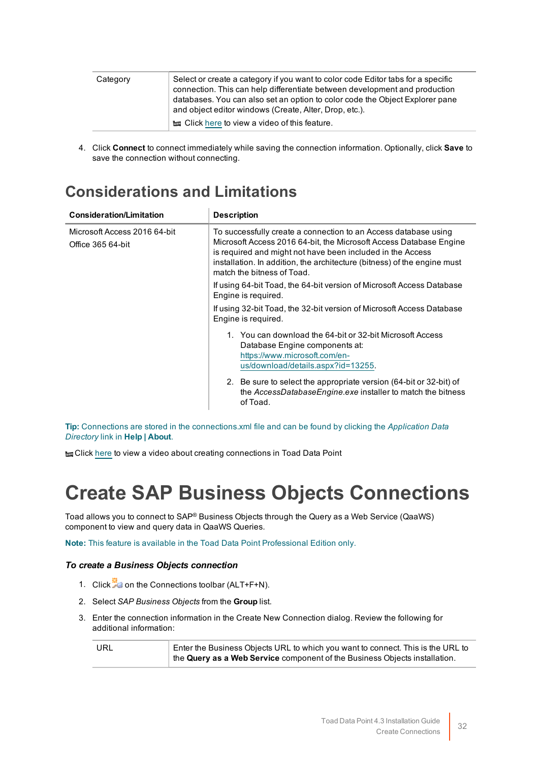| Category | Select or create a category if you want to color code Editor tabs for a specific connection. This can help differentiate between development and production databases. You can also set an option to color code the Object Explorer pane and object editor windows (Create, Alter, Drop, etc.).<br>Click here to view a video of this feature. |
|---|---|

4. Click **Connect** to connect immediately while saving the connection information. Optionally, click **Save** to save the connection without connecting.

## Considerations and Limitations

| Consideration/Limitation | Description |
|---|---|
| Microsoft Access 2016 64-bit<br>Office 365 64-bit | To successfully create a connection to an Access database using Microsoft Access 2016 64-bit, the Microsoft Access Database Engine is required and might not have been included in the Access installation. In addition, the architecture (bitness) of the engine must match the bitness of Toad.<br>If using 64-bit Toad, the 64-bit version of Microsoft Access Database Engine is required.<br>If using 32-bit Toad, the 32-bit version of Microsoft Access Database Engine is required.<br>1. You can download the 64-bit or 32-bit Microsoft Access Database Engine components at: https://www.microsoft.com/en-us/download/details.aspx?id=13255.<br>2. Be sure to select the appropriate version (64-bit or 32-bit) of the *AccessDatabaseEngine.exe* installer to match the bitness of Toad. |

**Tip:** Connections are stored in the connections.xml file and can be found by clicking the *Application Data Directory* link in **Help | About**.

Click here to view a video about creating connections in Toad Data Point

# Create SAP Business Objects Connections

Toad allows you to connect to SAP® Business Objects through the Query as a Web Service (QaaWS) component to view and query data in QaaWS Queries.

**Note:** This feature is available in the Toad Data Point Professional Edition only.

### *To create a Business Objects connection*

1. Click on the Connections toolbar (ALT+F+N).
2. Select *SAP Business Objects* from the **Group** list.
3. Enter the connection information in the Create New Connection dialog. Review the following for additional information:

| URL | Enter the Business Objects URL to which you want to connect. This is the URL to the **Query as a Web Service** component of the Business Objects installation. |
|---|---|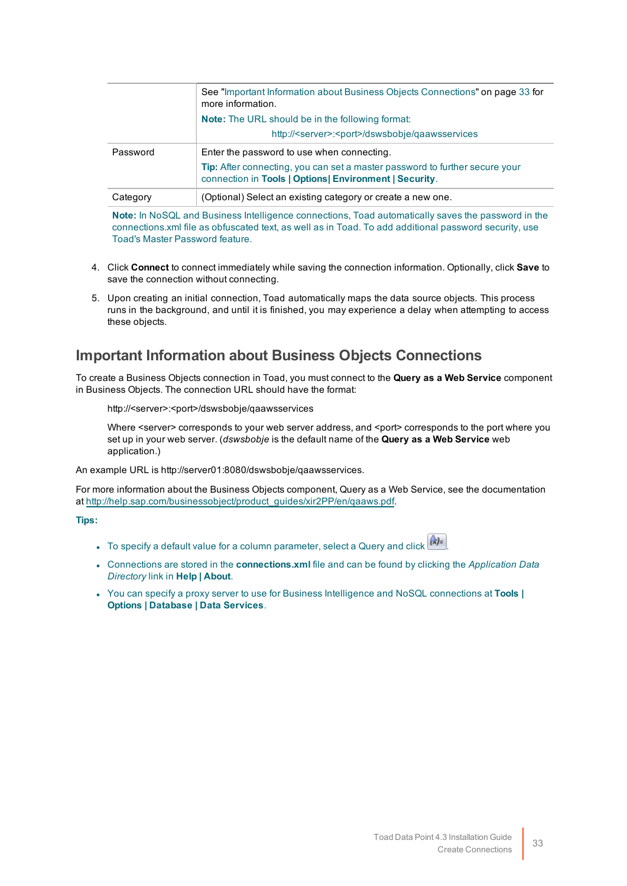| | |
|---|---|
| | See "Important Information about Business Objects Connections" on page 33 for more information.<br>**Note:** The URL should be in the following format:<br>http://<server>:<port>/dswsbobje/qaawsservices |
| Password | Enter the password to use when connecting.<br>**Tip:** After connecting, you can set a master password to further secure your connection in **Tools \| Options\| Environment \| Security**. |
| Category | (Optional) Select an existing category or create a new one. |

**Note:** In NoSQL and Business Intelligence connections, Toad automatically saves the password in the connections.xml file as obfuscated text, as well as in Toad. To add additional password security, use Toad's Master Password feature.

4. Click **Connect** to connect immediately while saving the connection information. Optionally, click **Save** to save the connection without connecting.
5. Upon creating an initial connection, Toad automatically maps the data source objects. This process runs in the background, and until it is finished, you may experience a delay when attempting to access these objects.

## Important Information about Business Objects Connections

To create a Business Objects connection in Toad, you must connect to the **Query as a Web Service** component in Business Objects. The connection URL should have the format:

> http://<server>:<port>/dswsbobje/qaawsservices
>
> Where <server> corresponds to your web server address, and <port> corresponds to the port where you set up in your web server. (*dswsbobje* is the default name of the **Query as a Web Service** web application.)

An example URL is http://server01:8080/dswsbobje/qaawsservices.

For more information about the Business Objects component, Query as a Web Service, see the documentation at http://help.sap.com/businessobject/product_guides/xir2PP/en/qaaws.pdf.

**Tips**:

- To specify a default value for a column parameter, select a Query and click .
- Connections are stored in the **connections.xml** file and can be found by clicking the *Application Data Directory* link in **Help | About**.
- You can specify a proxy server to use for Business Intelligence and NoSQL connections at **Tools | Options | Database | Data Services**.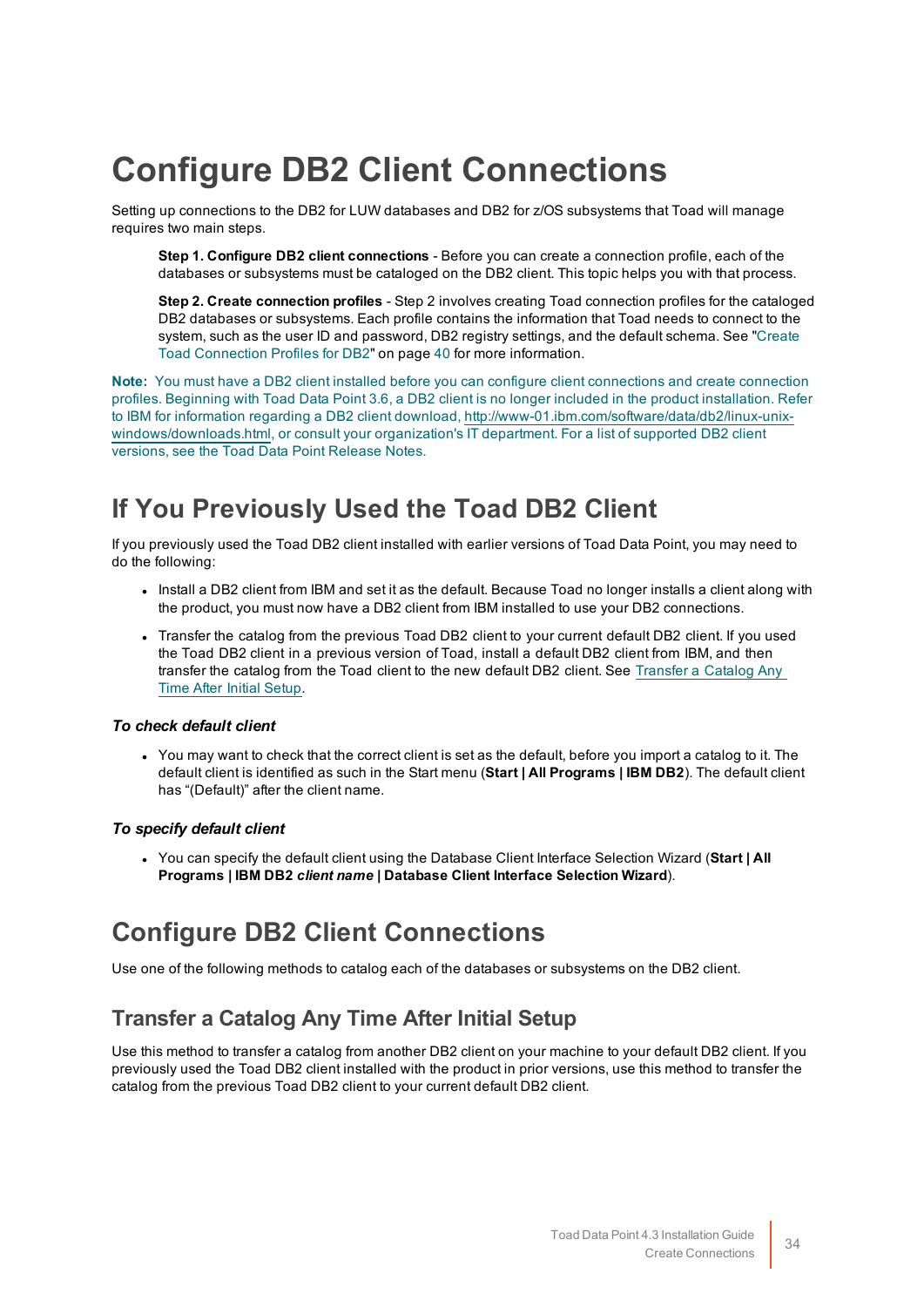# Configure DB2 Client Connections

Setting up connections to the DB2 for LUW databases and DB2 for z/OS subsystems that Toad will manage requires two main steps.

**Step 1. Configure DB2 client connections** - Before you can create a connection profile, each of the databases or subsystems must be cataloged on the DB2 client. This topic helps you with that process.

**Step 2. Create connection profiles** - Step 2 involves creating Toad connection profiles for the cataloged DB2 databases or subsystems. Each profile contains the information that Toad needs to connect to the system, such as the user ID and password, DB2 registry settings, and the default schema. See "Create Toad Connection Profiles for DB2" on page 40 for more information.

**Note:** You must have a DB2 client installed before you can configure client connections and create connection profiles. Beginning with Toad Data Point 3.6, a DB2 client is no longer included in the product installation. Refer to IBM for information regarding a DB2 client download, http://www-01.ibm.com/software/data/db2/linux-unix-windows/downloads.html, or consult your organization's IT department. For a list of supported DB2 client versions, see the Toad Data Point Release Notes.

## If You Previously Used the Toad DB2 Client

If you previously used the Toad DB2 client installed with earlier versions of Toad Data Point, you may need to do the following:

- Install a DB2 client from IBM and set it as the default. Because Toad no longer installs a client along with the product, you must now have a DB2 client from IBM installed to use your DB2 connections.
- Transfer the catalog from the previous Toad DB2 client to your current default DB2 client. If you used the Toad DB2 client in a previous version of Toad, install a default DB2 client from IBM, and then transfer the catalog from the Toad client to the new default DB2 client. See Transfer a Catalog Any Time After Initial Setup.

#### *To check default client*

- You may want to check that the correct client is set as the default, before you import a catalog to it. The default client is identified as such in the Start menu (**Start | All Programs | IBM DB2**). The default client has “(Default)” after the client name.

#### *To specify default client*

- You can specify the default client using the Database Client Interface Selection Wizard (**Start | All Programs | IBM DB2 *client name* | Database Client Interface Selection Wizard**).

## Configure DB2 Client Connections

Use one of the following methods to catalog each of the databases or subsystems on the DB2 client.

### Transfer a Catalog Any Time After Initial Setup

Use this method to transfer a catalog from another DB2 client on your machine to your default DB2 client. If you previously used the Toad DB2 client installed with the product in prior versions, use this method to transfer the catalog from the previous Toad DB2 client to your current default DB2 client.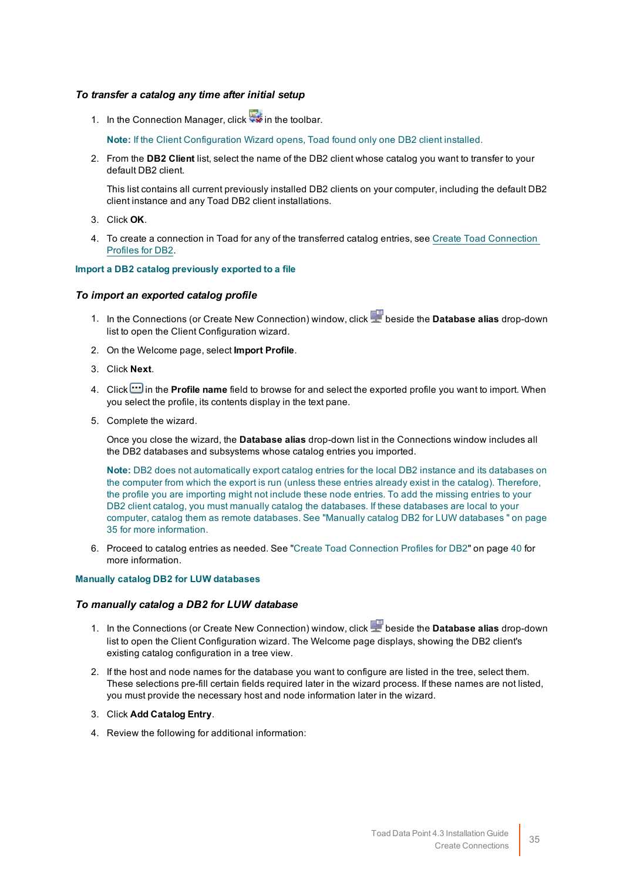#### *To transfer a catalog any time after initial setup*

1. In the Connection Manager, click in the toolbar.

   **Note:** If the Client Configuration Wizard opens, Toad found only one DB2 client installed.

2. From the **DB2 Client** list, select the name of the DB2 client whose catalog you want to transfer to your default DB2 client.

   This list contains all current previously installed DB2 clients on your computer, including the default DB2 client instance and any Toad DB2 client installations.

3. Click **OK**.

4. To create a connection in Toad for any of the transferred catalog entries, see Create Toad Connection Profiles for DB2.

### Import a DB2 catalog previously exported to a file

#### *To import an exported catalog profile*

1. In the Connections (or Create New Connection) window, click beside the **Database alias** drop-down list to open the Client Configuration wizard.

2. On the Welcome page, select **Import Profile**.

3. Click **Next**.

4. Click in the **Profile name** field to browse for and select the exported profile you want to import. When you select the profile, its contents display in the text pane.

5. Complete the wizard.

   Once you close the wizard, the **Database alias** drop-down list in the Connections window includes all the DB2 databases and subsystems whose catalog entries you imported.

   **Note:** DB2 does not automatically export catalog entries for the local DB2 instance and its databases on the computer from which the export is run (unless these entries already exist in the catalog). Therefore, the profile you are importing might not include these node entries. To add the missing entries to your DB2 client catalog, you must manually catalog the databases. If these databases are local to your computer, catalog them as remote databases. See "Manually catalog DB2 for LUW databases " on page 35 for more information.

6. Proceed to catalog entries as needed. See "Create Toad Connection Profiles for DB2" on page 40 for more information.

### Manually catalog DB2 for LUW databases

#### *To manually catalog a DB2 for LUW database*

1. In the Connections (or Create New Connection) window, click beside the **Database alias** drop-down list to open the Client Configuration wizard. The Welcome page displays, showing the DB2 client's existing catalog configuration in a tree view.

2. If the host and node names for the database you want to configure are listed in the tree, select them. These selections pre-fill certain fields required later in the wizard process. If these names are not listed, you must provide the necessary host and node information later in the wizard.

3. Click **Add Catalog Entry**.

4. Review the following for additional information: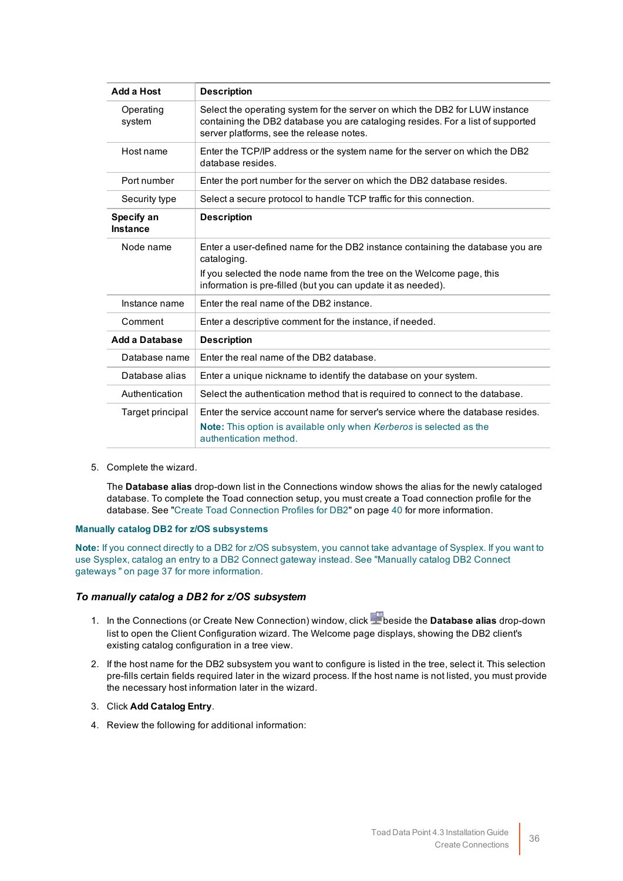| Add a Host | Description |
| --- | --- |
| Operating system | Select the operating system for the server on which the DB2 for LUW instance containing the DB2 database you are cataloging resides. For a list of supported server platforms, see the release notes. |
| Host name | Enter the TCP/IP address or the system name for the server on which the DB2 database resides. |
| Port number | Enter the port number for the server on which the DB2 database resides. |
| Security type | Select a secure protocol to handle TCP traffic for this connection. |
| **Specify an Instance** | **Description** |
| Node name | Enter a user-defined name for the DB2 instance containing the database you are cataloging.<br>If you selected the node name from the tree on the Welcome page, this information is pre-filled (but you can update it as needed). |
| Instance name | Enter the real name of the DB2 instance. |
| Comment | Enter a descriptive comment for the instance, if needed. |
| **Add a Database** | **Description** |
| Database name | Enter the real name of the DB2 database. |
| Database alias | Enter a unique nickname to identify the database on your system. |
| Authentication | Select the authentication method that is required to connect to the database. |
| Target principal | Enter the service account name for server's service where the database resides.<br>**Note:** This option is available only when *Kerberos* is selected as the authentication method. |

5. Complete the wizard.

   The **Database alias** drop-down list in the Connections window shows the alias for the newly cataloged database. To complete the Toad connection setup, you must create a Toad connection profile for the database. See "Create Toad Connection Profiles for DB2" on page 40 for more information.

### Manually catalog DB2 for z/OS subsystems

**Note:** If you connect directly to a DB2 for z/OS subsystem, you cannot take advantage of Sysplex. If you want to use Sysplex, catalog an entry to a DB2 Connect gateway instead. See "Manually catalog DB2 Connect gateways " on page 37 for more information.

#### *To manually catalog a DB2 for z/OS subsystem*

1. In the Connections (or Create New Connection) window, click beside the **Database alias** drop-down list to open the Client Configuration wizard. The Welcome page displays, showing the DB2 client's existing catalog configuration in a tree view.
2. If the host name for the DB2 subsystem you want to configure is listed in the tree, select it. This selection pre-fills certain fields required later in the wizard process. If the host name is not listed, you must provide the necessary host information later in the wizard.
3. Click **Add Catalog Entry**.
4. Review the following for additional information: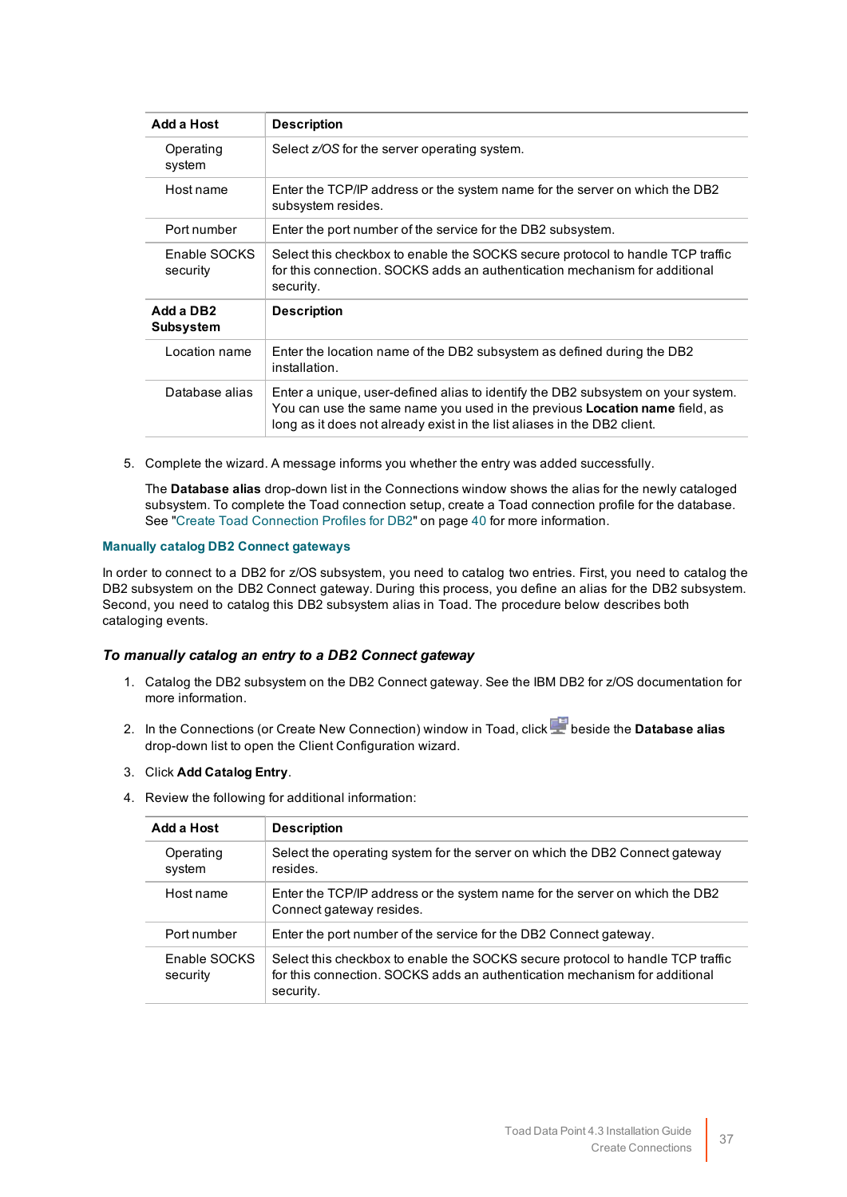| Add a Host | Description |
|---|---|
| Operating system | Select *z/OS* for the server operating system. |
| Host name | Enter the TCP/IP address or the system name for the server on which the DB2 subsystem resides. |
| Port number | Enter the port number of the service for the DB2 subsystem. |
| Enable SOCKS security | Select this checkbox to enable the SOCKS secure protocol to handle TCP traffic for this connection. SOCKS adds an authentication mechanism for additional security. |
| **Add a DB2 Subsystem** | **Description** |
| Location name | Enter the location name of the DB2 subsystem as defined during the DB2 installation. |
| Database alias | Enter a unique, user-defined alias to identify the DB2 subsystem on your system. You can use the same name you used in the previous **Location name** field, as long as it does not already exist in the list aliases in the DB2 client. |

5. Complete the wizard. A message informs you whether the entry was added successfully.

   The **Database alias** drop-down list in the Connections window shows the alias for the newly cataloged subsystem. To complete the Toad connection setup, create a Toad connection profile for the database. See "Create Toad Connection Profiles for DB2" on page 40 for more information.

#### Manually catalog DB2 Connect gateways

In order to connect to a DB2 for z/OS subsystem, you need to catalog two entries. First, you need to catalog the DB2 subsystem on the DB2 Connect gateway. During this process, you define an alias for the DB2 subsystem. Second, you need to catalog this DB2 subsystem alias in Toad. The procedure below describes both cataloging events.

### *To manually catalog an entry to a DB2 Connect gateway*

1. Catalog the DB2 subsystem on the DB2 Connect gateway. See the IBM DB2 for z/OS documentation for more information.
2. In the Connections (or Create New Connection) window in Toad, click beside the **Database alias** drop-down list to open the Client Configuration wizard.
3. Click **Add Catalog Entry**.
4. Review the following for additional information:

| Add a Host | Description |
|---|---|
| Operating system | Select the operating system for the server on which the DB2 Connect gateway resides. |
| Host name | Enter the TCP/IP address or the system name for the server on which the DB2 Connect gateway resides. |
| Port number | Enter the port number of the service for the DB2 Connect gateway. |
| Enable SOCKS security | Select this checkbox to enable the SOCKS secure protocol to handle TCP traffic for this connection. SOCKS adds an authentication mechanism for additional security. |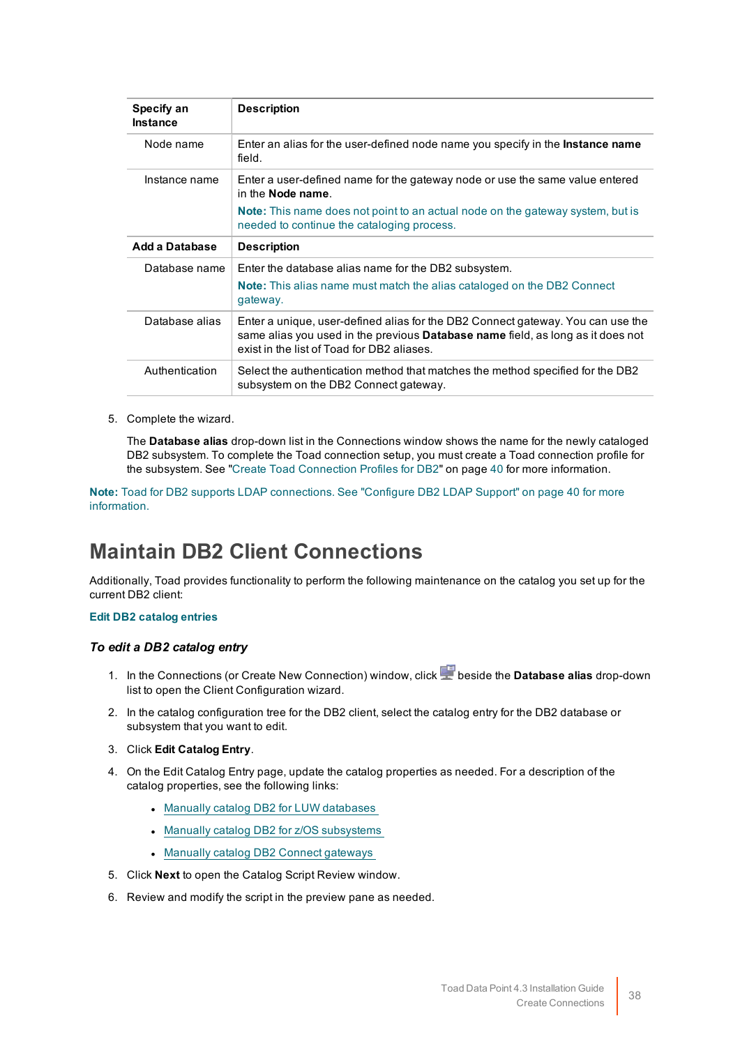| Specify an Instance | Description |
| --- | --- |
| Node name | Enter an alias for the user-defined node name you specify in the **Instance name** field. |
| Instance name | Enter a user-defined name for the gateway node or use the same value entered in the **Node name**.<br>**Note:** This name does not point to an actual node on the gateway system, but is needed to continue the cataloging process. |
| **Add a Database** | **Description** |
| Database name | Enter the database alias name for the DB2 subsystem.<br>**Note:** This alias name must match the alias cataloged on the DB2 Connect gateway. |
| Database alias | Enter a unique, user-defined alias for the DB2 Connect gateway. You can use the same alias you used in the previous **Database name** field, as long as it does not exist in the list of Toad for DB2 aliases. |
| Authentication | Select the authentication method that matches the method specified for the DB2 subsystem on the DB2 Connect gateway. |

5. Complete the wizard.

   The **Database alias** drop-down list in the Connections window shows the name for the newly cataloged DB2 subsystem. To complete the Toad connection setup, you must create a Toad connection profile for the subsystem. See "Create Toad Connection Profiles for DB2" on page 40 for more information.

**Note:** Toad for DB2 supports LDAP connections. See "Configure DB2 LDAP Support" on page 40 for more information.

# Maintain DB2 Client Connections

Additionally, Toad provides functionality to perform the following maintenance on the catalog you set up for the current DB2 client:

**Edit DB2 catalog entries**

### *To edit a DB2 catalog entry*

1. In the Connections (or Create New Connection) window, click beside the **Database alias** drop-down list to open the Client Configuration wizard.
2. In the catalog configuration tree for the DB2 client, select the catalog entry for the DB2 database or subsystem that you want to edit.
3. Click **Edit Catalog Entry**.
4. On the Edit Catalog Entry page, update the catalog properties as needed. For a description of the catalog properties, see the following links:
   - Manually catalog DB2 for LUW databases
   - Manually catalog DB2 for z/OS subsystems
   - Manually catalog DB2 Connect gateways
5. Click **Next** to open the Catalog Script Review window.
6. Review and modify the script in the preview pane as needed.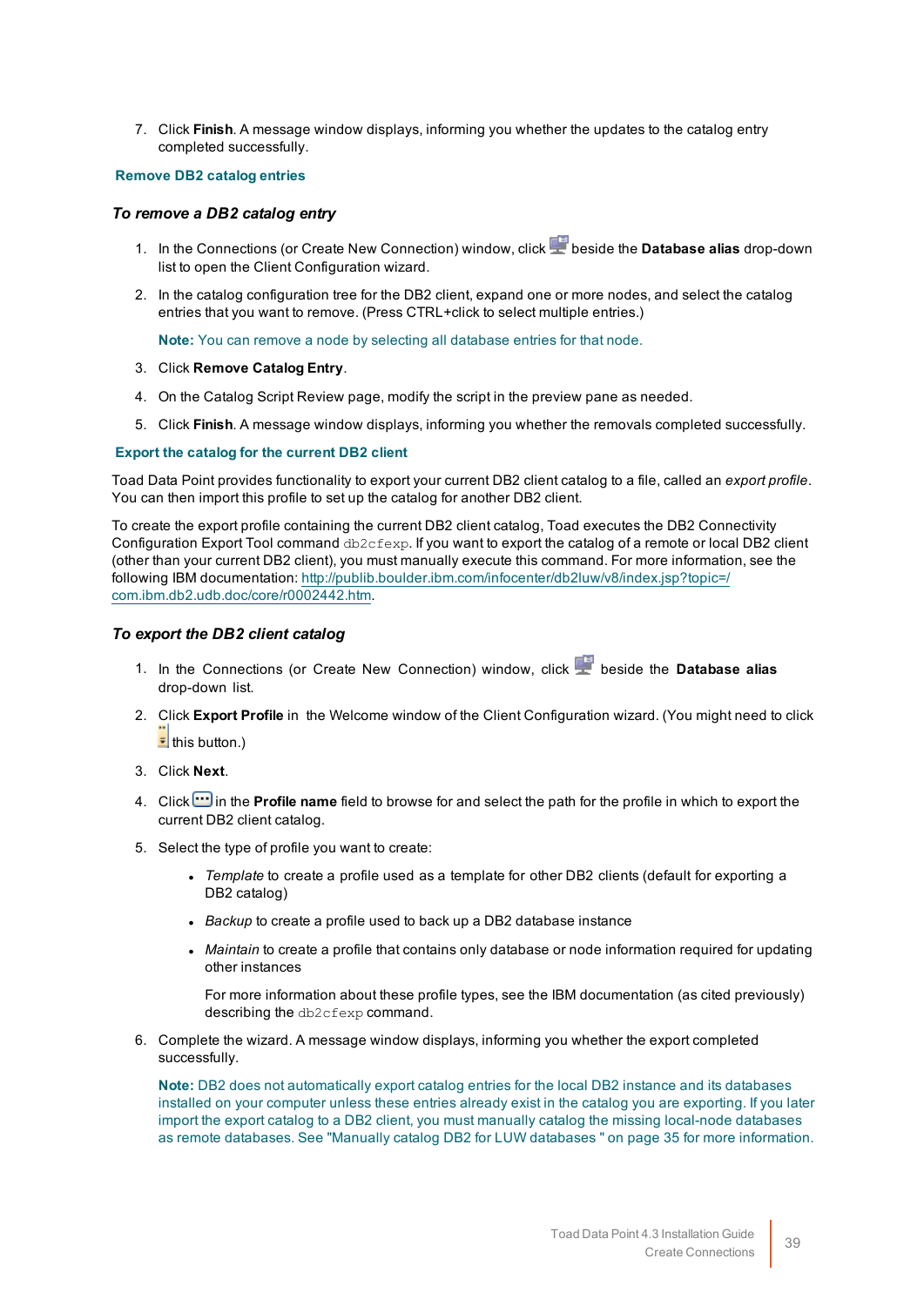7. Click **Finish**. A message window displays, informing you whether the updates to the catalog entry completed successfully.

## Remove DB2 catalog entries

### *To remove a DB2 catalog entry*

1. In the Connections (or Create New Connection) window, click beside the **Database alias** drop-down list to open the Client Configuration wizard.
2. In the catalog configuration tree for the DB2 client, expand one or more nodes, and select the catalog entries that you want to remove. (Press CTRL+click to select multiple entries.)

   **Note:** You can remove a node by selecting all database entries for that node.
3. Click **Remove Catalog Entry**.
4. On the Catalog Script Review page, modify the script in the preview pane as needed.
5. Click **Finish**. A message window displays, informing you whether the removals completed successfully.

## Export the catalog for the current DB2 client

Toad Data Point provides functionality to export your current DB2 client catalog to a file, called an *export profile*. You can then import this profile to set up the catalog for another DB2 client.

To create the export profile containing the current DB2 client catalog, Toad executes the DB2 Connectivity Configuration Export Tool command `db2cfexp`. If you want to export the catalog of a remote or local DB2 client (other than your current DB2 client), you must manually execute this command. For more information, see the following IBM documentation: http://publib.boulder.ibm.com/infocenter/db2luw/v8/index.jsp?topic=/com.ibm.db2.udb.doc/core/r0002442.htm.

### *To export the DB2 client catalog*

1. In the Connections (or Create New Connection) window, click beside the **Database alias** drop-down list.
2. Click **Export Profile** in the Welcome window of the Client Configuration wizard. (You might need to click this button.)
3. Click **Next**.
4. Click in the **Profile name** field to browse for and select the path for the profile in which to export the current DB2 client catalog.
5. Select the type of profile you want to create:
   - *Template* to create a profile used as a template for other DB2 clients (default for exporting a DB2 catalog)
   - *Backup* to create a profile used to back up a DB2 database instance
   - *Maintain* to create a profile that contains only database or node information required for updating other instances

     For more information about these profile types, see the IBM documentation (as cited previously) describing the `db2cfexp` command.
6. Complete the wizard. A message window displays, informing you whether the export completed successfully.

   **Note:** DB2 does not automatically export catalog entries for the local DB2 instance and its databases installed on your computer unless these entries already exist in the catalog you are exporting. If you later import the export catalog to a DB2 client, you must manually catalog the missing local-node databases as remote databases. See "Manually catalog DB2 for LUW databases " on page 35 for more information.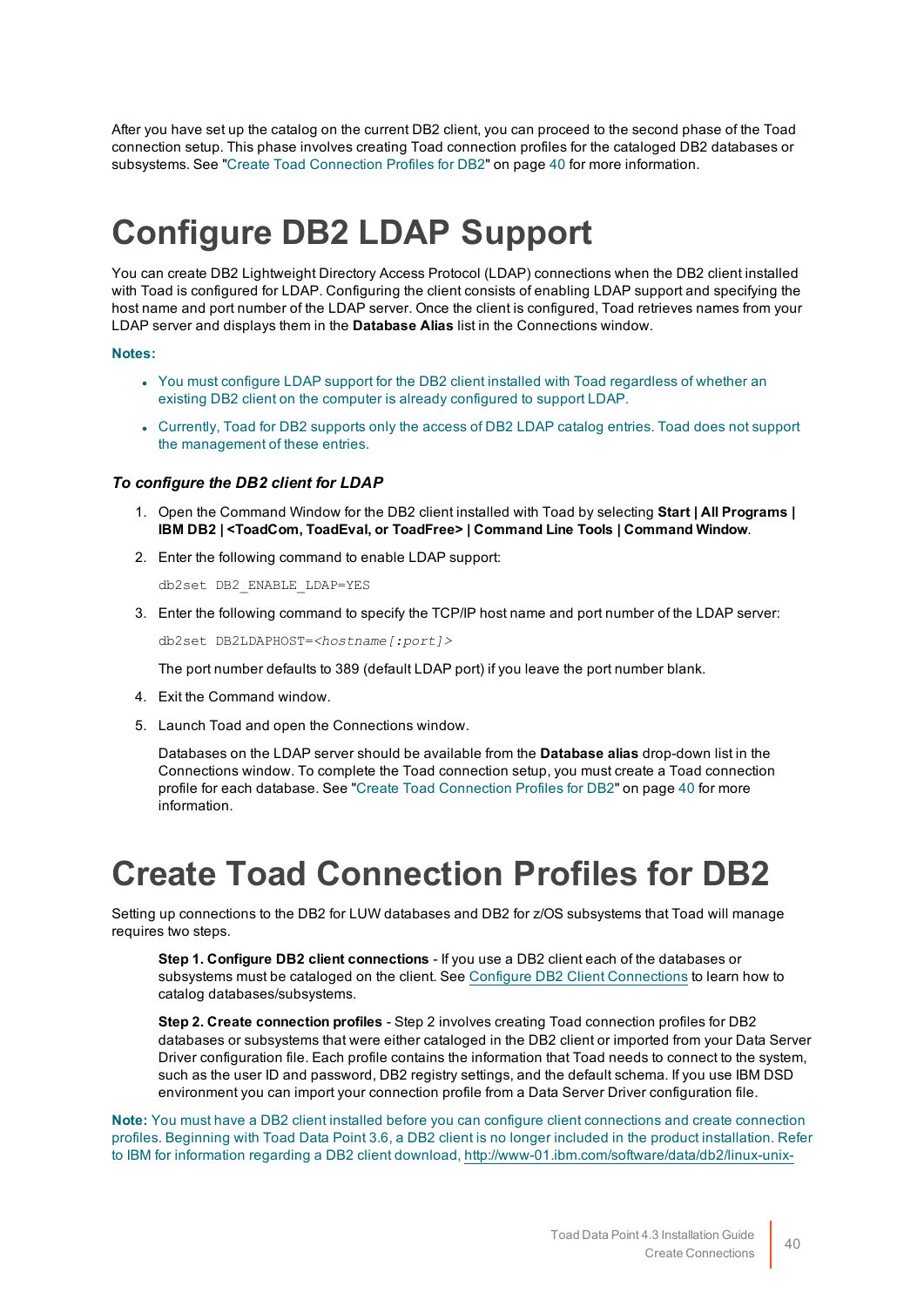After you have set up the catalog on the current DB2 client, you can proceed to the second phase of the Toad connection setup. This phase involves creating Toad connection profiles for the cataloged DB2 databases or subsystems. See "Create Toad Connection Profiles for DB2" on page 40 for more information.

# Configure DB2 LDAP Support

You can create DB2 Lightweight Directory Access Protocol (LDAP) connections when the DB2 client installed with Toad is configured for LDAP. Configuring the client consists of enabling LDAP support and specifying the host name and port number of the LDAP server. Once the client is configured, Toad retrieves names from your LDAP server and displays them in the **Database Alias** list in the Connections window.

**Notes:**

- You must configure LDAP support for the DB2 client installed with Toad regardless of whether an existing DB2 client on the computer is already configured to support LDAP.
- Currently, Toad for DB2 supports only the access of DB2 LDAP catalog entries. Toad does not support the management of these entries.

### *To configure the DB2 client for LDAP*

1. Open the Command Window for the DB2 client installed with Toad by selecting **Start | All Programs | IBM DB2 | <ToadCom, ToadEval, or ToadFree> | Command Line Tools | Command Window**.
2. Enter the following command to enable LDAP support:

   ```
   db2set DB2_ENABLE_LDAP=YES
   ```

3. Enter the following command to specify the TCP/IP host name and port number of the LDAP server:

   ```
   db2set DB2LDAPHOST=<hostname[:port]>
   ```

   The port number defaults to 389 (default LDAP port) if you leave the port number blank.

4. Exit the Command window.
5. Launch Toad and open the Connections window.

   Databases on the LDAP server should be available from the **Database alias** drop-down list in the Connections window. To complete the Toad connection setup, you must create a Toad connection profile for each database. See "Create Toad Connection Profiles for DB2" on page 40 for more information.

# Create Toad Connection Profiles for DB2

Setting up connections to the DB2 for LUW databases and DB2 for z/OS subsystems that Toad will manage requires two steps.

> **Step 1. Configure DB2 client connections** - If you use a DB2 client each of the databases or subsystems must be cataloged on the client. See Configure DB2 Client Connections to learn how to catalog databases/subsystems.
>
> **Step 2. Create connection profiles** - Step 2 involves creating Toad connection profiles for DB2 databases or subsystems that were either cataloged in the DB2 client or imported from your Data Server Driver configuration file. Each profile contains the information that Toad needs to connect to the system, such as the user ID and password, DB2 registry settings, and the default schema. If you use IBM DSD environment you can import your connection profile from a Data Server Driver configuration file.

**Note:** You must have a DB2 client installed before you can configure client connections and create connection profiles. Beginning with Toad Data Point 3.6, a DB2 client is no longer included in the product installation. Refer to IBM for information regarding a DB2 client download, http://www-01.ibm.com/software/data/db2/linux-unix-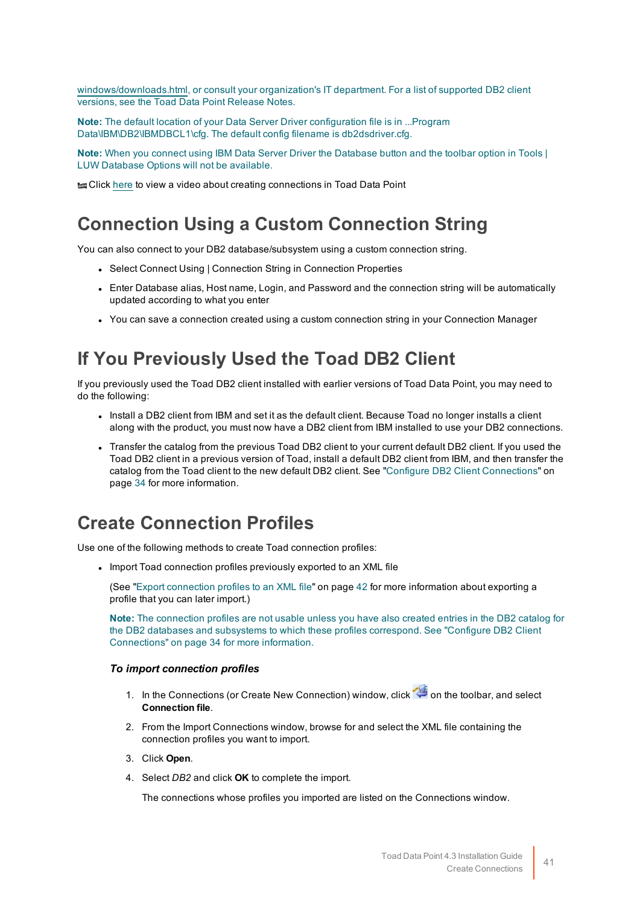windows/downloads.html, or consult your organization's IT department. For a list of supported DB2 client versions, see the Toad Data Point Release Notes.

**Note:** The default location of your Data Server Driver configuration file is in ...Program Data\IBM\DB2\IBMDBCL1\cfg. The default config filename is db2dsdriver.cfg.

**Note:** When you connect using IBM Data Server Driver the Database button and the toolbar option in Tools | LUW Database Options will not be available.

Click here to view a video about creating connections in Toad Data Point

## Connection Using a Custom Connection String

You can also connect to your DB2 database/subsystem using a custom connection string.

- Select Connect Using | Connection String in Connection Properties
- Enter Database alias, Host name, Login, and Password and the connection string will be automatically updated according to what you enter
- You can save a connection created using a custom connection string in your Connection Manager

## If You Previously Used the Toad DB2 Client

If you previously used the Toad DB2 client installed with earlier versions of Toad Data Point, you may need to do the following:

- Install a DB2 client from IBM and set it as the default client. Because Toad no longer installs a client along with the product, you must now have a DB2 client from IBM installed to use your DB2 connections.
- Transfer the catalog from the previous Toad DB2 client to your current default DB2 client. If you used the Toad DB2 client in a previous version of Toad, install a default DB2 client from IBM, and then transfer the catalog from the Toad client to the new default DB2 client. See "Configure DB2 Client Connections" on page 34 for more information.

## Create Connection Profiles

Use one of the following methods to create Toad connection profiles:

- Import Toad connection profiles previously exported to an XML file

  (See "Export connection profiles to an XML file" on page 42 for more information about exporting a profile that you can later import.)

  **Note:** The connection profiles are not usable unless you have also created entries in the DB2 catalog for the DB2 databases and subsystems to which these profiles correspond. See "Configure DB2 Client Connections" on page 34 for more information.

  ***To import connection profiles***

  1. In the Connections (or Create New Connection) window, click on the toolbar, and select **Connection file**.
  2. From the Import Connections window, browse for and select the XML file containing the connection profiles you want to import.
  3. Click **Open**.
  4. Select *DB2* and click **OK** to complete the import.

     The connections whose profiles you imported are listed on the Connections window.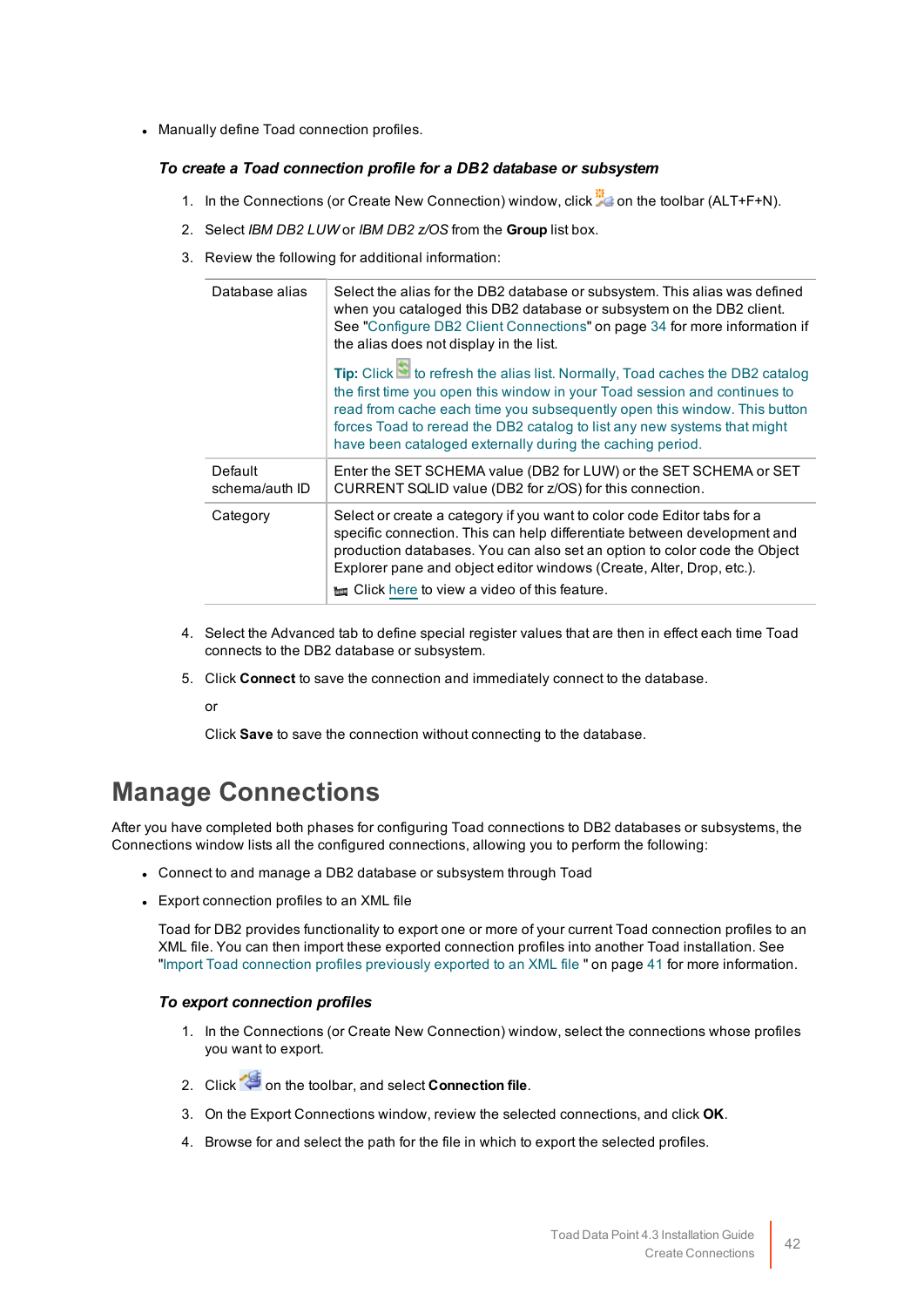- Manually define Toad connection profiles.

### *To create a Toad connection profile for a DB2 database or subsystem*

1. In the Connections (or Create New Connection) window, click on the toolbar (ALT+F+N).
2. Select *IBM DB2 LUW* or *IBM DB2 z/OS* from the **Group** list box.
3. Review the following for additional information:

| | |
|---|---|
| Database alias | Select the alias for the DB2 database or subsystem. This alias was defined when you cataloged this DB2 database or subsystem on the DB2 client. See "Configure DB2 Client Connections" on page 34 for more information if the alias does not display in the list.<br><br>**Tip:** Click to refresh the alias list. Normally, Toad caches the DB2 catalog the first time you open this window in your Toad session and continues to read from cache each time you subsequently open this window. This button forces Toad to reread the DB2 catalog to list any new systems that might have been cataloged externally during the caching period. |
| Default schema/auth ID | Enter the SET SCHEMA value (DB2 for LUW) or the SET SCHEMA or SET CURRENT SQLID value (DB2 for z/OS) for this connection. |
| Category | Select or create a category if you want to color code Editor tabs for a specific connection. This can help differentiate between development and production databases. You can also set an option to color code the Object Explorer pane and object editor windows (Create, Alter, Drop, etc.).<br>Click here to view a video of this feature. |

4. Select the Advanced tab to define special register values that are then in effect each time Toad connects to the DB2 database or subsystem.
5. Click **Connect** to save the connection and immediately connect to the database.

   or

   Click **Save** to save the connection without connecting to the database.

# Manage Connections

After you have completed both phases for configuring Toad connections to DB2 databases or subsystems, the Connections window lists all the configured connections, allowing you to perform the following:

- Connect to and manage a DB2 database or subsystem through Toad
- Export connection profiles to an XML file

  Toad for DB2 provides functionality to export one or more of your current Toad connection profiles to an XML file. You can then import these exported connection profiles into another Toad installation. See "Import Toad connection profiles previously exported to an XML file " on page 41 for more information.

### *To export connection profiles*

1. In the Connections (or Create New Connection) window, select the connections whose profiles you want to export.
2. Click on the toolbar, and select **Connection file**.
3. On the Export Connections window, review the selected connections, and click **OK**.
4. Browse for and select the path for the file in which to export the selected profiles.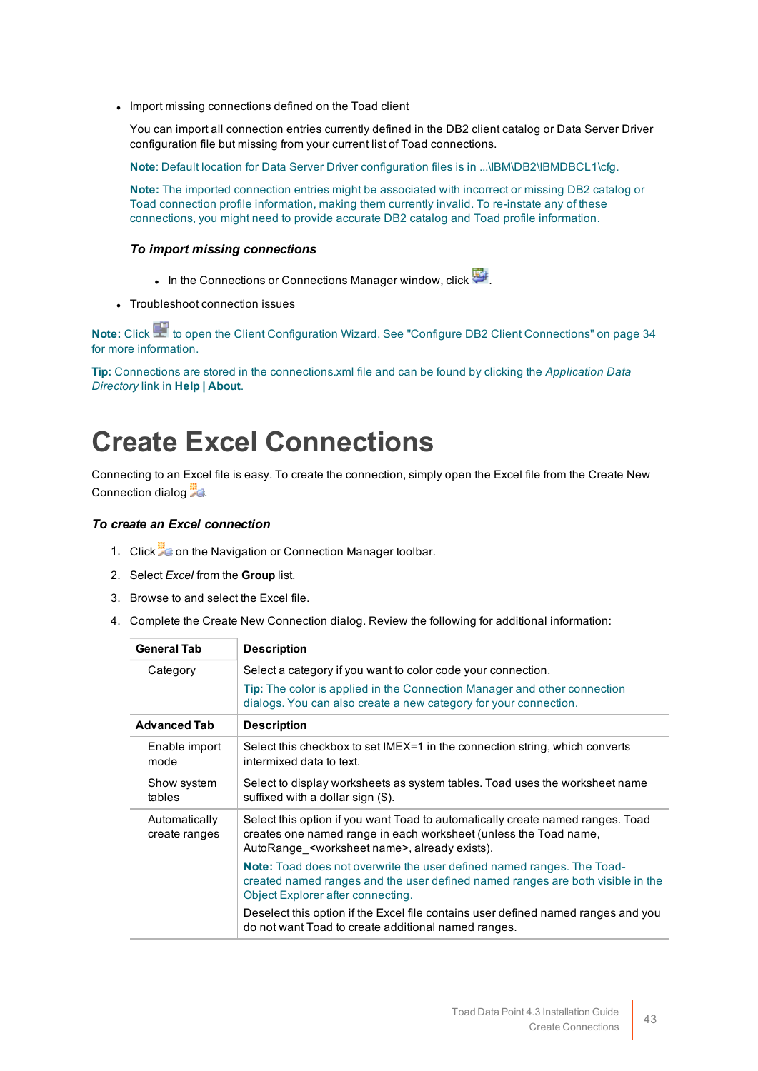- Import missing connections defined on the Toad client

  You can import all connection entries currently defined in the DB2 client catalog or Data Server Driver configuration file but missing from your current list of Toad connections.

  **Note**: Default location for Data Server Driver configuration files is in ...\IBM\DB2\IBMDBCL1\cfg.

  **Note:** The imported connection entries might be associated with incorrect or missing DB2 catalog or Toad connection profile information, making them currently invalid. To re-instate any of these connections, you might need to provide accurate DB2 catalog and Toad profile information.

  ***To import missing connections***

  - In the Connections or Connections Manager window, click .

- Troubleshoot connection issues

**Note:** Click  to open the Client Configuration Wizard. See "Configure DB2 Client Connections" on page 34 for more information.

**Tip:** Connections are stored in the connections.xml file and can be found by clicking the *Application Data Directory* link in **Help | About**.

# Create Excel Connections

Connecting to an Excel file is easy. To create the connection, simply open the Excel file from the Create New Connection dialog .

***To create an Excel connection***

1. Click  on the Navigation or Connection Manager toolbar.
2. Select *Excel* from the **Group** list.
3. Browse to and select the Excel file.
4. Complete the Create New Connection dialog. Review the following for additional information:

| General Tab | Description |
|---|---|
| Category | Select a category if you want to color code your connection.<br>**Tip:** The color is applied in the Connection Manager and other connection dialogs. You can also create a new category for your connection. |
| **Advanced Tab** | **Description** |
| Enable import mode | Select this checkbox to set IMEX=1 in the connection string, which converts intermixed data to text. |
| Show system tables | Select to display worksheets as system tables. Toad uses the worksheet name suffixed with a dollar sign ($). |
| Automatically create ranges | Select this option if you want Toad to automatically create named ranges. Toad creates one named range in each worksheet (unless the Toad name, AutoRange_<worksheet name>, already exists).<br>**Note:** Toad does not overwrite the user defined named ranges. The Toad-created named ranges and the user defined named ranges are both visible in the Object Explorer after connecting.<br>Deselect this option if the Excel file contains user defined named ranges and you do not want Toad to create additional named ranges. |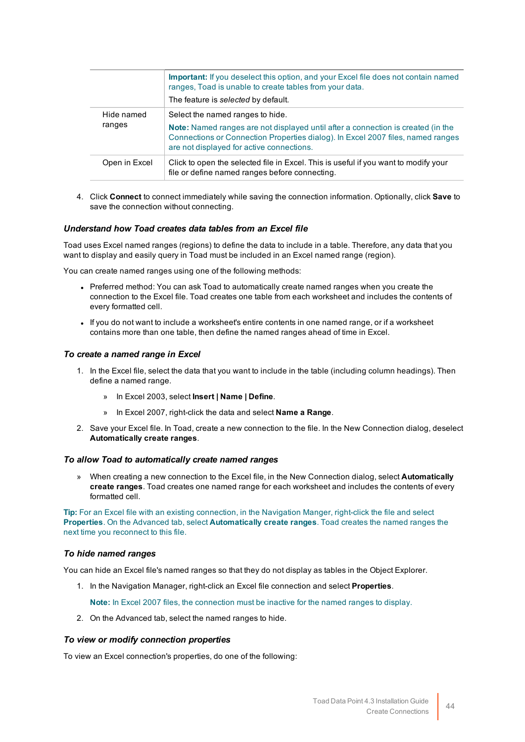| | |
|---|---|
| | **Important:** If you deselect this option, and your Excel file does not contain named ranges, Toad is unable to create tables from your data.<br>The feature is *selected* by default. |
| Hide named ranges | Select the named ranges to hide.<br>**Note:** Named ranges are not displayed until after a connection is created (in the Connections or Connection Properties dialog). In Excel 2007 files, named ranges are not displayed for active connections. |
| Open in Excel | Click to open the selected file in Excel. This is useful if you want to modify your file or define named ranges before connecting. |

4. Click **Connect** to connect immediately while saving the connection information. Optionally, click **Save** to save the connection without connecting.

### *Understand how Toad creates data tables from an Excel file*

Toad uses Excel named ranges (regions) to define the data to include in a table. Therefore, any data that you want to display and easily query in Toad must be included in an Excel named range (region).

You can create named ranges using one of the following methods:

- Preferred method: You can ask Toad to automatically create named ranges when you create the connection to the Excel file. Toad creates one table from each worksheet and includes the contents of every formatted cell.
- If you do not want to include a worksheet's entire contents in one named range, or if a worksheet contains more than one table, then define the named ranges ahead of time in Excel.

### *To create a named range in Excel*

1. In the Excel file, select the data that you want to include in the table (including column headings). Then define a named range.
   - » In Excel 2003, select **Insert | Name | Define**.
   - » In Excel 2007, right-click the data and select **Name a Range**.
2. Save your Excel file. In Toad, create a new connection to the file. In the New Connection dialog, deselect **Automatically create ranges**.

### *To allow Toad to automatically create named ranges*

» When creating a new connection to the Excel file, in the New Connection dialog, select **Automatically create ranges**. Toad creates one named range for each worksheet and includes the contents of every formatted cell.

**Tip:** For an Excel file with an existing connection, in the Navigation Manger, right-click the file and select **Properties**. On the Advanced tab, select **Automatically create ranges**. Toad creates the named ranges the next time you reconnect to this file.

### *To hide named ranges*

You can hide an Excel file's named ranges so that they do not display as tables in the Object Explorer.

1. In the Navigation Manager, right-click an Excel file connection and select **Properties**.

   **Note:** In Excel 2007 files, the connection must be inactive for the named ranges to display.

2. On the Advanced tab, select the named ranges to hide.

### *To view or modify connection properties*

To view an Excel connection's properties, do one of the following: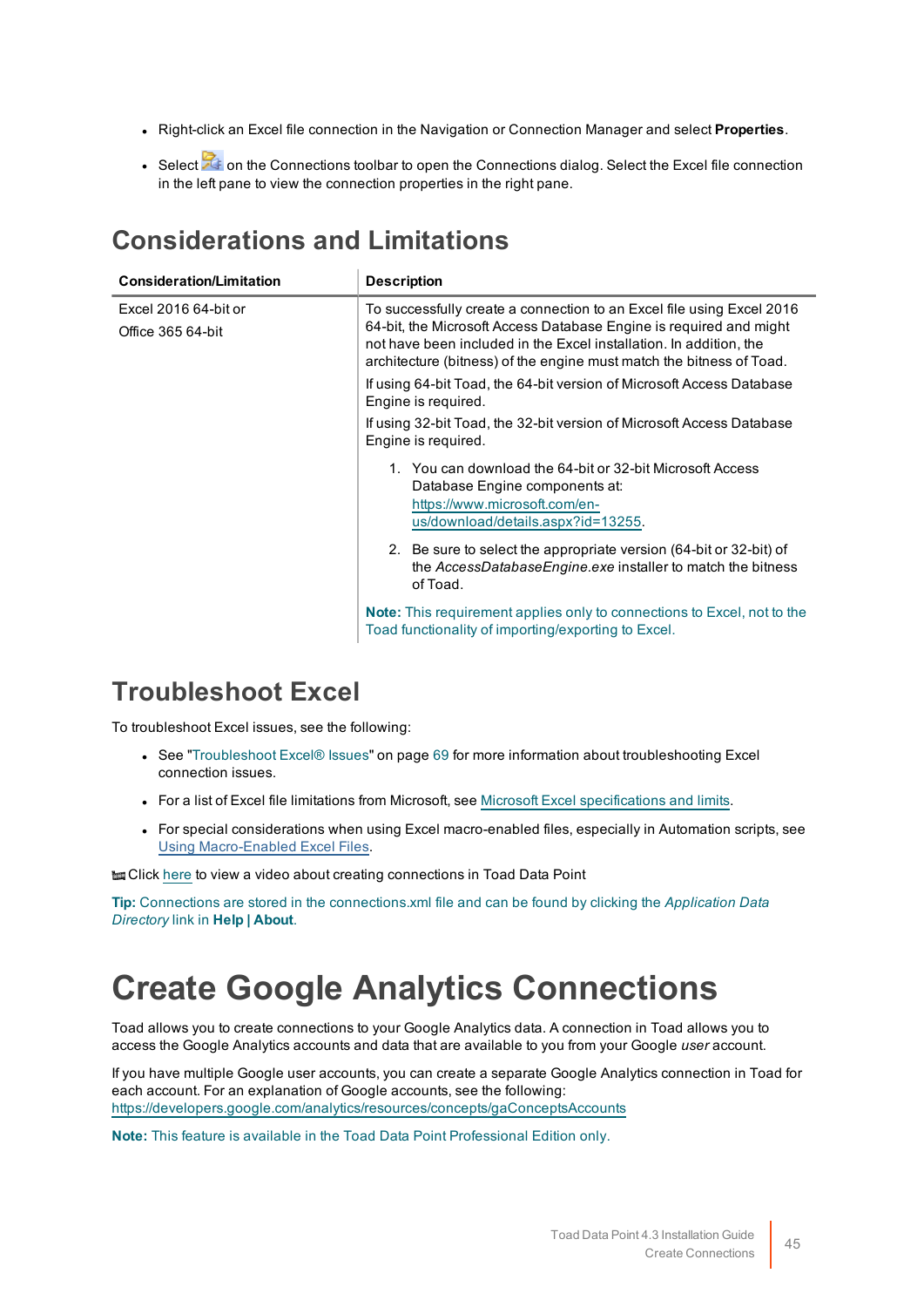- Right-click an Excel file connection in the Navigation or Connection Manager and select **Properties**.
- Select on the Connections toolbar to open the Connections dialog. Select the Excel file connection in the left pane to view the connection properties in the right pane.

## Considerations and Limitations

| Consideration/Limitation | Description |
|---|---|
| Excel 2016 64-bit or<br>Office 365 64-bit | To successfully create a connection to an Excel file using Excel 2016 64-bit, the Microsoft Access Database Engine is required and might not have been included in the Excel installation. In addition, the architecture (bitness) of the engine must match the bitness of Toad.<br>If using 64-bit Toad, the 64-bit version of Microsoft Access Database Engine is required.<br>If using 32-bit Toad, the 32-bit version of Microsoft Access Database Engine is required.<br>1. You can download the 64-bit or 32-bit Microsoft Access Database Engine components at: https://www.microsoft.com/en-us/download/details.aspx?id=13255.<br>2. Be sure to select the appropriate version (64-bit or 32-bit) of the *AccessDatabaseEngine.exe* installer to match the bitness of Toad.<br>**Note:** This requirement applies only to connections to Excel, not to the Toad functionality of importing/exporting to Excel. |

## Troubleshoot Excel

To troubleshoot Excel issues, see the following:

- See "Troubleshoot Excel® Issues" on page 69 for more information about troubleshooting Excel connection issues.
- For a list of Excel file limitations from Microsoft, see Microsoft Excel specifications and limits.
- For special considerations when using Excel macro-enabled files, especially in Automation scripts, see Using Macro-Enabled Excel Files.

Click here to view a video about creating connections in Toad Data Point

**Tip:** Connections are stored in the connections.xml file and can be found by clicking the *Application Data Directory* link in **Help | About**.

# Create Google Analytics Connections

Toad allows you to create connections to your Google Analytics data. A connection in Toad allows you to access the Google Analytics accounts and data that are available to you from your Google *user* account.

If you have multiple Google user accounts, you can create a separate Google Analytics connection in Toad for each account. For an explanation of Google accounts, see the following: https://developers.google.com/analytics/resources/concepts/gaConceptsAccounts

**Note:** This feature is available in the Toad Data Point Professional Edition only.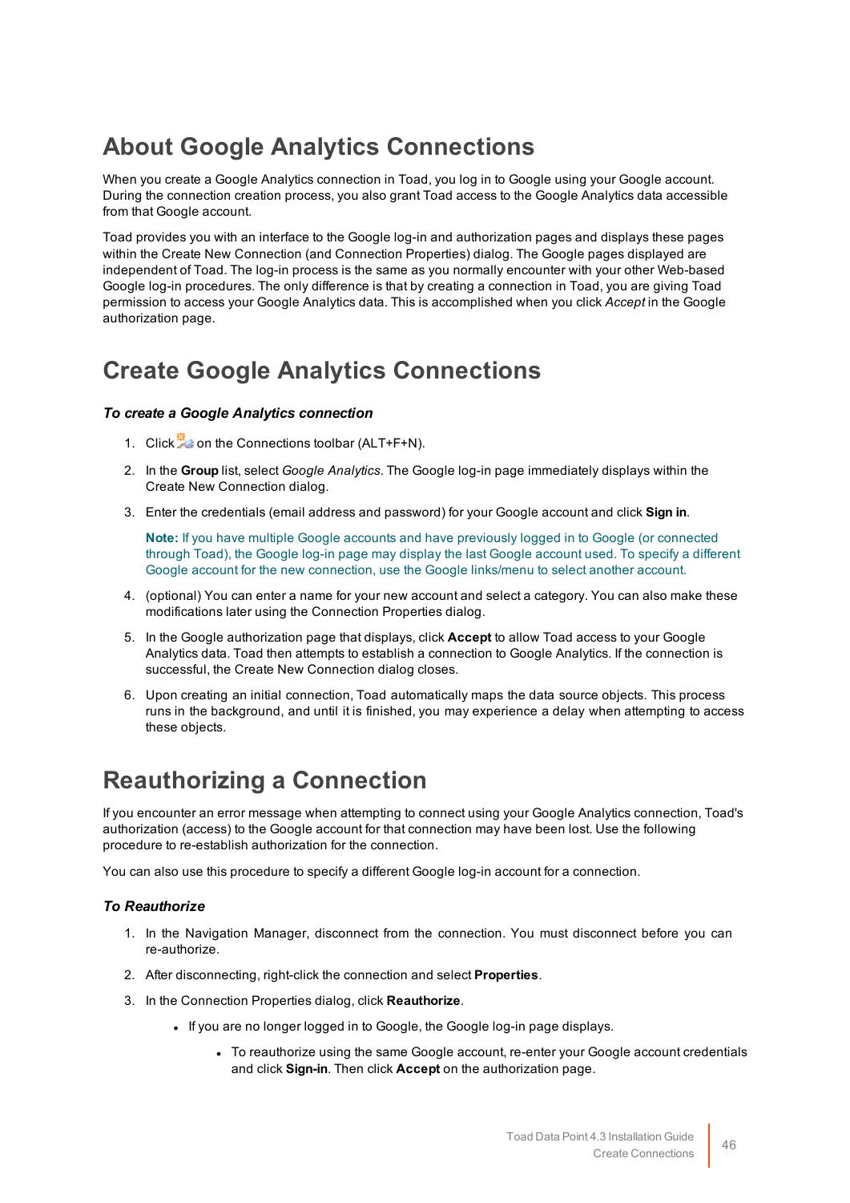## About Google Analytics Connections

When you create a Google Analytics connection in Toad, you log in to Google using your Google account. During the connection creation process, you also grant Toad access to the Google Analytics data accessible from that Google account.

Toad provides you with an interface to the Google log-in and authorization pages and displays these pages within the Create New Connection (and Connection Properties) dialog. The Google pages displayed are independent of Toad. The log-in process is the same as you normally encounter with your other Web-based Google log-in procedures. The only difference is that by creating a connection in Toad, you are giving Toad permission to access your Google Analytics data. This is accomplished when you click *Accept* in the Google authorization page.

## Create Google Analytics Connections

***To create a Google Analytics connection***

1. Click on the Connections toolbar (ALT+F+N).
2. In the **Group** list, select *Google Analytics*. The Google log-in page immediately displays within the Create New Connection dialog.
3. Enter the credentials (email address and password) for your Google account and click **Sign in**.

   **Note:** If you have multiple Google accounts and have previously logged in to Google (or connected through Toad), the Google log-in page may display the last Google account used. To specify a different Google account for the new connection, use the Google links/menu to select another account.

4. (optional) You can enter a name for your new account and select a category. You can also make these modifications later using the Connection Properties dialog.
5. In the Google authorization page that displays, click **Accept** to allow Toad access to your Google Analytics data. Toad then attempts to establish a connection to Google Analytics. If the connection is successful, the Create New Connection dialog closes.
6. Upon creating an initial connection, Toad automatically maps the data source objects. This process runs in the background, and until it is finished, you may experience a delay when attempting to access these objects.

## Reauthorizing a Connection

If you encounter an error message when attempting to connect using your Google Analytics connection, Toad's authorization (access) to the Google account for that connection may have been lost. Use the following procedure to re-establish authorization for the connection.

You can also use this procedure to specify a different Google log-in account for a connection.

***To Reauthorize***

1. In the Navigation Manager, disconnect from the connection. You must disconnect before you can re-authorize.
2. After disconnecting, right-click the connection and select **Properties**.
3. In the Connection Properties dialog, click **Reauthorize**.
   - If you are no longer logged in to Google, the Google log-in page displays.
     - To reauthorize using the same Google account, re-enter your Google account credentials and click **Sign-in**. Then click **Accept** on the authorization page.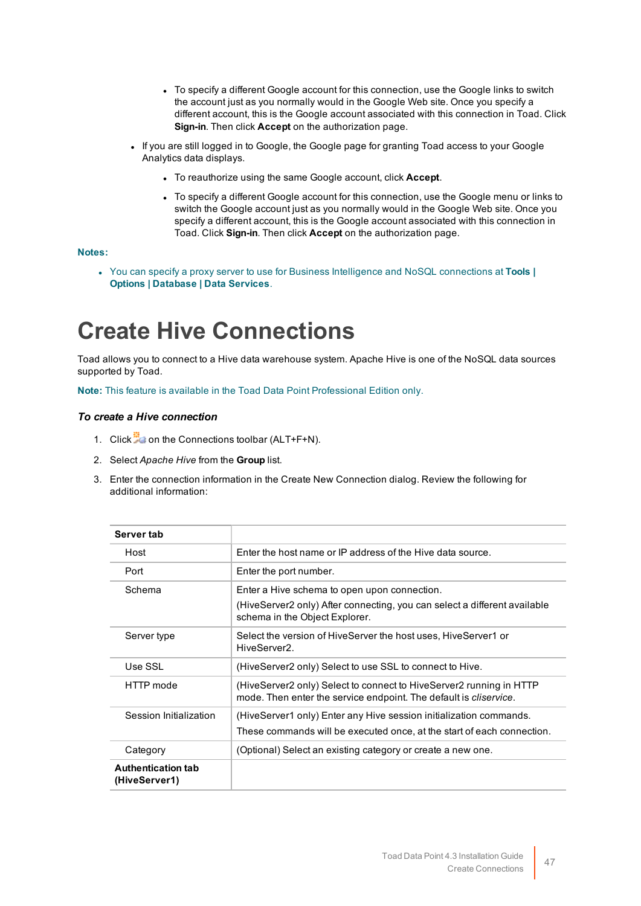- To specify a different Google account for this connection, use the Google links to switch the account just as you normally would in the Google Web site. Once you specify a different account, this is the Google account associated with this connection in Toad. Click **Sign-in**. Then click **Accept** on the authorization page.

- If you are still logged in to Google, the Google page for granting Toad access to your Google Analytics data displays.
  - To reauthorize using the same Google account, click **Accept**.
  - To specify a different Google account for this connection, use the Google menu or links to switch the Google account just as you normally would in the Google Web site. Once you specify a different account, this is the Google account associated with this connection in Toad. Click **Sign-in**. Then click **Accept** on the authorization page.

**Notes:**

- You can specify a proxy server to use for Business Intelligence and NoSQL connections at **Tools | Options | Database | Data Services**.

# Create Hive Connections

Toad allows you to connect to a Hive data warehouse system. Apache Hive is one of the NoSQL data sources supported by Toad.

**Note:** This feature is available in the Toad Data Point Professional Edition only.

### *To create a Hive connection*

1. Click on the Connections toolbar (ALT+F+N).
2. Select *Apache Hive* from the **Group** list.
3. Enter the connection information in the Create New Connection dialog. Review the following for additional information:

| **Server tab** | |
|---|---|
| Host | Enter the host name or IP address of the Hive data source. |
| Port | Enter the port number. |
| Schema | Enter a Hive schema to open upon connection.<br>(HiveServer2 only) After connecting, you can select a different available schema in the Object Explorer. |
| Server type | Select the version of HiveServer the host uses, HiveServer1 or HiveServer2. |
| Use SSL | (HiveServer2 only) Select to use SSL to connect to Hive. |
| HTTP mode | (HiveServer2 only) Select to connect to HiveServer2 running in HTTP mode. Then enter the service endpoint. The default is *cliservice*. |
| Session Initialization | (HiveServer1 only) Enter any Hive session initialization commands.<br>These commands will be executed once, at the start of each connection. |
| Category | (Optional) Select an existing category or create a new one. |
| **Authentication tab (HiveServer1)** | |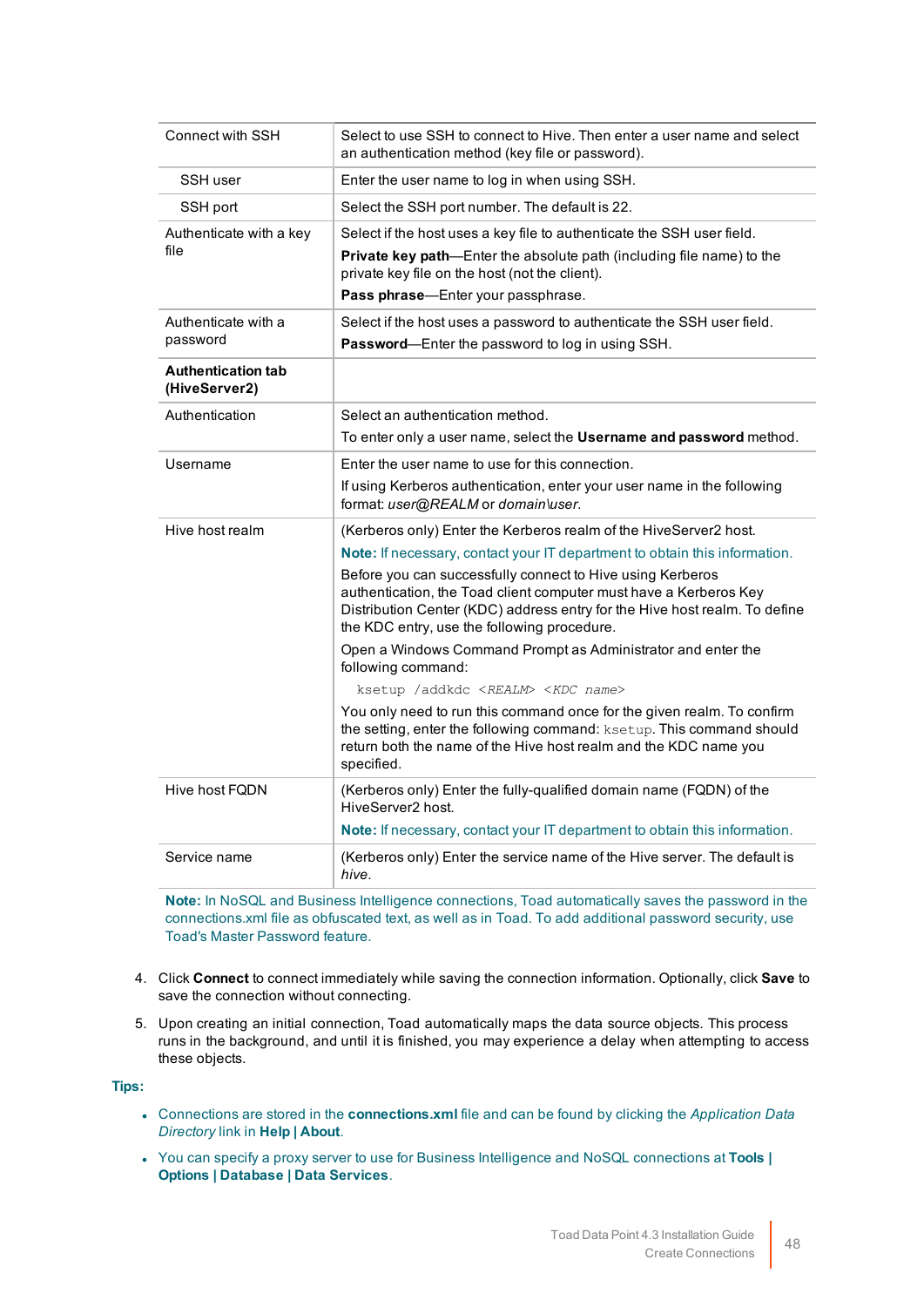| | |
|---|---|
| Connect with SSH | Select to use SSH to connect to Hive. Then enter a user name and select an authentication method (key file or password). |
| SSH user | Enter the user name to log in when using SSH. |
| SSH port | Select the SSH port number. The default is 22. |
| Authenticate with a key file | Select if the host uses a key file to authenticate the SSH user field.<br>**Private key path**—Enter the absolute path (including file name) to the private key file on the host (not the client).<br>**Pass phrase**—Enter your passphrase. |
| Authenticate with a password | Select if the host uses a password to authenticate the SSH user field.<br>**Password**—Enter the password to log in using SSH. |
| **Authentication tab (HiveServer2)** | |
| Authentication | Select an authentication method.<br>To enter only a user name, select the **Username and password** method. |
| Username | Enter the user name to use for this connection.<br>If using Kerberos authentication, enter your user name in the following format: *user@REALM* or *domain\user*. |
| Hive host realm | (Kerberos only) Enter the Kerberos realm of the HiveServer2 host.<br>**Note:** If necessary, contact your IT department to obtain this information.<br>Before you can successfully connect to Hive using Kerberos authentication, the Toad client computer must have a Kerberos Key Distribution Center (KDC) address entry for the Hive host realm. To define the KDC entry, use the following procedure.<br>Open a Windows Command Prompt as Administrator and enter the following command:<br>`ksetup /addkdc <REALM> <KDC name>`<br>You only need to run this command once for the given realm. To confirm the setting, enter the following command: `ksetup`. This command should return both the name of the Hive host realm and the KDC name you specified. |
| Hive host FQDN | (Kerberos only) Enter the fully-qualified domain name (FQDN) of the HiveServer2 host.<br>**Note:** If necessary, contact your IT department to obtain this information. |
| Service name | (Kerberos only) Enter the service name of the Hive server. The default is *hive*. |

**Note:** In NoSQL and Business Intelligence connections, Toad automatically saves the password in the connections.xml file as obfuscated text, as well as in Toad. To add additional password security, use Toad's Master Password feature.

4. Click **Connect** to connect immediately while saving the connection information. Optionally, click **Save** to save the connection without connecting.
5. Upon creating an initial connection, Toad automatically maps the data source objects. This process runs in the background, and until it is finished, you may experience a delay when attempting to access these objects.

**Tips:**

- Connections are stored in the **connections.xml** file and can be found by clicking the *Application Data Directory* link in **Help | About**.
- You can specify a proxy server to use for Business Intelligence and NoSQL connections at **Tools | Options | Database | Data Services**.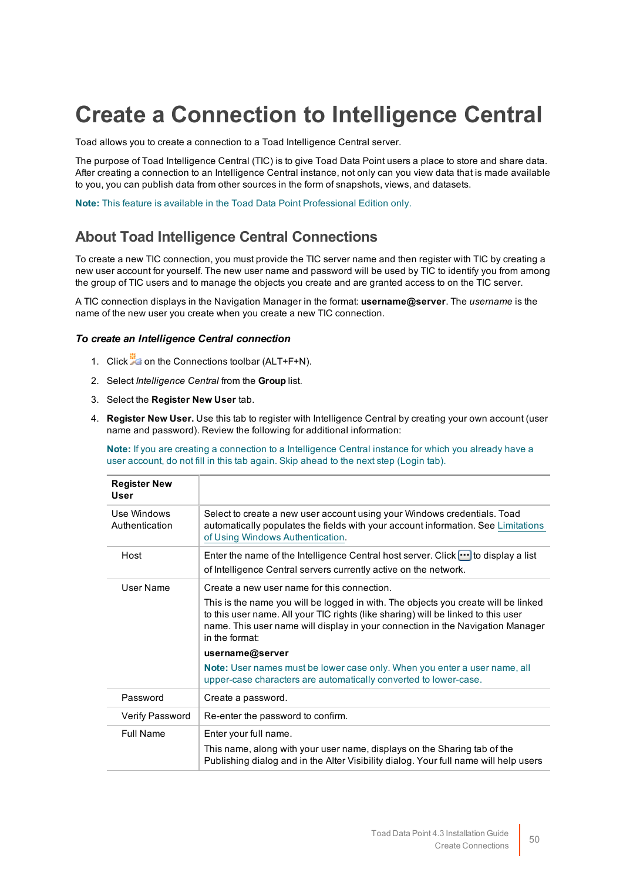# Create a Connection to Intelligence Central

Toad allows you to create a connection to a Toad Intelligence Central server.

The purpose of Toad Intelligence Central (TIC) is to give Toad Data Point users a place to store and share data. After creating a connection to an Intelligence Central instance, not only can you view data that is made available to you, you can publish data from other sources in the form of snapshots, views, and datasets.

**Note:** This feature is available in the Toad Data Point Professional Edition only.

## About Toad Intelligence Central Connections

To create a new TIC connection, you must provide the TIC server name and then register with TIC by creating a new user account for yourself. The new user name and password will be used by TIC to identify you from among the group of TIC users and to manage the objects you create and are granted access to on the TIC server.

A TIC connection displays in the Navigation Manager in the format: **username@server**. The *username* is the name of the new user you create when you create a new TIC connection.

### *To create an Intelligence Central connection*

1. Click on the Connections toolbar (ALT+F+N).
2. Select *Intelligence Central* from the **Group** list.
3. Select the **Register New User** tab.
4. **Register New User.** Use this tab to register with Intelligence Central by creating your own account (user name and password). Review the following for additional information:

   **Note:** If you are creating a connection to a Intelligence Central instance for which you already have a user account, do not fill in this tab again. Skip ahead to the next step (Login tab).

| Register New User | |
|---|---|
| Use Windows Authentication | Select to create a new user account using your Windows credentials. Toad automatically populates the fields with your account information. See Limitations of Using Windows Authentication. |
| Host | Enter the name of the Intelligence Central host server. Click to display a list of Intelligence Central servers currently active on the network. |
| User Name | Create a new user name for this connection.<br><br>This is the name you will be logged in with. The objects you create will be linked to this user name. All your TIC rights (like sharing) will be linked to this user name. This user name will display in your connection in the Navigation Manager in the format:<br><br>**username@server**<br><br>**Note:** User names must be lower case only. When you enter a user name, all upper-case characters are automatically converted to lower-case. |
| Password | Create a password. |
| Verify Password | Re-enter the password to confirm. |
| Full Name | Enter your full name.<br><br>This name, along with your user name, displays on the Sharing tab of the Publishing dialog and in the Alter Visibility dialog. Your full name will help users |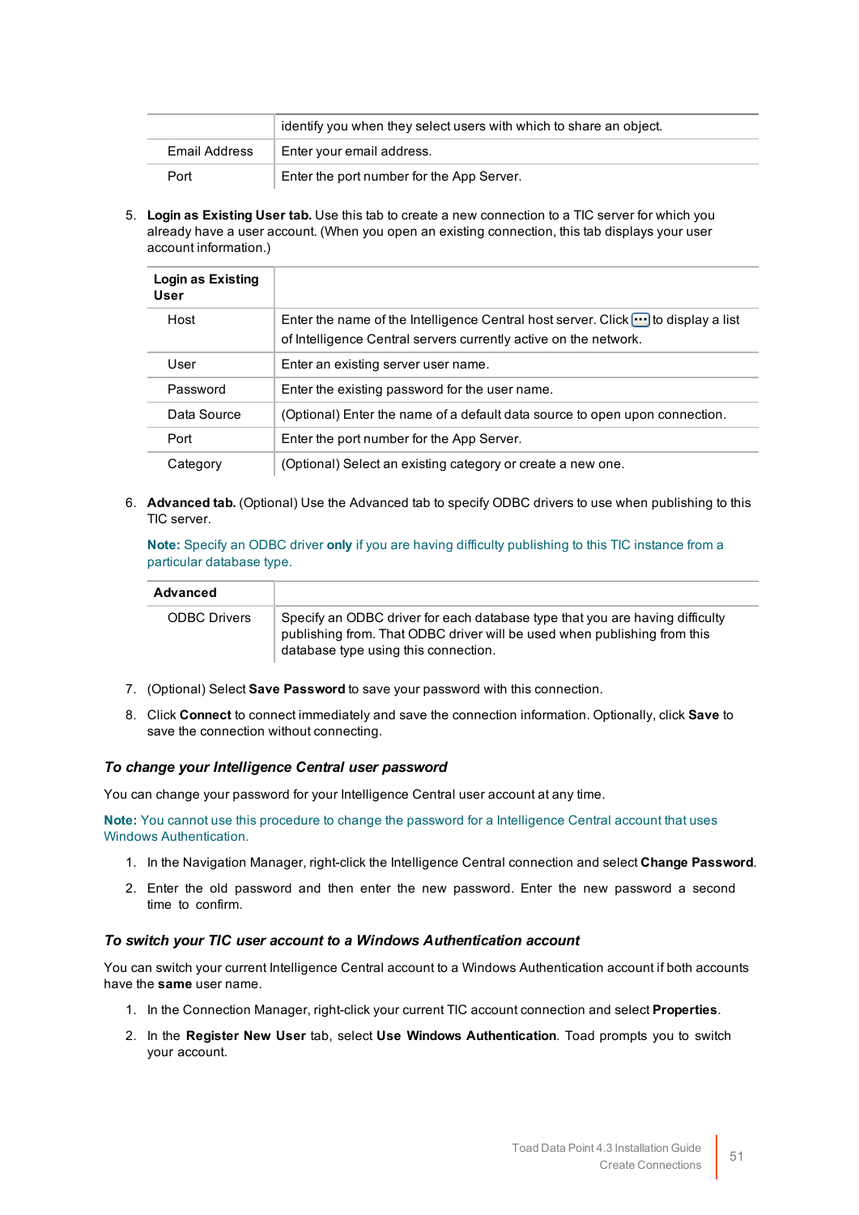| | |
|---|---|
| | identify you when they select users with which to share an object. |
| Email Address | Enter your email address. |
| Port | Enter the port number for the App Server. |

5. **Login as Existing User tab.** Use this tab to create a new connection to a TIC server for which you already have a user account. (When you open an existing connection, this tab displays your user account information.)

| Login as Existing User | |
|---|---|
| Host | Enter the name of the Intelligence Central host server. Click ... to display a list of Intelligence Central servers currently active on the network. |
| User | Enter an existing server user name. |
| Password | Enter the existing password for the user name. |
| Data Source | (Optional) Enter the name of a default data source to open upon connection. |
| Port | Enter the port number for the App Server. |
| Category | (Optional) Select an existing category or create a new one. |

6. **Advanced tab.** (Optional) Use the Advanced tab to specify ODBC drivers to use when publishing to this TIC server.

   **Note:** Specify an ODBC driver **only** if you are having difficulty publishing to this TIC instance from a particular database type.

| Advanced | |
|---|---|
| ODBC Drivers | Specify an ODBC driver for each database type that you are having difficulty publishing from. That ODBC driver will be used when publishing from this database type using this connection. |

7. (Optional) Select **Save Password** to save your password with this connection.
8. Click **Connect** to connect immediately and save the connection information. Optionally, click **Save** to save the connection without connecting.

### *To change your Intelligence Central user password*

You can change your password for your Intelligence Central user account at any time.

**Note:** You cannot use this procedure to change the password for a Intelligence Central account that uses Windows Authentication.

1. In the Navigation Manager, right-click the Intelligence Central connection and select **Change Password**.
2. Enter the old password and then enter the new password. Enter the new password a second time to confirm.

### *To switch your TIC user account to a Windows Authentication account*

You can switch your current Intelligence Central account to a Windows Authentication account if both accounts have the **same** user name.

1. In the Connection Manager, right-click your current TIC account connection and select **Properties**.
2. In the **Register New User** tab, select **Use Windows Authentication**. Toad prompts you to switch your account.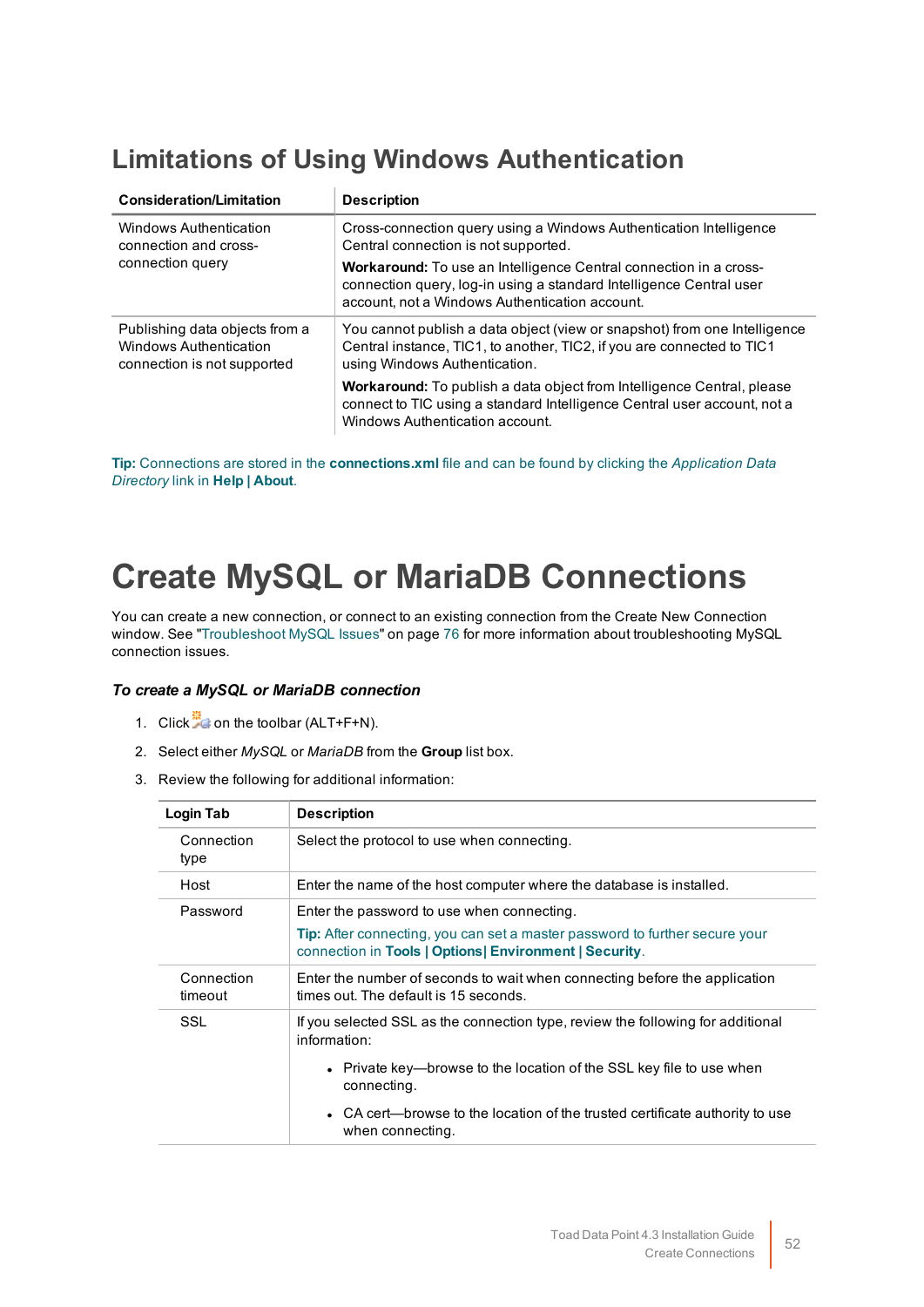## Limitations of Using Windows Authentication

| Consideration/Limitation | Description |
|---|---|
| Windows Authentication connection and cross-connection query | Cross-connection query using a Windows Authentication Intelligence Central connection is not supported.<br><br>**Workaround:** To use an Intelligence Central connection in a cross-connection query, log-in using a standard Intelligence Central user account, not a Windows Authentication account. |
| Publishing data objects from a Windows Authentication connection is not supported | You cannot publish a data object (view or snapshot) from one Intelligence Central instance, TIC1, to another, TIC2, if you are connected to TIC1 using Windows Authentication.<br><br>**Workaround:** To publish a data object from Intelligence Central, please connect to TIC using a standard Intelligence Central user account, not a Windows Authentication account. |

**Tip:** Connections are stored in the **connections.xml** file and can be found by clicking the *Application Data Directory* link in **Help | About**.

# Create MySQL or MariaDB Connections

You can create a new connection, or connect to an existing connection from the Create New Connection window. See "Troubleshoot MySQL Issues" on page 76 for more information about troubleshooting MySQL connection issues.

### *To create a MySQL or MariaDB connection*

1. Click on the toolbar (ALT+F+N).
2. Select either *MySQL* or *MariaDB* from the **Group** list box.
3. Review the following for additional information:

| Login Tab | Description |
|---|---|
| Connection type | Select the protocol to use when connecting. |
| Host | Enter the name of the host computer where the database is installed. |
| Password | Enter the password to use when connecting.<br><br>**Tip:** After connecting, you can set a master password to further secure your connection in **Tools \| Options\| Environment \| Security**. |
| Connection timeout | Enter the number of seconds to wait when connecting before the application times out. The default is 15 seconds. |
| SSL | If you selected SSL as the connection type, review the following for additional information:<br><br>• Private key—browse to the location of the SSL key file to use when connecting.<br><br>• CA cert—browse to the location of the trusted certificate authority to use when connecting. |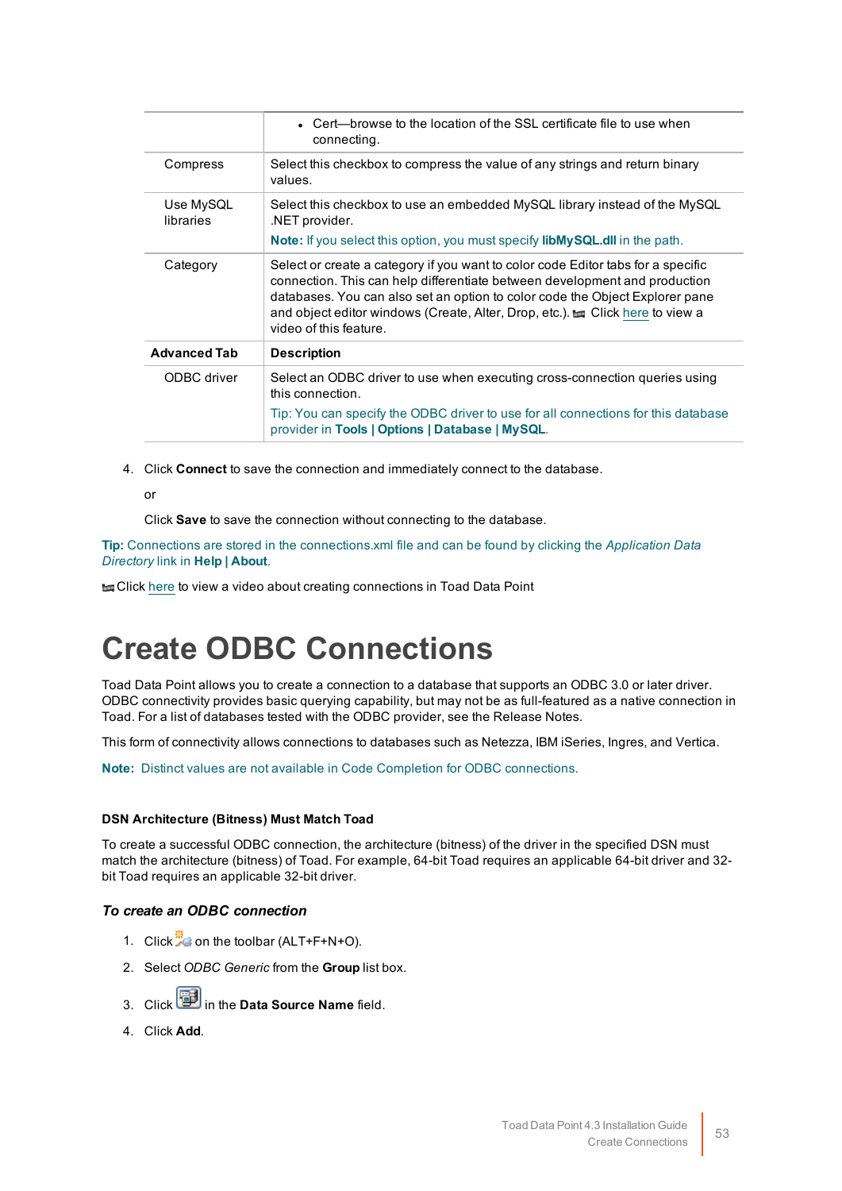| | |
|---|---|
| | • Cert—browse to the location of the SSL certificate file to use when connecting. |
| Compress | Select this checkbox to compress the value of any strings and return binary values. |
| Use MySQL libraries | Select this checkbox to use an embedded MySQL library instead of the MySQL .NET provider. **Note:** If you select this option, you must specify **libMySQL.dll** in the path. |
| Category | Select or create a category if you want to color code Editor tabs for a specific connection. This can help differentiate between development and production databases. You can also set an option to color code the Object Explorer pane and object editor windows (Create, Alter, Drop, etc.). Click here to view a video of this feature. |
| **Advanced Tab** | **Description** |
| ODBC driver | Select an ODBC driver to use when executing cross-connection queries using this connection. Tip: You can specify the ODBC driver to use for all connections for this database provider in **Tools \| Options \| Database \| MySQL**. |

4. Click **Connect** to save the connection and immediately connect to the database.

   or

   Click **Save** to save the connection without connecting to the database.

**Tip:** Connections are stored in the connections.xml file and can be found by clicking the *Application Data Directory* link in **Help | About**.

Click here to view a video about creating connections in Toad Data Point

# Create ODBC Connections

Toad Data Point allows you to create a connection to a database that supports an ODBC 3.0 or later driver. ODBC connectivity provides basic querying capability, but may not be as full-featured as a native connection in Toad. For a list of databases tested with the ODBC provider, see the Release Notes.

This form of connectivity allows connections to databases such as Netezza, IBM iSeries, Ingres, and Vertica.

**Note:** Distinct values are not available in Code Completion for ODBC connections.

#### DSN Architecture (Bitness) Must Match Toad

To create a successful ODBC connection, the architecture (bitness) of the driver in the specified DSN must match the architecture (bitness) of Toad. For example, 64-bit Toad requires an applicable 64-bit driver and 32-bit Toad requires an applicable 32-bit driver.

### *To create an ODBC connection*

1. Click on the toolbar (ALT+F+N+O).
2. Select *ODBC Generic* from the **Group** list box.
3. Click in the **Data Source Name** field.
4. Click **Add**.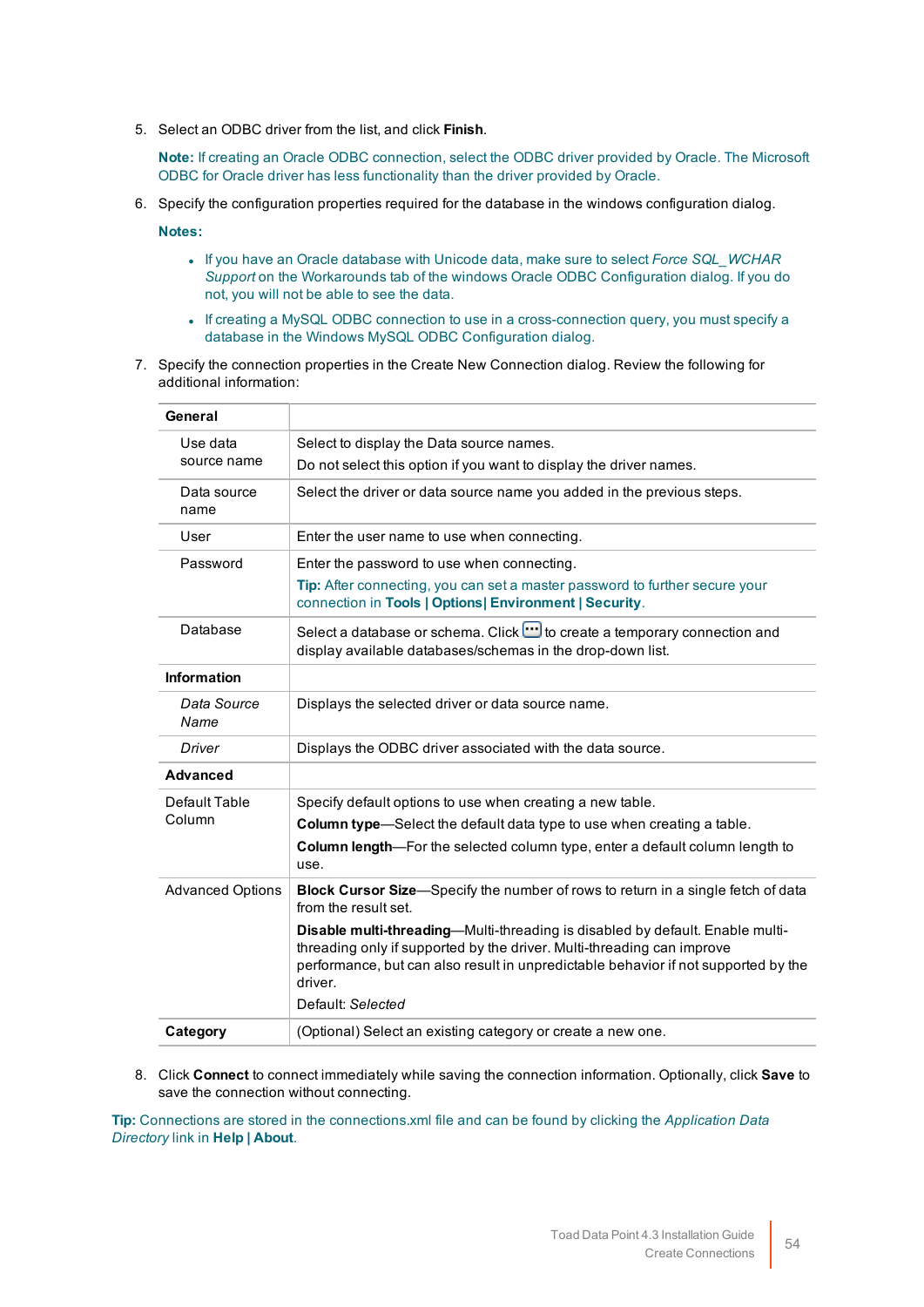5. Select an ODBC driver from the list, and click **Finish**.

   **Note:** If creating an Oracle ODBC connection, select the ODBC driver provided by Oracle. The Microsoft ODBC for Oracle driver has less functionality than the driver provided by Oracle.

6. Specify the configuration properties required for the database in the windows configuration dialog.

   **Notes:**

   - If you have an Oracle database with Unicode data, make sure to select *Force SQL_WCHAR Support* on the Workarounds tab of the windows Oracle ODBC Configuration dialog. If you do not, you will not be able to see the data.
   - If creating a MySQL ODBC connection to use in a cross-connection query, you must specify a database in the Windows MySQL ODBC Configuration dialog.

7. Specify the connection properties in the Create New Connection dialog. Review the following for additional information:

| **General** | |
|---|---|
| Use data source name | Select to display the Data source names.<br>Do not select this option if you want to display the driver names. |
| Data source name | Select the driver or data source name you added in the previous steps. |
| User | Enter the user name to use when connecting. |
| Password | Enter the password to use when connecting.<br>**Tip:** After connecting, you can set a master password to further secure your connection in **Tools \| Options\| Environment \| Security**. |
| Database | Select a database or schema. Click [...] to create a temporary connection and display available databases/schemas in the drop-down list. |
| **Information** | |
| *Data Source Name* | Displays the selected driver or data source name. |
| *Driver* | Displays the ODBC driver associated with the data source. |
| **Advanced** | |
| Default Table Column | Specify default options to use when creating a new table.<br>**Column type**—Select the default data type to use when creating a table.<br>**Column length**—For the selected column type, enter a default column length to use. |
| Advanced Options | **Block Cursor Size**—Specify the number of rows to return in a single fetch of data from the result set.<br>**Disable multi-threading**—Multi-threading is disabled by default. Enable multi-threading only if supported by the driver. Multi-threading can improve performance, but can also result in unpredictable behavior if not supported by the driver.<br>Default: *Selected* |
| **Category** | (Optional) Select an existing category or create a new one. |

8. Click **Connect** to connect immediately while saving the connection information. Optionally, click **Save** to save the connection without connecting.

**Tip:** Connections are stored in the connections.xml file and can be found by clicking the *Application Data Directory* link in **Help | About**.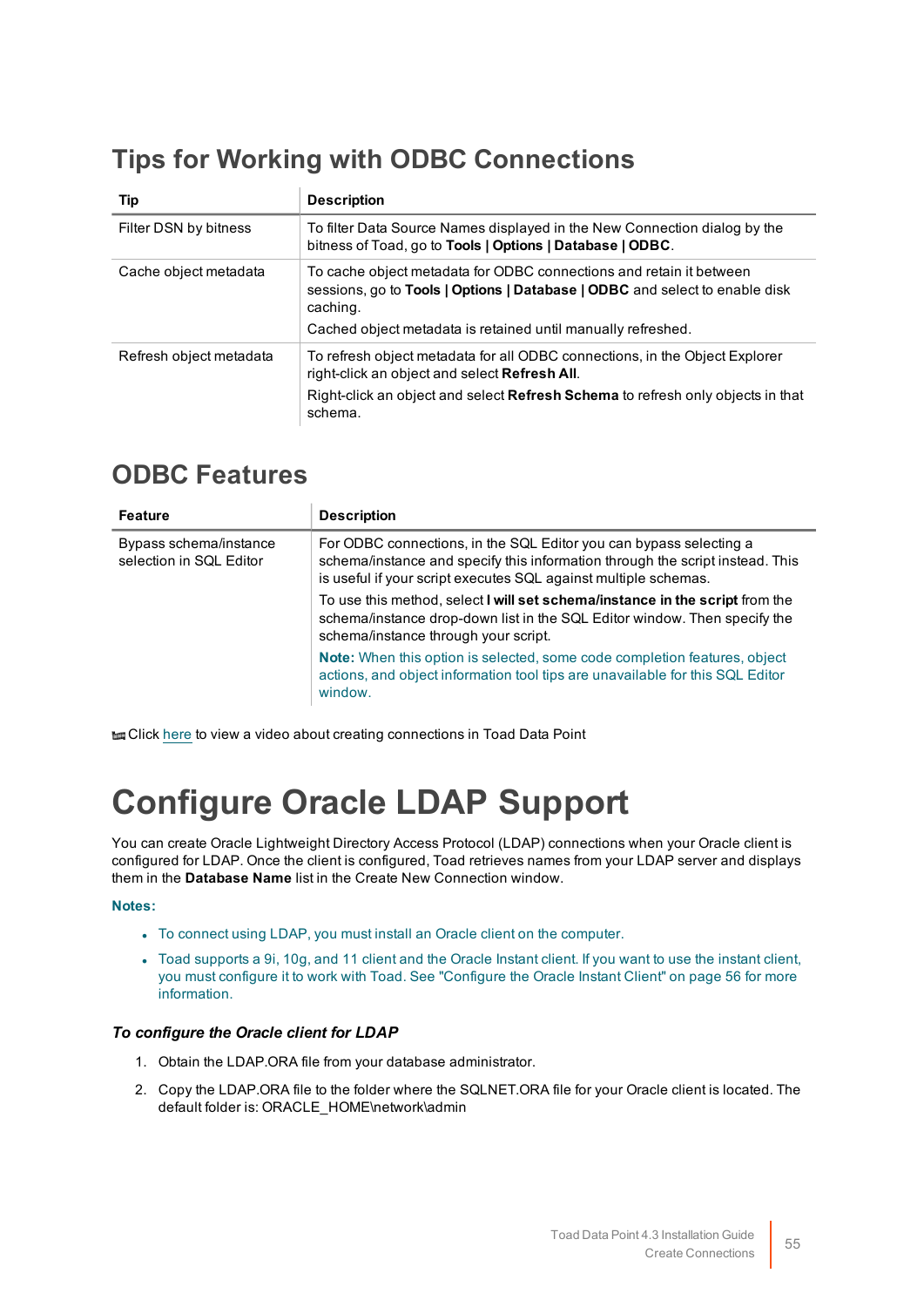## Tips for Working with ODBC Connections

| Tip | Description |
| --- | --- |
| Filter DSN by bitness | To filter Data Source Names displayed in the New Connection dialog by the bitness of Toad, go to **Tools \| Options \| Database \| ODBC**. |
| Cache object metadata | To cache object metadata for ODBC connections and retain it between sessions, go to **Tools \| Options \| Database \| ODBC** and select to enable disk caching.<br><br>Cached object metadata is retained until manually refreshed. |
| Refresh object metadata | To refresh object metadata for all ODBC connections, in the Object Explorer right-click an object and select **Refresh All**.<br><br>Right-click an object and select **Refresh Schema** to refresh only objects in that schema. |

## ODBC Features

| Feature | Description |
| --- | --- |
| Bypass schema/instance selection in SQL Editor | For ODBC connections, in the SQL Editor you can bypass selecting a schema/instance and specify this information through the script instead. This is useful if your script executes SQL against multiple schemas.<br><br>To use this method, select **I will set schema/instance in the script** from the schema/instance drop-down list in the SQL Editor window. Then specify the schema/instance through your script.<br><br>**Note:** When this option is selected, some code completion features, object actions, and object information tool tips are unavailable for this SQL Editor window. |

Click here to view a video about creating connections in Toad Data Point

# Configure Oracle LDAP Support

You can create Oracle Lightweight Directory Access Protocol (LDAP) connections when your Oracle client is configured for LDAP. Once the client is configured, Toad retrieves names from your LDAP server and displays them in the **Database Name** list in the Create New Connection window.

**Notes:**

- To connect using LDAP, you must install an Oracle client on the computer.
- Toad supports a 9i, 10g, and 11 client and the Oracle Instant client. If you want to use the instant client, you must configure it to work with Toad. See "Configure the Oracle Instant Client" on page 56 for more information.

### *To configure the Oracle client for LDAP*

1. Obtain the LDAP.ORA file from your database administrator.
2. Copy the LDAP.ORA file to the folder where the SQLNET.ORA file for your Oracle client is located. The default folder is: ORACLE_HOME\network\admin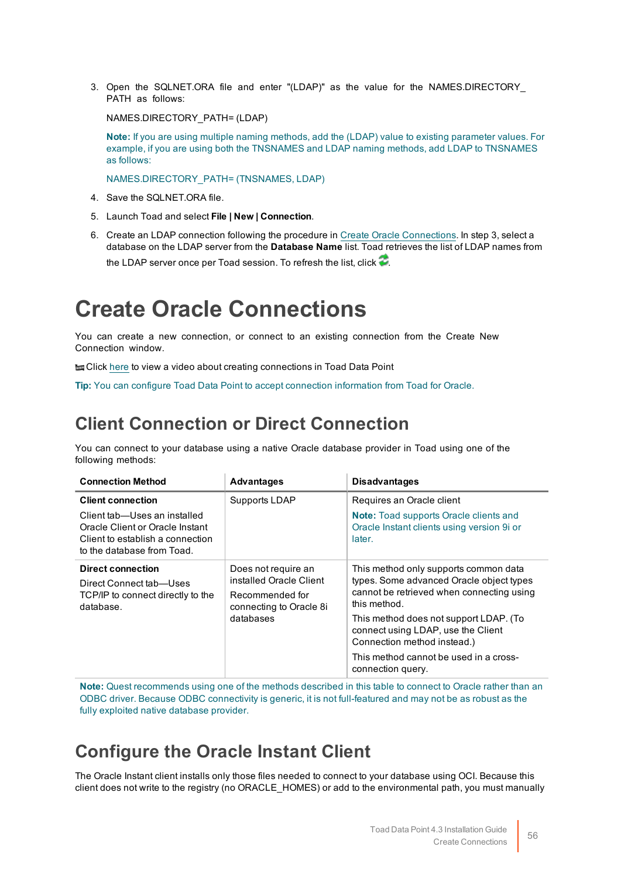3. Open the SQLNET.ORA file and enter "(LDAP)" as the value for the NAMES.DIRECTORY_PATH as follows:

   NAMES.DIRECTORY_PATH= (LDAP)

   **Note:** If you are using multiple naming methods, add the (LDAP) value to existing parameter values. For example, if you are using both the TNSNAMES and LDAP naming methods, add LDAP to TNSNAMES as follows:

   NAMES.DIRECTORY_PATH= (TNSNAMES, LDAP)

4. Save the SQLNET.ORA file.
5. Launch Toad and select **File | New | Connection**.
6. Create an LDAP connection following the procedure in Create Oracle Connections. In step 3, select a database on the LDAP server from the **Database Name** list. Toad retrieves the list of LDAP names from the LDAP server once per Toad session. To refresh the list, click .

# Create Oracle Connections

You can create a new connection, or connect to an existing connection from the Create New Connection window.

Click here to view a video about creating connections in Toad Data Point

**Tip:** You can configure Toad Data Point to accept connection information from Toad for Oracle.

## Client Connection or Direct Connection

You can connect to your database using a native Oracle database provider in Toad using one of the following methods:

| Connection Method | Advantages | Disadvantages |
|---|---|---|
| **Client connection**<br><br>Client tab—Uses an installed Oracle Client or Oracle Instant Client to establish a connection to the database from Toad. | Supports LDAP | Requires an Oracle client<br><br>**Note:** Toad supports Oracle clients and Oracle Instant clients using version 9i or later. |
| **Direct connection**<br><br>Direct Connect tab—Uses TCP/IP to connect directly to the database. | Does not require an installed Oracle Client<br><br>Recommended for connecting to Oracle 8i databases | This method only supports common data types. Some advanced Oracle object types cannot be retrieved when connecting using this method.<br><br>This method does not support LDAP. (To connect using LDAP, use the Client Connection method instead.)<br><br>This method cannot be used in a cross-connection query. |

**Note:** Quest recommends using one of the methods described in this table to connect to Oracle rather than an ODBC driver. Because ODBC connectivity is generic, it is not full-featured and may not be as robust as the fully exploited native database provider.

## Configure the Oracle Instant Client

The Oracle Instant client installs only those files needed to connect to your database using OCI. Because this client does not write to the registry (no ORACLE_HOMES) or add to the environmental path, you must manually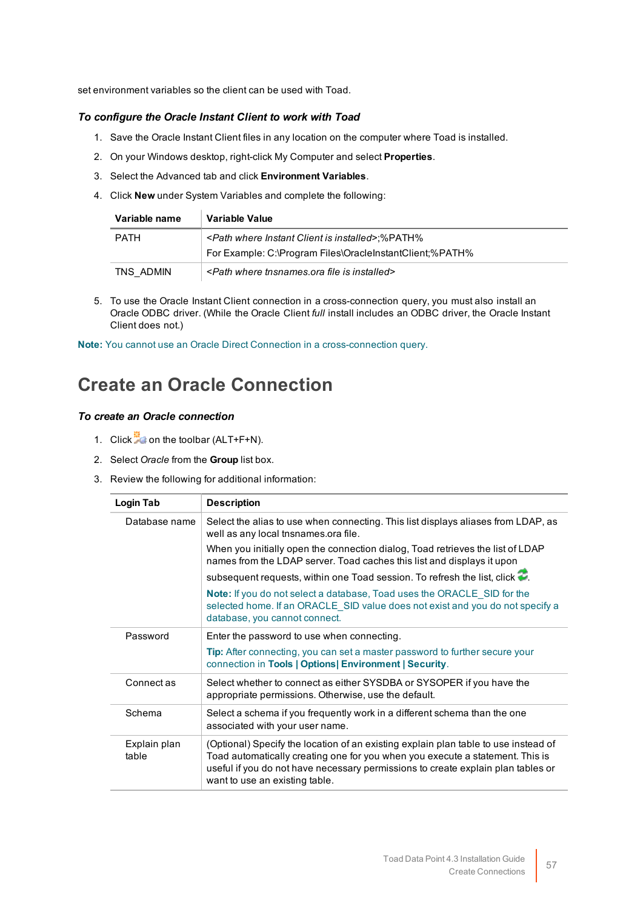set environment variables so the client can be used with Toad.

***To configure the Oracle Instant Client to work with Toad***

1. Save the Oracle Instant Client files in any location on the computer where Toad is installed.
2. On your Windows desktop, right-click My Computer and select **Properties**.
3. Select the Advanced tab and click **Environment Variables**.
4. Click **New** under System Variables and complete the following:

| Variable name | Variable Value |
|---|---|
| PATH | *<Path where Instant Client is installed>*;%PATH%<br>For Example: C:\Program Files\OracleInstantClient;%PATH% |
| TNS_ADMIN | *<Path where tnsnames.ora file is installed>* |

5. To use the Oracle Instant Client connection in a cross-connection query, you must also install an Oracle ODBC driver. (While the Oracle Client *full* install includes an ODBC driver, the Oracle Instant Client does not.)

**Note:** You cannot use an Oracle Direct Connection in a cross-connection query.

# Create an Oracle Connection

***To create an Oracle connection***

1. Click on the toolbar (ALT+F+N).
2. Select *Oracle* from the **Group** list box.
3. Review the following for additional information:

| Login Tab | Description |
|---|---|
| Database name | Select the alias to use when connecting. This list displays aliases from LDAP, as well as any local tnsnames.ora file.<br>When you initially open the connection dialog, Toad retrieves the list of LDAP names from the LDAP server. Toad caches this list and displays it upon subsequent requests, within one Toad session. To refresh the list, click .<br>**Note:** If you do not select a database, Toad uses the ORACLE_SID for the selected home. If an ORACLE_SID value does not exist and you do not specify a database, you cannot connect. |
| Password | Enter the password to use when connecting.<br>**Tip:** After connecting, you can set a master password to further secure your connection in **Tools \| Options\| Environment \| Security**. |
| Connect as | Select whether to connect as either SYSDBA or SYSOPER if you have the appropriate permissions. Otherwise, use the default. |
| Schema | Select a schema if you frequently work in a different schema than the one associated with your user name. |
| Explain plan table | (Optional) Specify the location of an existing explain plan table to use instead of Toad automatically creating one for you when you execute a statement. This is useful if you do not have necessary permissions to create explain plan tables or want to use an existing table. |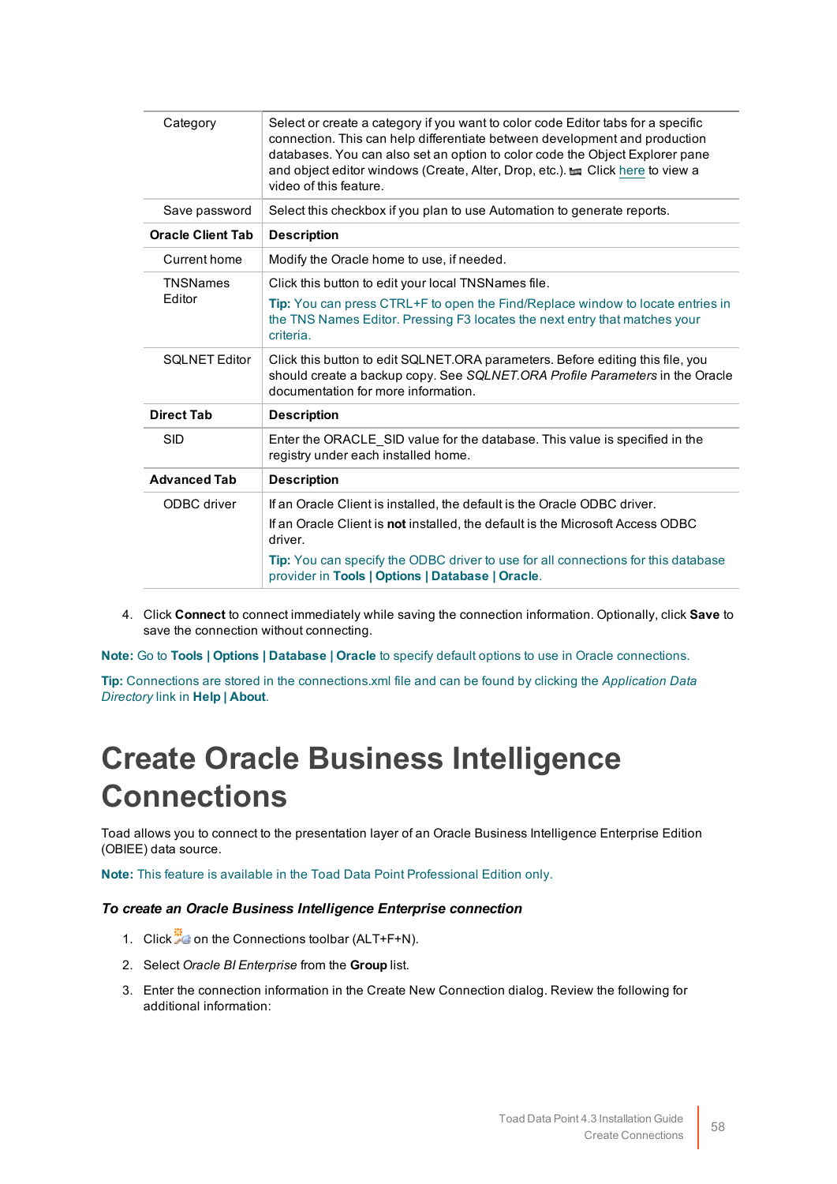| | |
|---|---|
| Category | Select or create a category if you want to color code Editor tabs for a specific connection. This can help differentiate between development and production databases. You can also set an option to color code the Object Explorer pane and object editor windows (Create, Alter, Drop, etc.). Click here to view a video of this feature. |
| Save password | Select this checkbox if you plan to use Automation to generate reports. |
| **Oracle Client Tab** | **Description** |
| Current home | Modify the Oracle home to use, if needed. |
| TNSNames Editor | Click this button to edit your local TNSNames file.<br>**Tip:** You can press CTRL+F to open the Find/Replace window to locate entries in the TNS Names Editor. Pressing F3 locates the next entry that matches your criteria. |
| SQLNET Editor | Click this button to edit SQLNET.ORA parameters. Before editing this file, you should create a backup copy. See *SQLNET.ORA Profile Parameters* in the Oracle documentation for more information. |
| **Direct Tab** | **Description** |
| SID | Enter the ORACLE_SID value for the database. This value is specified in the registry under each installed home. |
| **Advanced Tab** | **Description** |
| ODBC driver | If an Oracle Client is installed, the default is the Oracle ODBC driver.<br>If an Oracle Client is **not** installed, the default is the Microsoft Access ODBC driver.<br>**Tip:** You can specify the ODBC driver to use for all connections for this database provider in **Tools \| Options \| Database \| Oracle**. |

4. Click **Connect** to connect immediately while saving the connection information. Optionally, click **Save** to save the connection without connecting.

**Note:** Go to **Tools | Options | Database | Oracle** to specify default options to use in Oracle connections.

**Tip:** Connections are stored in the connections.xml file and can be found by clicking the *Application Data Directory* link in **Help | About**.

# Create Oracle Business Intelligence Connections

Toad allows you to connect to the presentation layer of an Oracle Business Intelligence Enterprise Edition (OBIEE) data source.

**Note:** This feature is available in the Toad Data Point Professional Edition only.

### *To create an Oracle Business Intelligence Enterprise connection*

1. Click on the Connections toolbar (ALT+F+N).
2. Select *Oracle BI Enterprise* from the **Group** list.
3. Enter the connection information in the Create New Connection dialog. Review the following for additional information: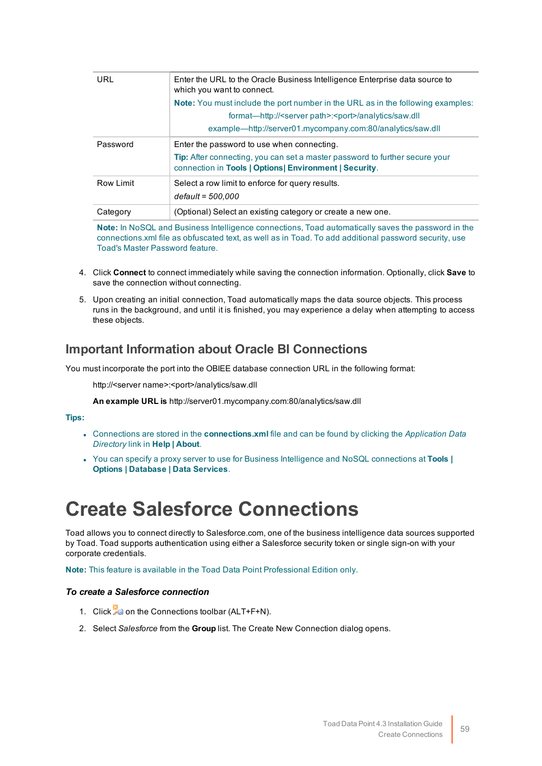| | |
|---|---|
| URL | Enter the URL to the Oracle Business Intelligence Enterprise data source to which you want to connect. **Note:** You must include the port number in the URL as in the following examples: format—http://<server path>:<port>/analytics/saw.dll example—http://server01.mycompany.com:80/analytics/saw.dll |
| Password | Enter the password to use when connecting. **Tip:** After connecting, you can set a master password to further secure your connection in **Tools \| Options\| Environment \| Security**. |
| Row Limit | Select a row limit to enforce for query results. *default = 500,000* |
| Category | (Optional) Select an existing category or create a new one. |

**Note:** In NoSQL and Business Intelligence connections, Toad automatically saves the password in the connections.xml file as obfuscated text, as well as in Toad. To add additional password security, use Toad's Master Password feature.

4. Click **Connect** to connect immediately while saving the connection information. Optionally, click **Save** to save the connection without connecting.
5. Upon creating an initial connection, Toad automatically maps the data source objects. This process runs in the background, and until it is finished, you may experience a delay when attempting to access these objects.

## Important Information about Oracle BI Connections

You must incorporate the port into the OBIEE database connection URL in the following format:

http://<server name>:<port>/analytics/saw.dll

**An example URL is** http://server01.mycompany.com:80/analytics/saw.dll

**Tips:**

- Connections are stored in the **connections.xml** file and can be found by clicking the *Application Data Directory* link in **Help | About**.
- You can specify a proxy server to use for Business Intelligence and NoSQL connections at **Tools | Options | Database | Data Services**.

# Create Salesforce Connections

Toad allows you to connect directly to Salesforce.com, one of the business intelligence data sources supported by Toad. Toad supports authentication using either a Salesforce security token or single sign-on with your corporate credentials.

**Note:** This feature is available in the Toad Data Point Professional Edition only.

### *To create a Salesforce connection*

1. Click on the Connections toolbar (ALT+F+N).
2. Select *Salesforce* from the **Group** list. The Create New Connection dialog opens.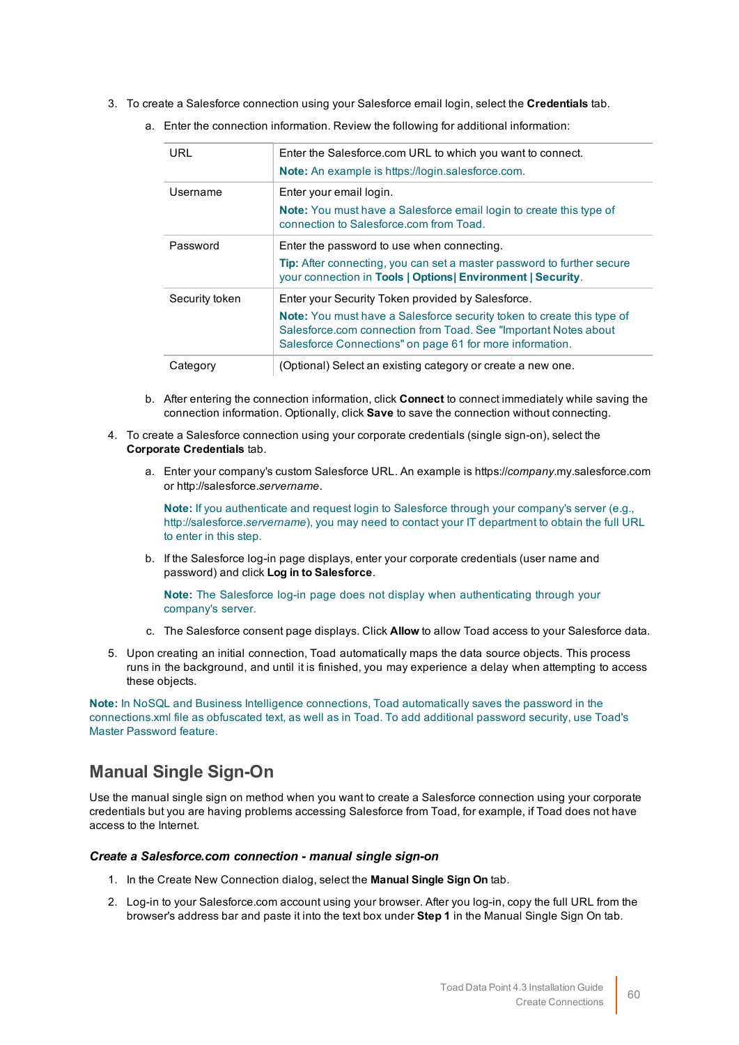3. To create a Salesforce connection using your Salesforce email login, select the **Credentials** tab.

   a. Enter the connection information. Review the following for additional information:

| | |
|---|---|
| URL | Enter the Salesforce.com URL to which you want to connect.<br>**Note:** An example is https://login.salesforce.com. |
| Username | Enter your email login.<br>**Note:** You must have a Salesforce email login to create this type of connection to Salesforce.com from Toad. |
| Password | Enter the password to use when connecting.<br>**Tip:** After connecting, you can set a master password to further secure your connection in **Tools \| Options\| Environment \| Security**. |
| Security token | Enter your Security Token provided by Salesforce.<br>**Note:** You must have a Salesforce security token to create this type of Salesforce.com connection from Toad. See "Important Notes about Salesforce Connections" on page 61 for more information. |
| Category | (Optional) Select an existing category or create a new one. |

   b. After entering the connection information, click **Connect** to connect immediately while saving the connection information. Optionally, click **Save** to save the connection without connecting.

4. To create a Salesforce connection using your corporate credentials (single sign-on), select the **Corporate Credentials** tab.

   a. Enter your company's custom Salesforce URL. An example is https://*company*.my.salesforce.com or http://salesforce.*servername*.

      **Note:** If you authenticate and request login to Salesforce through your company's server (e.g., http://salesforce.*servername*), you may need to contact your IT department to obtain the full URL to enter in this step.

   b. If the Salesforce log-in page displays, enter your corporate credentials (user name and password) and click **Log in to Salesforce**.

      **Note:** The Salesforce log-in page does not display when authenticating through your company's server.

   c. The Salesforce consent page displays. Click **Allow** to allow Toad access to your Salesforce data.

5. Upon creating an initial connection, Toad automatically maps the data source objects. This process runs in the background, and until it is finished, you may experience a delay when attempting to access these objects.

**Note:** In NoSQL and Business Intelligence connections, Toad automatically saves the password in the connections.xml file as obfuscated text, as well as in Toad. To add additional password security, use Toad's Master Password feature.

## Manual Single Sign-On

Use the manual single sign on method when you want to create a Salesforce connection using your corporate credentials but you are having problems accessing Salesforce from Toad, for example, if Toad does not have access to the Internet.

### *Create a Salesforce.com connection - manual single sign-on*

1. In the Create New Connection dialog, select the **Manual Single Sign On** tab.
2. Log-in to your Salesforce.com account using your browser. After you log-in, copy the full URL from the browser's address bar and paste it into the text box under **Step 1** in the Manual Single Sign On tab.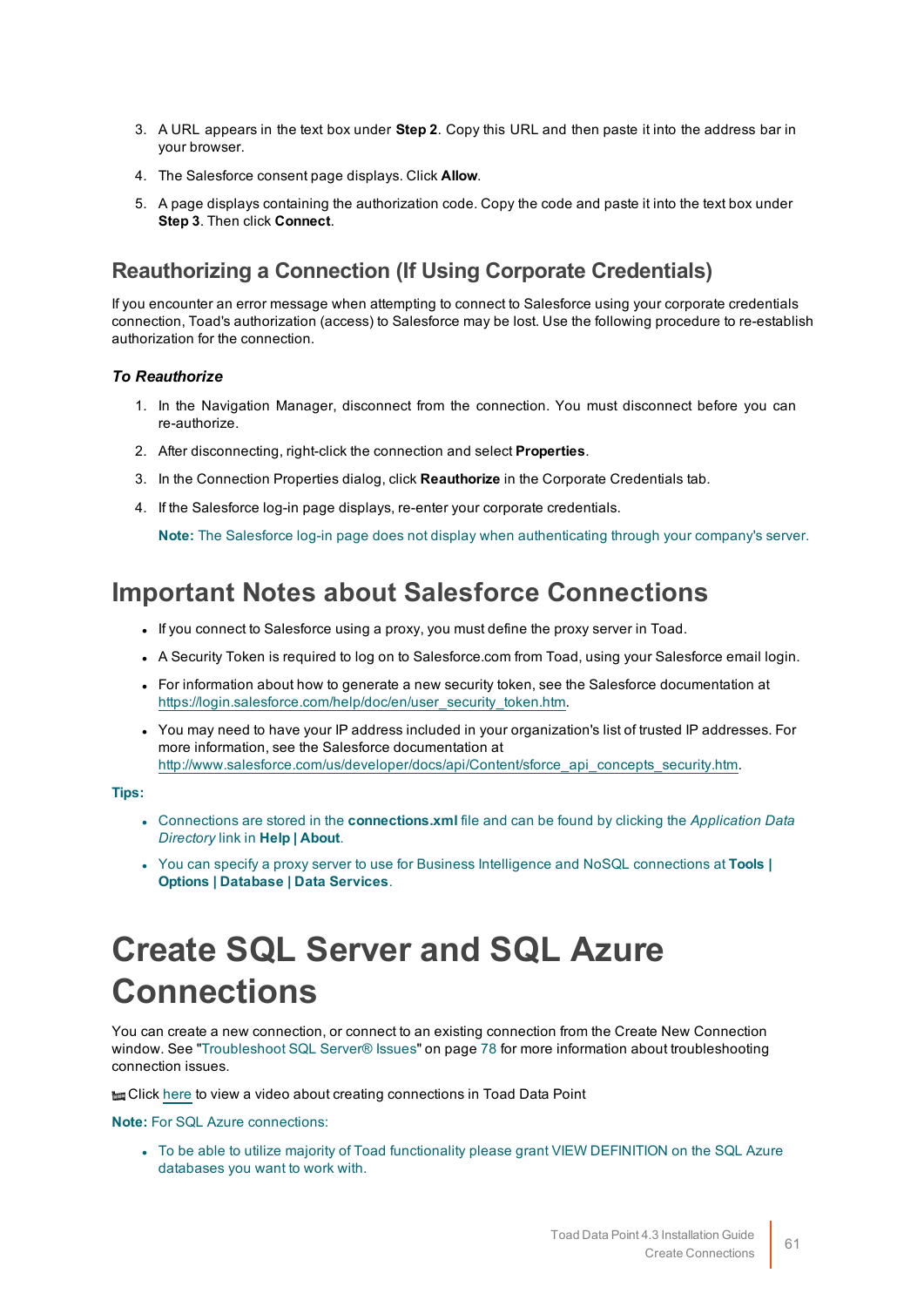3. A URL appears in the text box under **Step 2**. Copy this URL and then paste it into the address bar in your browser.

4. The Salesforce consent page displays. Click **Allow**.

5. A page displays containing the authorization code. Copy the code and paste it into the text box under **Step 3**. Then click **Connect**.

### Reauthorizing a Connection (If Using Corporate Credentials)

If you encounter an error message when attempting to connect to Salesforce using your corporate credentials connection, Toad's authorization (access) to Salesforce may be lost. Use the following procedure to re-establish authorization for the connection.

***To Reauthorize***

1. In the Navigation Manager, disconnect from the connection. You must disconnect before you can re-authorize.

2. After disconnecting, right-click the connection and select **Properties**.

3. In the Connection Properties dialog, click **Reauthorize** in the Corporate Credentials tab.

4. If the Salesforce log-in page displays, re-enter your corporate credentials.

   **Note:** The Salesforce log-in page does not display when authenticating through your company's server.

## Important Notes about Salesforce Connections

- If you connect to Salesforce using a proxy, you must define the proxy server in Toad.
- A Security Token is required to log on to Salesforce.com from Toad, using your Salesforce email login.
- For information about how to generate a new security token, see the Salesforce documentation at https://login.salesforce.com/help/doc/en/user_security_token.htm.
- You may need to have your IP address included in your organization's list of trusted IP addresses. For more information, see the Salesforce documentation at http://www.salesforce.com/us/developer/docs/api/Content/sforce_api_concepts_security.htm.

**Tips:**

- Connections are stored in the **connections.xml** file and can be found by clicking the *Application Data Directory* link in **Help | About**.
- You can specify a proxy server to use for Business Intelligence and NoSQL connections at **Tools | Options | Database | Data Services**.

# Create SQL Server and SQL Azure Connections

You can create a new connection, or connect to an existing connection from the Create New Connection window. See "Troubleshoot SQL Server® Issues" on page 78 for more information about troubleshooting connection issues.

Click here to view a video about creating connections in Toad Data Point

**Note:** For SQL Azure connections:

- To be able to utilize majority of Toad functionality please grant VIEW DEFINITION on the SQL Azure databases you want to work with.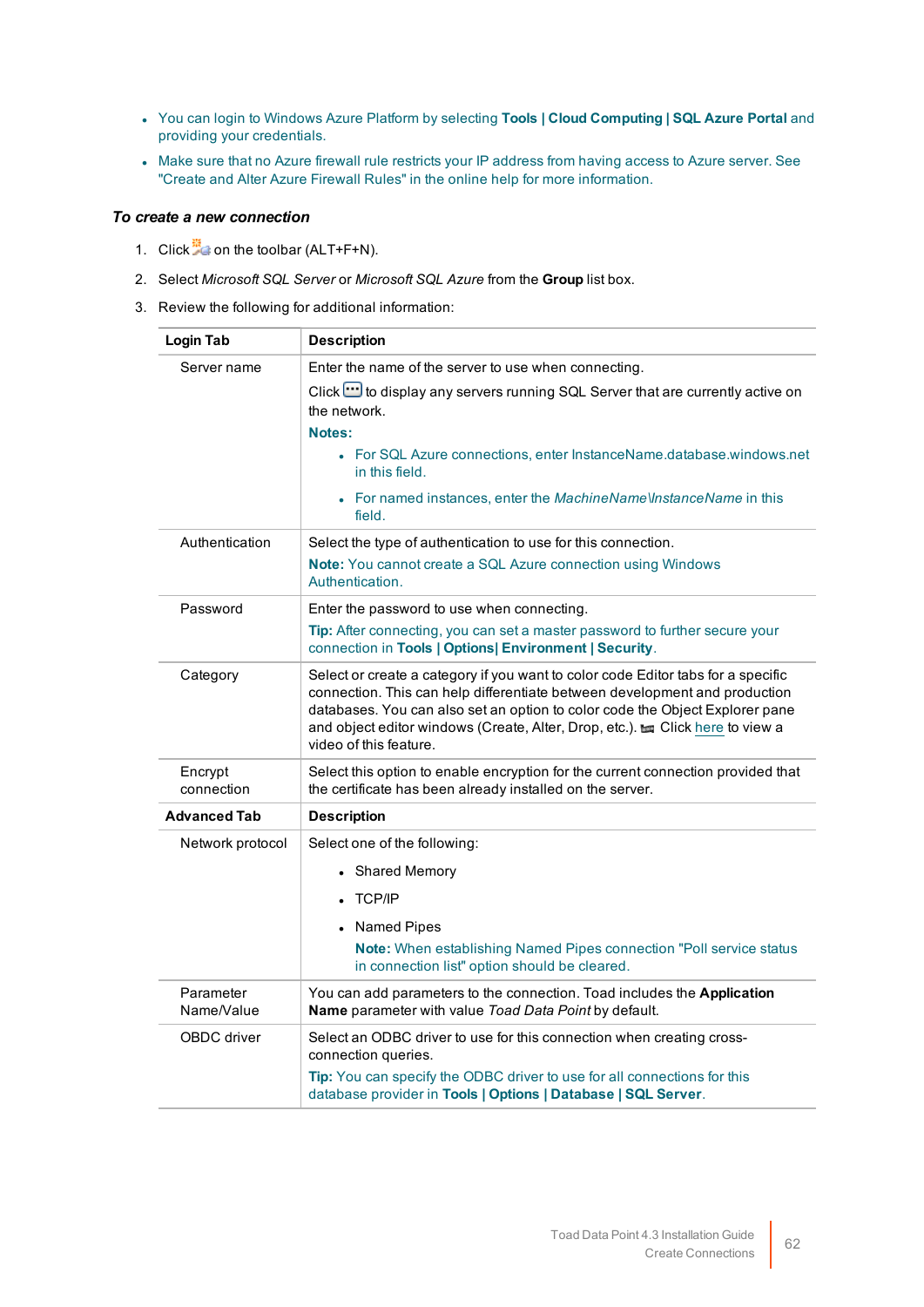- You can login to Windows Azure Platform by selecting **Tools | Cloud Computing | SQL Azure Portal** and providing your credentials.
- Make sure that no Azure firewall rule restricts your IP address from having access to Azure server. See "Create and Alter Azure Firewall Rules" in the online help for more information.

### *To create a new connection*

1. Click on the toolbar (ALT+F+N).
2. Select *Microsoft SQL Server* or *Microsoft SQL Azure* from the **Group** list box.
3. Review the following for additional information:

| Login Tab | Description |
|---|---|
| Server name | Enter the name of the server to use when connecting.<br>Click to display any servers running SQL Server that are currently active on the network.<br>**Notes:**<br>• For SQL Azure connections, enter InstanceName.database.windows.net in this field.<br>• For named instances, enter the *MachineName\InstanceName* in this field. |
| Authentication | Select the type of authentication to use for this connection.<br>**Note:** You cannot create a SQL Azure connection using Windows Authentication. |
| Password | Enter the password to use when connecting.<br>**Tip:** After connecting, you can set a master password to further secure your connection in **Tools \| Options\| Environment \| Security**. |
| Category | Select or create a category if you want to color code Editor tabs for a specific connection. This can help differentiate between development and production databases. You can also set an option to color code the Object Explorer pane and object editor windows (Create, Alter, Drop, etc.). Click here to view a video of this feature. |
| Encrypt connection | Select this option to enable encryption for the current connection provided that the certificate has been already installed on the server. |
| **Advanced Tab** | **Description** |
| Network protocol | Select one of the following:<br>• Shared Memory<br>• TCP/IP<br>• Named Pipes<br>**Note:** When establishing Named Pipes connection "Poll service status in connection list" option should be cleared. |
| Parameter Name/Value | You can add parameters to the connection. Toad includes the **Application Name** parameter with value *Toad Data Point* by default. |
| OBDC driver | Select an ODBC driver to use for this connection when creating cross-connection queries.<br>**Tip:** You can specify the ODBC driver to use for all connections for this database provider in **Tools \| Options \| Database \| SQL Server**. |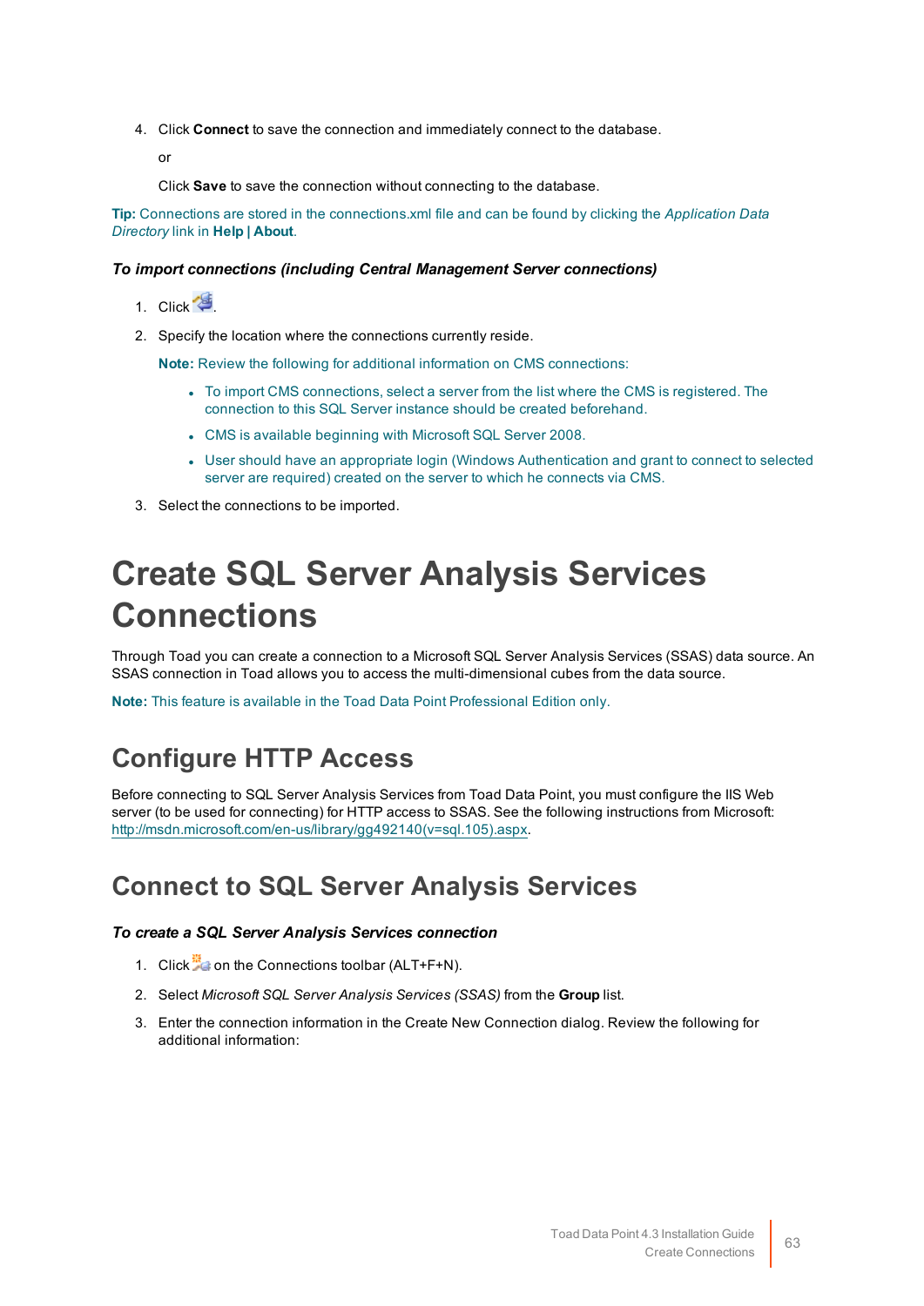4. Click **Connect** to save the connection and immediately connect to the database.

   or

   Click **Save** to save the connection without connecting to the database.

**Tip:** Connections are stored in the connections.xml file and can be found by clicking the *Application Data Directory* link in **Help | About**.

***To import connections (including Central Management Server connections)***

1. Click .
2. Specify the location where the connections currently reside.

   **Note:** Review the following for additional information on CMS connections:

   - To import CMS connections, select a server from the list where the CMS is registered. The connection to this SQL Server instance should be created beforehand.
   - CMS is available beginning with Microsoft SQL Server 2008.
   - User should have an appropriate login (Windows Authentication and grant to connect to selected server are required) created on the server to which he connects via CMS.
3. Select the connections to be imported.

# Create SQL Server Analysis Services Connections

Through Toad you can create a connection to a Microsoft SQL Server Analysis Services (SSAS) data source. An SSAS connection in Toad allows you to access the multi-dimensional cubes from the data source.

**Note:** This feature is available in the Toad Data Point Professional Edition only.

## Configure HTTP Access

Before connecting to SQL Server Analysis Services from Toad Data Point, you must configure the IIS Web server (to be used for connecting) for HTTP access to SSAS. See the following instructions from Microsoft: http://msdn.microsoft.com/en-us/library/gg492140(v=sql.105).aspx.

## Connect to SQL Server Analysis Services

***To create a SQL Server Analysis Services connection***

1. Click  on the Connections toolbar (ALT+F+N).
2. Select *Microsoft SQL Server Analysis Services (SSAS)* from the **Group** list.
3. Enter the connection information in the Create New Connection dialog. Review the following for additional information: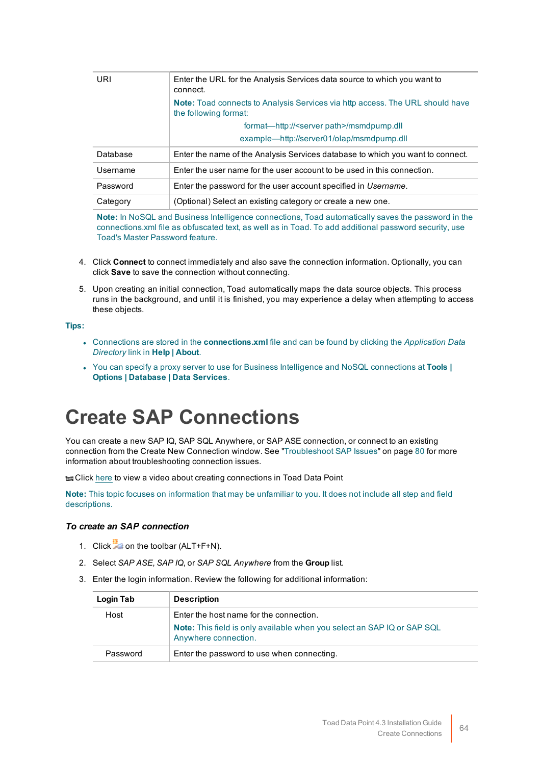| | |
|---|---|
| URI | Enter the URL for the Analysis Services data source to which you want to connect.<br>**Note:** Toad connects to Analysis Services via http access. The URL should have the following format:<br>format—http://<server path>/msmdpump.dll<br>example—http://server01/olap/msmdpump.dll |
| Database | Enter the name of the Analysis Services database to which you want to connect. |
| Username | Enter the user name for the user account to be used in this connection. |
| Password | Enter the password for the user account specified in *Username*. |
| Category | (Optional) Select an existing category or create a new one. |

**Note:** In NoSQL and Business Intelligence connections, Toad automatically saves the password in the connections.xml file as obfuscated text, as well as in Toad. To add additional password security, use Toad's Master Password feature.

4. Click **Connect** to connect immediately and also save the connection information. Optionally, you can click **Save** to save the connection without connecting.

5. Upon creating an initial connection, Toad automatically maps the data source objects. This process runs in the background, and until it is finished, you may experience a delay when attempting to access these objects.

**Tips:**

- Connections are stored in the **connections.xml** file and can be found by clicking the *Application Data Directory* link in **Help | About**.
- You can specify a proxy server to use for Business Intelligence and NoSQL connections at **Tools | Options | Database | Data Services**.

# Create SAP Connections

You can create a new SAP IQ, SAP SQL Anywhere, or SAP ASE connection, or connect to an existing connection from the Create New Connection window. See "Troubleshoot SAP Issues" on page 80 for more information about troubleshooting connection issues.

Click here to view a video about creating connections in Toad Data Point

**Note:** This topic focuses on information that may be unfamiliar to you. It does not include all step and field descriptions.

### *To create an SAP connection*

1. Click on the toolbar (ALT+F+N).
2. Select *SAP ASE*, *SAP IQ*, or *SAP SQL Anywhere* from the **Group** list.
3. Enter the login information. Review the following for additional information:

| Login Tab | Description |
|---|---|
| Host | Enter the host name for the connection.<br>**Note:** This field is only available when you select an SAP IQ or SAP SQL Anywhere connection. |
| Password | Enter the password to use when connecting. |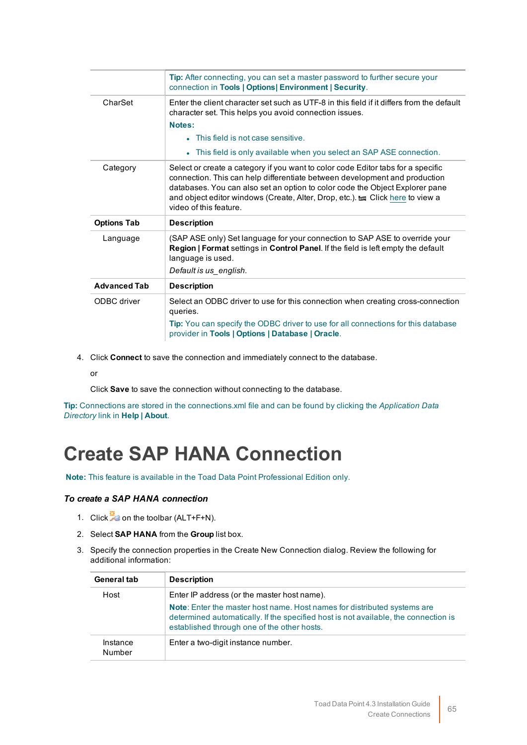| | |
|---|---|
| | **Tip:** After connecting, you can set a master password to further secure your connection in **Tools \| Options\| Environment \| Security**. |
| CharSet | Enter the client character set such as UTF-8 in this field if it differs from the default character set. This helps you avoid connection issues.<br>**Notes:**<br>• This field is not case sensitive.<br>• This field is only available when you select an SAP ASE connection. |
| Category | Select or create a category if you want to color code Editor tabs for a specific connection. This can help differentiate between development and production databases. You can also set an option to color code the Object Explorer pane and object editor windows (Create, Alter, Drop, etc.). Click here to view a video of this feature. |
| **Options Tab** | **Description** |
| Language | (SAP ASE only) Set language for your connection to SAP ASE to override your **Region \| Format** settings in **Control Panel**. If the field is left empty the default language is used.<br>*Default is us_english.* |
| **Advanced Tab** | **Description** |
| ODBC driver | Select an ODBC driver to use for this connection when creating cross-connection queries.<br>**Tip:** You can specify the ODBC driver to use for all connections for this database provider in **Tools \| Options \| Database \| Oracle**. |

4. Click **Connect** to save the connection and immediately connect to the database.

   or

   Click **Save** to save the connection without connecting to the database.

**Tip:** Connections are stored in the connections.xml file and can be found by clicking the *Application Data Directory* link in **Help | About**.

# Create SAP HANA Connection

**Note:** This feature is available in the Toad Data Point Professional Edition only.

***To create a SAP HANA connection***

1. Click on the toolbar (ALT+F+N).
2. Select **SAP HANA** from the **Group** list box.
3. Specify the connection properties in the Create New Connection dialog. Review the following for additional information:

| General tab | Description |
|---|---|
| Host | Enter IP address (or the master host name).<br>**Note**: Enter the master host name. Host names for distributed systems are determined automatically. If the specified host is not available, the connection is established through one of the other hosts. |
| Instance Number | Enter a two-digit instance number. |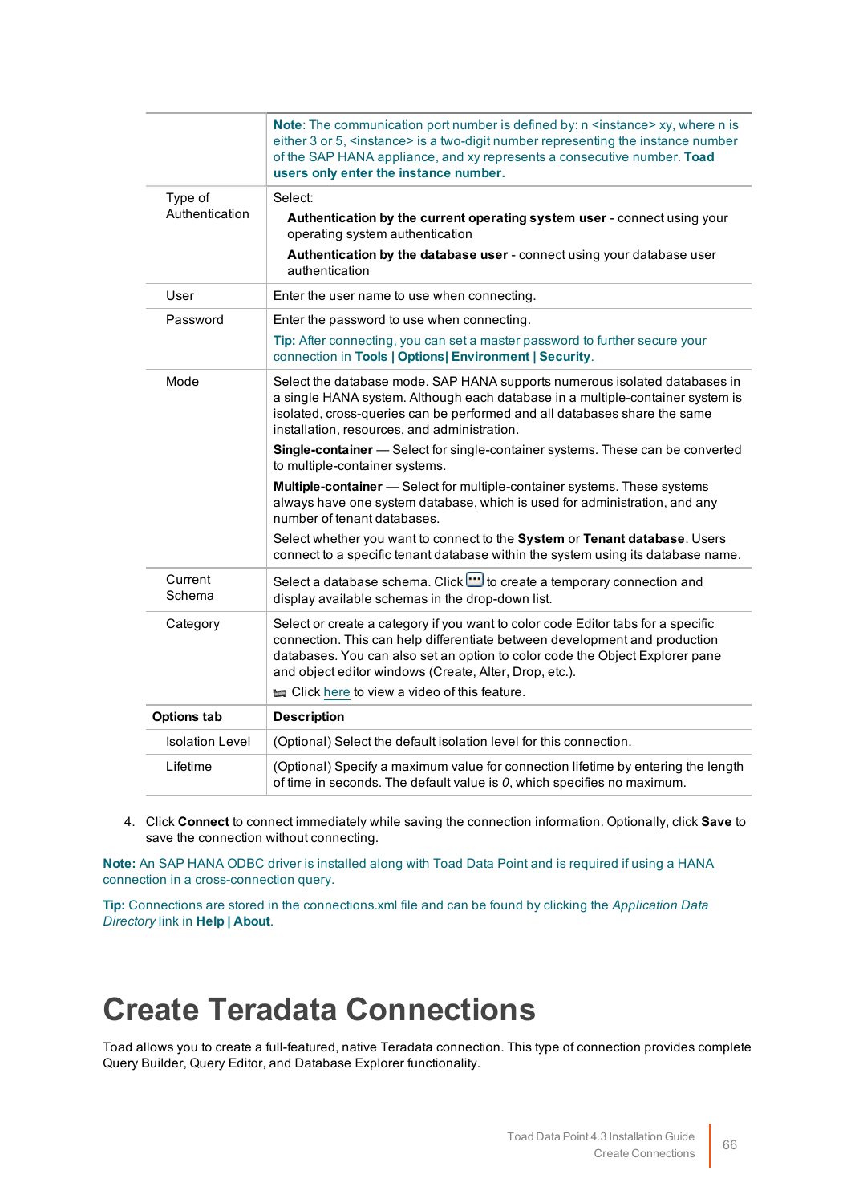| | |
|---|---|
| | **Note**: The communication port number is defined by: n <instance> xy, where n is either 3 or 5, <instance> is a two-digit number representing the instance number of the SAP HANA appliance, and xy represents a consecutive number. **Toad users only enter the instance number.** |
| Type of Authentication | Select:<br>**Authentication by the current operating system user** - connect using your operating system authentication<br>**Authentication by the database user** - connect using your database user authentication |
| User | Enter the user name to use when connecting. |
| Password | Enter the password to use when connecting.<br>**Tip:** After connecting, you can set a master password to further secure your connection in **Tools \| Options\| Environment \| Security**. |
| Mode | Select the database mode. SAP HANA supports numerous isolated databases in a single HANA system. Although each database in a multiple-container system is isolated, cross-queries can be performed and all databases share the same installation, resources, and administration.<br>**Single-container** — Select for single-container systems. These can be converted to multiple-container systems.<br>**Multiple-container** — Select for multiple-container systems. These systems always have one system database, which is used for administration, and any number of tenant databases.<br>Select whether you want to connect to the **System** or **Tenant database**. Users connect to a specific tenant database within the system using its database name. |
| Current Schema | Select a database schema. Click ... to create a temporary connection and display available schemas in the drop-down list. |
| Category | Select or create a category if you want to color code Editor tabs for a specific connection. This can help differentiate between development and production databases. You can also set an option to color code the Object Explorer pane and object editor windows (Create, Alter, Drop, etc.).<br>Click here to view a video of this feature. |
| **Options tab** | **Description** |
| Isolation Level | (Optional) Select the default isolation level for this connection. |
| Lifetime | (Optional) Specify a maximum value for connection lifetime by entering the length of time in seconds. The default value is *0*, which specifies no maximum. |

4. Click **Connect** to connect immediately while saving the connection information. Optionally, click **Save** to save the connection without connecting.

**Note:** An SAP HANA ODBC driver is installed along with Toad Data Point and is required if using a HANA connection in a cross-connection query.

**Tip:** Connections are stored in the connections.xml file and can be found by clicking the *Application Data Directory* link in **Help | About**.

# Create Teradata Connections

Toad allows you to create a full-featured, native Teradata connection. This type of connection provides complete Query Builder, Query Editor, and Database Explorer functionality.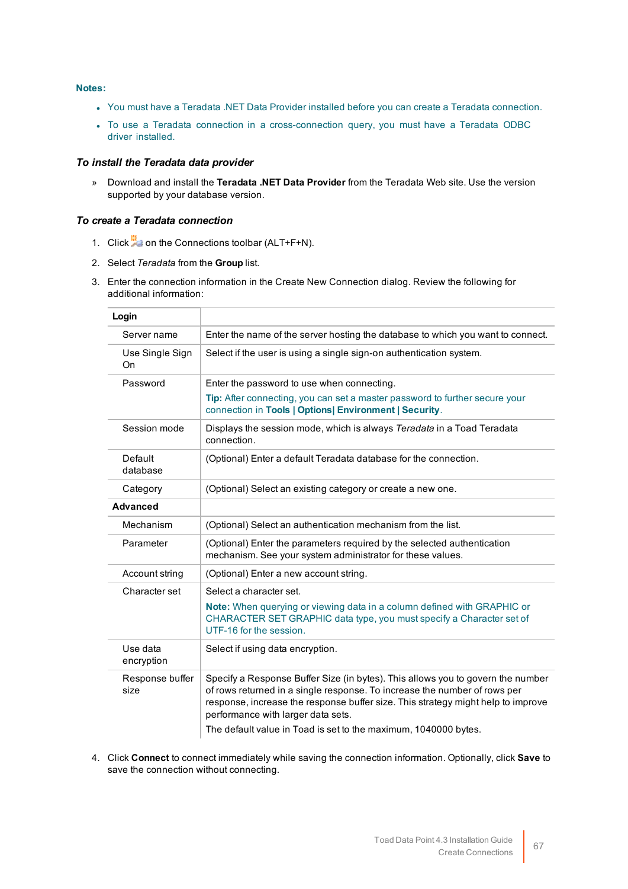**Notes:**

- You must have a Teradata .NET Data Provider installed before you can create a Teradata connection.
- To use a Teradata connection in a cross-connection query, you must have a Teradata ODBC driver installed.

### *To install the Teradata data provider*

» Download and install the **Teradata .NET Data Provider** from the Teradata Web site. Use the version supported by your database version.

### *To create a Teradata connection*

1. Click on the Connections toolbar (ALT+F+N).
2. Select *Teradata* from the **Group** list.
3. Enter the connection information in the Create New Connection dialog. Review the following for additional information:

| **Login** | |
|---|---|
| Server name | Enter the name of the server hosting the database to which you want to connect. |
| Use Single Sign On | Select if the user is using a single sign-on authentication system. |
| Password | Enter the password to use when connecting.<br>**Tip:** After connecting, you can set a master password to further secure your connection in **Tools \| Options\| Environment \| Security**. |
| Session mode | Displays the session mode, which is always *Teradata* in a Toad Teradata connection. |
| Default database | (Optional) Enter a default Teradata database for the connection. |
| Category | (Optional) Select an existing category or create a new one. |
| **Advanced** | |
| Mechanism | (Optional) Select an authentication mechanism from the list. |
| Parameter | (Optional) Enter the parameters required by the selected authentication mechanism. See your system administrator for these values. |
| Account string | (Optional) Enter a new account string. |
| Character set | Select a character set.<br>**Note:** When querying or viewing data in a column defined with GRAPHIC or CHARACTER SET GRAPHIC data type, you must specify a Character set of UTF-16 for the session. |
| Use data encryption | Select if using data encryption. |
| Response buffer size | Specify a Response Buffer Size (in bytes). This allows you to govern the number of rows returned in a single response. To increase the number of rows per response, increase the response buffer size. This strategy might help to improve performance with larger data sets.<br>The default value in Toad is set to the maximum, 1040000 bytes. |

4. Click **Connect** to connect immediately while saving the connection information. Optionally, click **Save** to save the connection without connecting.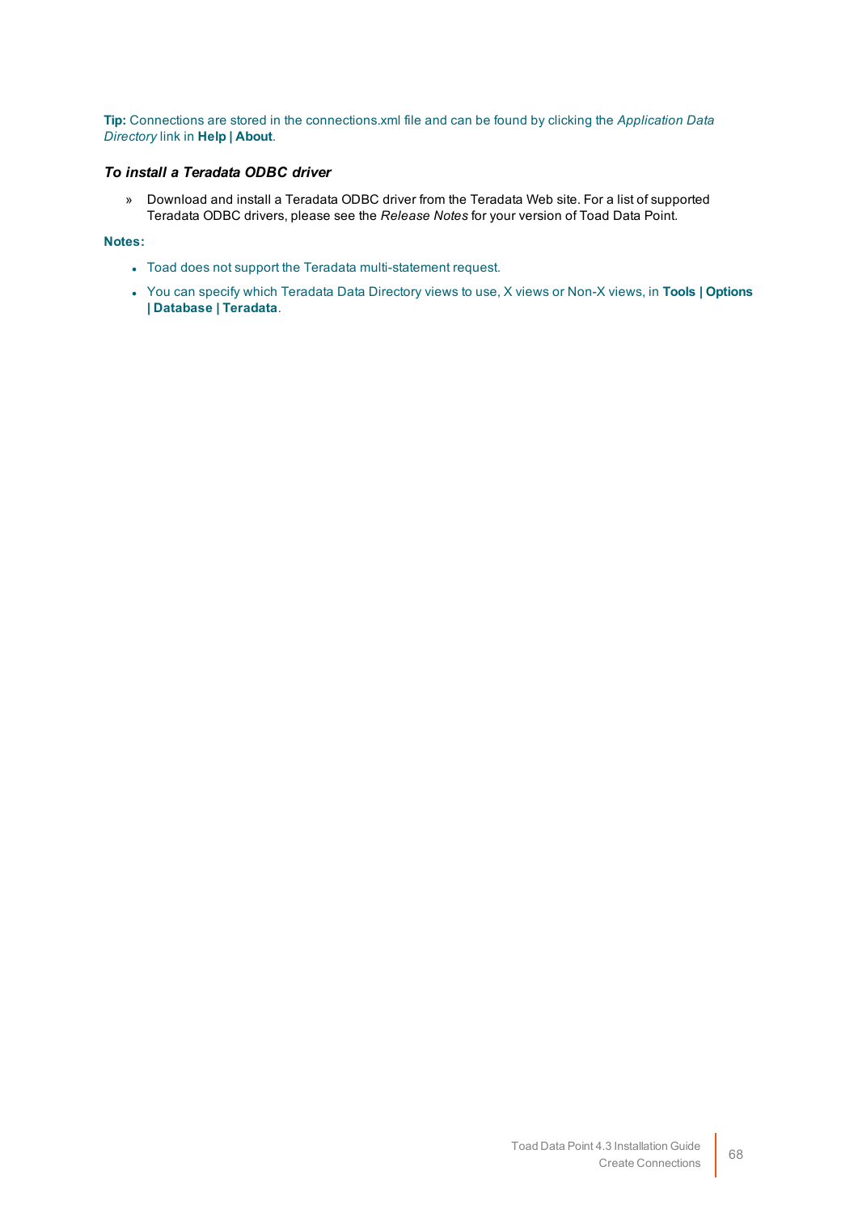**Tip:** Connections are stored in the connections.xml file and can be found by clicking the *Application Data Directory* link in **Help | About**.

***To install a Teradata ODBC driver***

» Download and install a Teradata ODBC driver from the Teradata Web site. For a list of supported Teradata ODBC drivers, please see the *Release Notes* for your version of Toad Data Point.

**Notes:**

- Toad does not support the Teradata multi-statement request.
- You can specify which Teradata Data Directory views to use, X views or Non-X views, in **Tools | Options | Database | Teradata**.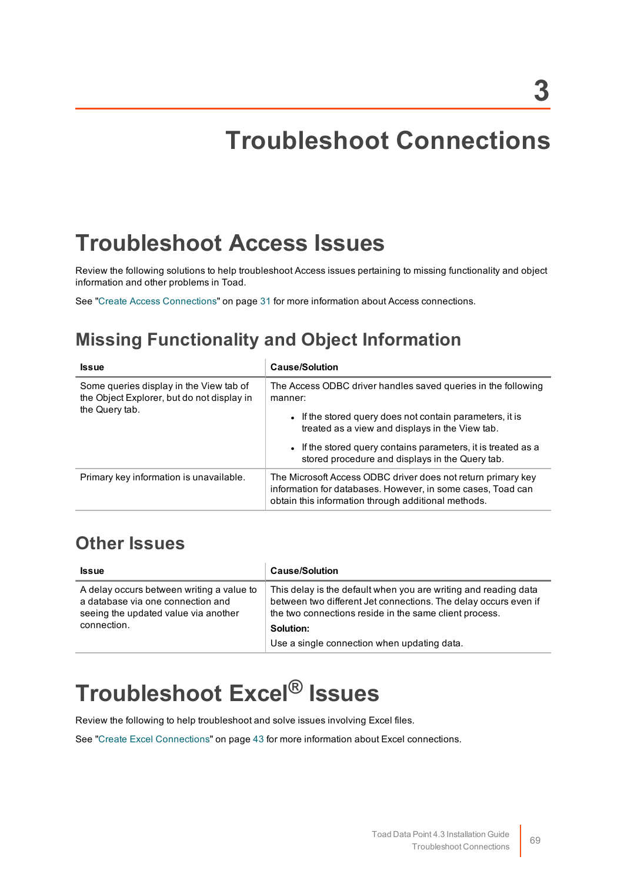# 3

# Troubleshoot Connections

## Troubleshoot Access Issues

Review the following solutions to help troubleshoot Access issues pertaining to missing functionality and object information and other problems in Toad.

See "Create Access Connections" on page 31 for more information about Access connections.

### Missing Functionality and Object Information

| Issue | Cause/Solution |
|---|---|
| Some queries display in the View tab of the Object Explorer, but do not display in the Query tab. | The Access ODBC driver handles saved queries in the following manner:<br>• If the stored query does not contain parameters, it is treated as a view and displays in the View tab.<br>• If the stored query contains parameters, it is treated as a stored procedure and displays in the Query tab. |
| Primary key information is unavailable. | The Microsoft Access ODBC driver does not return primary key information for databases. However, in some cases, Toad can obtain this information through additional methods. |

### Other Issues

| Issue | Cause/Solution |
|---|---|
| A delay occurs between writing a value to a database via one connection and seeing the updated value via another connection. | This delay is the default when you are writing and reading data between two different Jet connections. The delay occurs even if the two connections reside in the same client process.<br>**Solution:**<br>Use a single connection when updating data. |

## Troubleshoot Excel® Issues

Review the following to help troubleshoot and solve issues involving Excel files.

See "Create Excel Connections" on page 43 for more information about Excel connections.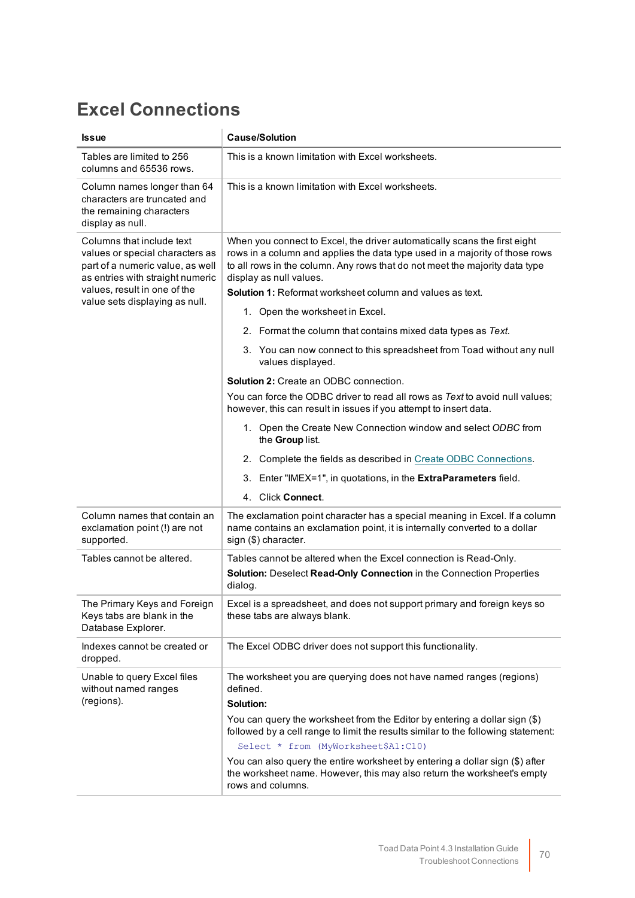# Excel Connections

| Issue | Cause/Solution |
|---|---|
| Tables are limited to 256 columns and 65536 rows. | This is a known limitation with Excel worksheets. |
| Column names longer than 64 characters are truncated and the remaining characters display as null. | This is a known limitation with Excel worksheets. |
| Columns that include text values or special characters as part of a numeric value, as well as entries with straight numeric values, result in one of the value sets displaying as null. | When you connect to Excel, the driver automatically scans the first eight rows in a column and applies the data type used in a majority of those rows to all rows in the column. Any rows that do not meet the majority data type display as null values.<br>**Solution 1:** Reformat worksheet column and values as text.<br>1. Open the worksheet in Excel.<br>2. Format the column that contains mixed data types as *Text*.<br>3. You can now connect to this spreadsheet from Toad without any null values displayed.<br>**Solution 2:** Create an ODBC connection.<br>You can force the ODBC driver to read all rows as *Text* to avoid null values; however, this can result in issues if you attempt to insert data.<br>1. Open the Create New Connection window and select *ODBC* from the **Group** list.<br>2. Complete the fields as described in Create ODBC Connections.<br>3. Enter "IMEX=1", in quotations, in the **ExtraParameters** field.<br>4. Click **Connect**. |
| Column names that contain an exclamation point (!) are not supported. | The exclamation point character has a special meaning in Excel. If a column name contains an exclamation point, it is internally converted to a dollar sign ($) character. |
| Tables cannot be altered. | Tables cannot be altered when the Excel connection is Read-Only.<br>**Solution:** Deselect **Read-Only Connection** in the Connection Properties dialog. |
| The Primary Keys and Foreign Keys tabs are blank in the Database Explorer. | Excel is a spreadsheet, and does not support primary and foreign keys so these tabs are always blank. |
| Indexes cannot be created or dropped. | The Excel ODBC driver does not support this functionality. |
| Unable to query Excel files without named ranges (regions). | The worksheet you are querying does not have named ranges (regions) defined.<br>**Solution:**<br>You can query the worksheet from the Editor by entering a dollar sign ($) followed by a cell range to limit the results similar to the following statement:<br>`Select * from (MyWorksheet$A1:C10)`<br>You can also query the entire worksheet by entering a dollar sign ($) after the worksheet name. However, this may also return the worksheet's empty rows and columns. |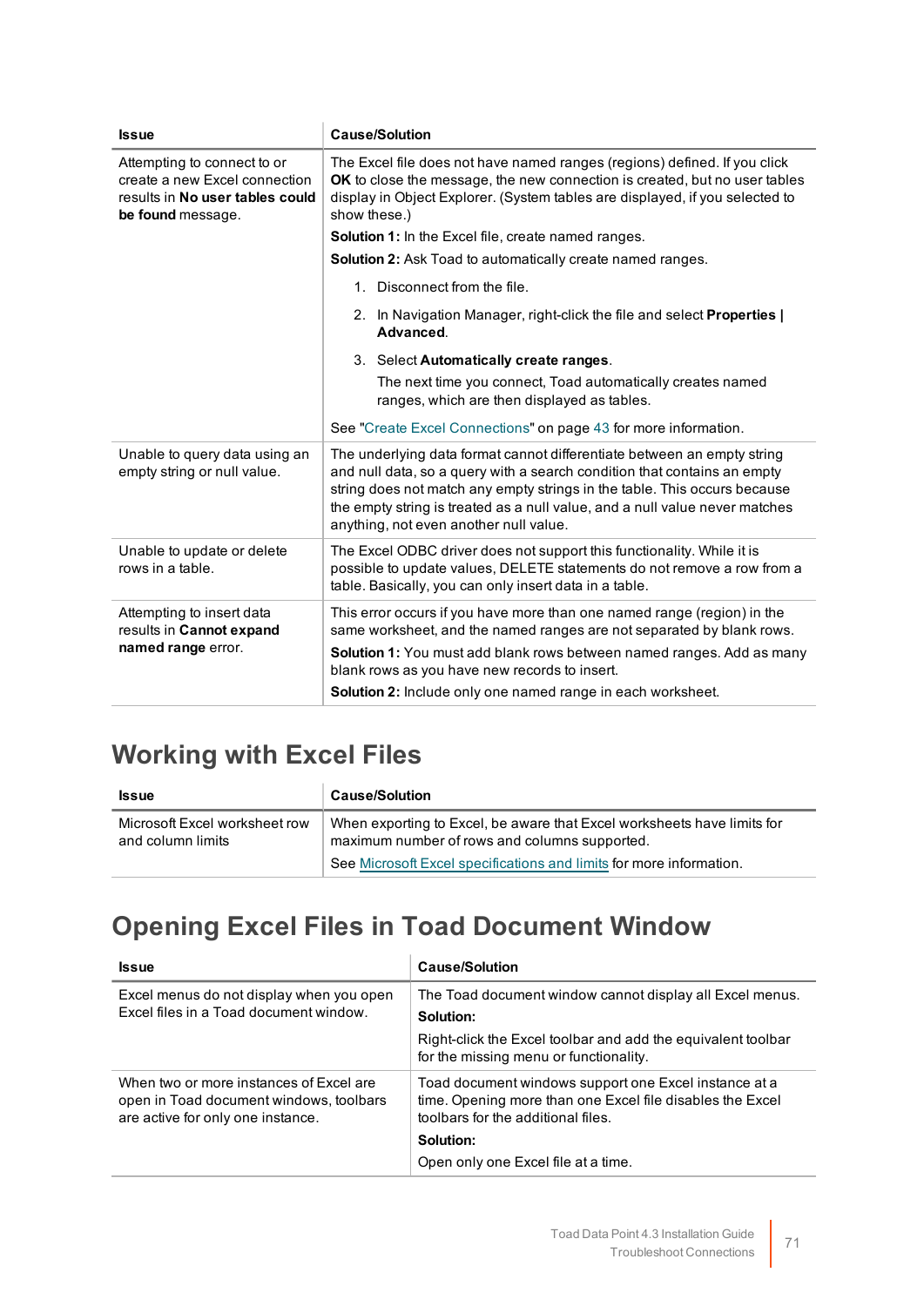| Issue | Cause/Solution |
|---|---|
| Attempting to connect to or create a new Excel connection results in **No user tables could be found** message. | The Excel file does not have named ranges (regions) defined. If you click **OK** to close the message, the new connection is created, but no user tables display in Object Explorer. (System tables are displayed, if you selected to show these.)<br>**Solution 1:** In the Excel file, create named ranges.<br>**Solution 2:** Ask Toad to automatically create named ranges.<br>1. Disconnect from the file.<br>2. In Navigation Manager, right-click the file and select **Properties \| Advanced**.<br>3. Select **Automatically create ranges**.<br>The next time you connect, Toad automatically creates named ranges, which are then displayed as tables.<br>See "Create Excel Connections" on page 43 for more information. |
| Unable to query data using an empty string or null value. | The underlying data format cannot differentiate between an empty string and null data, so a query with a search condition that contains an empty string does not match any empty strings in the table. This occurs because the empty string is treated as a null value, and a null value never matches anything, not even another null value. |
| Unable to update or delete rows in a table. | The Excel ODBC driver does not support this functionality. While it is possible to update values, DELETE statements do not remove a row from a table. Basically, you can only insert data in a table. |
| Attempting to insert data results in **Cannot expand named range** error. | This error occurs if you have more than one named range (region) in the same worksheet, and the named ranges are not separated by blank rows.<br>**Solution 1:** You must add blank rows between named ranges. Add as many blank rows as you have new records to insert.<br>**Solution 2:** Include only one named range in each worksheet. |

## Working with Excel Files

| Issue | Cause/Solution |
|---|---|
| Microsoft Excel worksheet row and column limits | When exporting to Excel, be aware that Excel worksheets have limits for maximum number of rows and columns supported.<br>See Microsoft Excel specifications and limits for more information. |

## Opening Excel Files in Toad Document Window

| Issue | Cause/Solution |
|---|---|
| Excel menus do not display when you open Excel files in a Toad document window. | The Toad document window cannot display all Excel menus.<br>**Solution:**<br>Right-click the Excel toolbar and add the equivalent toolbar for the missing menu or functionality. |
| When two or more instances of Excel are open in Toad document windows, toolbars are active for only one instance. | Toad document windows support one Excel instance at a time. Opening more than one Excel file disables the Excel toolbars for the additional files.<br>**Solution:**<br>Open only one Excel file at a time. |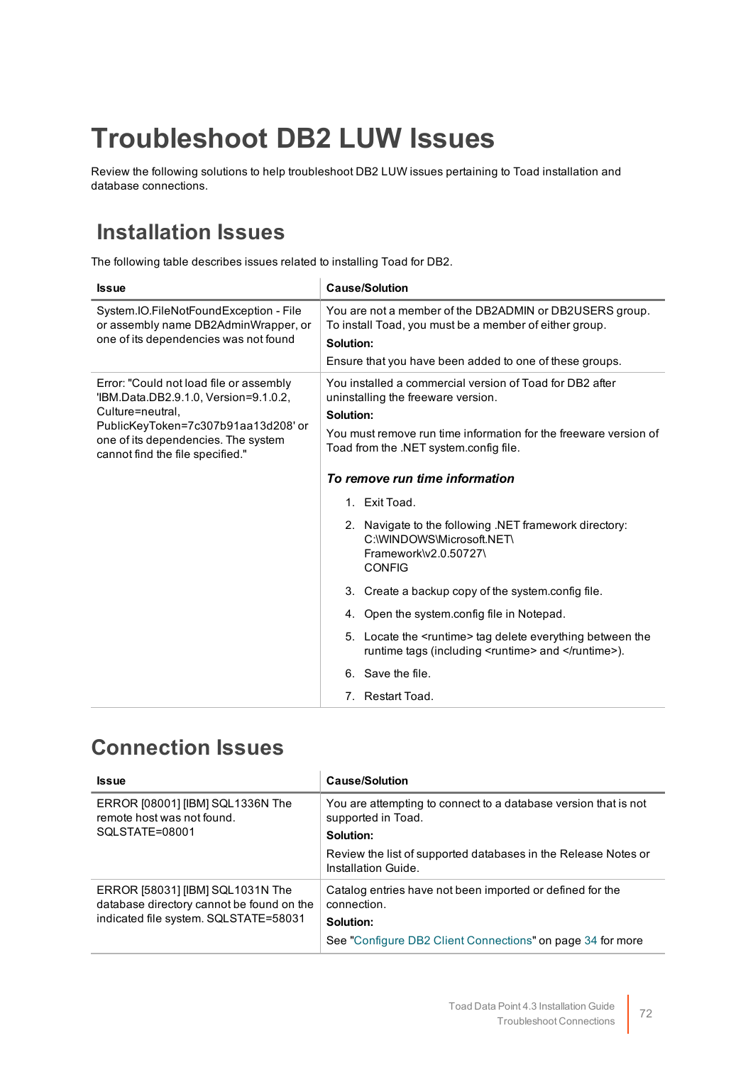# Troubleshoot DB2 LUW Issues

Review the following solutions to help troubleshoot DB2 LUW issues pertaining to Toad installation and database connections.

## Installation Issues

The following table describes issues related to installing Toad for DB2.

| Issue | Cause/Solution |
|---|---|
| System.IO.FileNotFoundException - File or assembly name DB2AdminWrapper, or one of its dependencies was not found | You are not a member of the DB2ADMIN or DB2USERS group. To install Toad, you must be a member of either group.<br>**Solution:**<br>Ensure that you have been added to one of these groups. |
| Error: "Could not load file or assembly 'IBM.Data.DB2.9.1.0, Version=9.1.0.2, Culture=neutral, PublicKeyToken=7c307b91aa13d208' or one of its dependencies. The system cannot find the file specified." | You installed a commercial version of Toad for DB2 after uninstalling the freeware version.<br>**Solution:**<br>You must remove run time information for the freeware version of Toad from the .NET system.config file.<br>***To remove run time information***<br>1. Exit Toad.<br>2. Navigate to the following .NET framework directory: C:\WINDOWS\Microsoft.NET\Framework\v2.0.50727\CONFIG<br>3. Create a backup copy of the system.config file.<br>4. Open the system.config file in Notepad.<br>5. Locate the <runtime> tag delete everything between the runtime tags (including <runtime> and </runtime>).<br>6. Save the file.<br>7. Restart Toad. |

## Connection Issues

| Issue | Cause/Solution |
|---|---|
| ERROR [08001] [IBM] SQL1336N The remote host was not found. SQLSTATE=08001 | You are attempting to connect to a database version that is not supported in Toad.<br>**Solution:**<br>Review the list of supported databases in the Release Notes or Installation Guide. |
| ERROR [58031] [IBM] SQL1031N The database directory cannot be found on the indicated file system. SQLSTATE=58031 | Catalog entries have not been imported or defined for the connection.<br>**Solution:**<br>See "Configure DB2 Client Connections" on page 34 for more |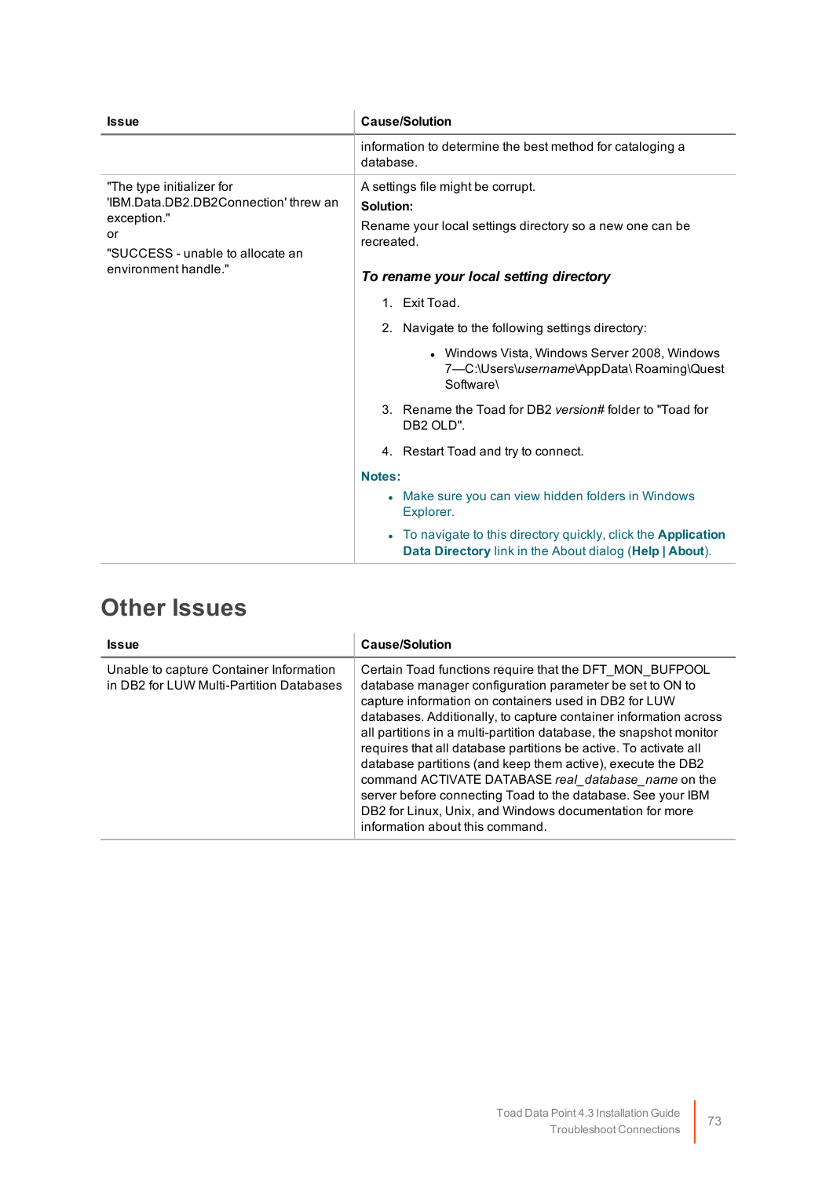| Issue | Cause/Solution |
|---|---|
| | information to determine the best method for cataloging a database. |
| "The type initializer for 'IBM.Data.DB2.DB2Connection' threw an exception."<br>or<br>"SUCCESS - unable to allocate an environment handle." | A settings file might be corrupt.<br>**Solution:**<br>Rename your local settings directory so a new one can be recreated.<br>***To rename your local setting directory***<br>1. Exit Toad.<br>2. Navigate to the following settings directory:<br>• Windows Vista, Windows Server 2008, Windows 7—C:\Users\\*username*\AppData\ Roaming\Quest Software\<br>3. Rename the Toad for DB2 *version#* folder to "Toad for DB2 OLD".<br>4. Restart Toad and try to connect.<br>**Notes:**<br>• Make sure you can view hidden folders in Windows Explorer.<br>• To navigate to this directory quickly, click the **Application Data Directory** link in the About dialog (**Help \| About**). |

## Other Issues

| Issue | Cause/Solution |
|---|---|
| Unable to capture Container Information in DB2 for LUW Multi-Partition Databases | Certain Toad functions require that the DFT_MON_BUFPOOL database manager configuration parameter be set to ON to capture information on containers used in DB2 for LUW databases. Additionally, to capture container information across all partitions in a multi-partition database, the snapshot monitor requires that all database partitions be active. To activate all database partitions (and keep them active), execute the DB2 command ACTIVATE DATABASE *real_database_name* on the server before connecting Toad to the database. See your IBM DB2 for Linux, Unix, and Windows documentation for more information about this command. |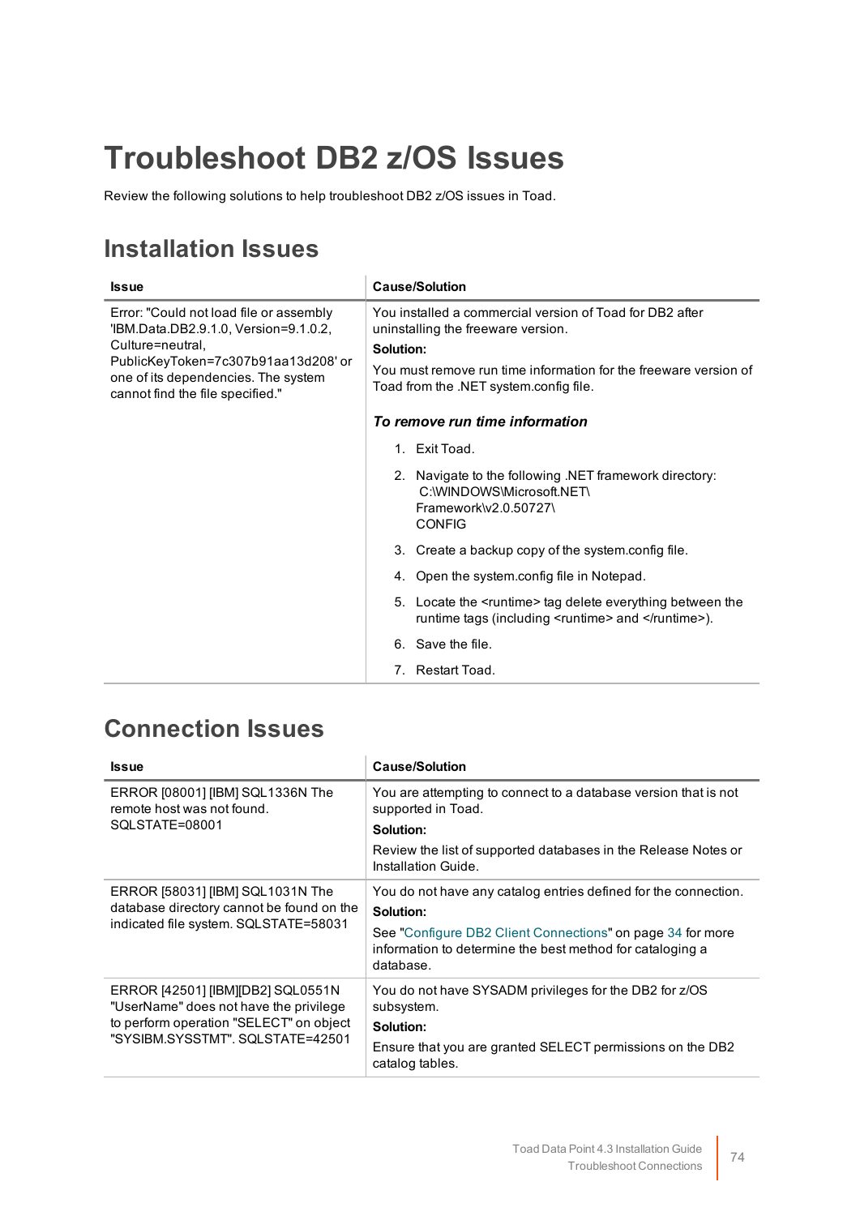# Troubleshoot DB2 z/OS Issues

Review the following solutions to help troubleshoot DB2 z/OS issues in Toad.

## Installation Issues

| Issue | Cause/Solution |
|---|---|
| Error: "Could not load file or assembly 'IBM.Data.DB2.9.1.0, Version=9.1.0.2, Culture=neutral, PublicKeyToken=7c307b91aa13d208' or one of its dependencies. The system cannot find the file specified." | You installed a commercial version of Toad for DB2 after uninstalling the freeware version.<br>**Solution:**<br>You must remove run time information for the freeware version of Toad from the .NET system.config file.<br>***To remove run time information***<br>1. Exit Toad.<br>2. Navigate to the following .NET framework directory: C:\WINDOWS\Microsoft.NET\Framework\v2.0.50727\CONFIG<br>3. Create a backup copy of the system.config file.<br>4. Open the system.config file in Notepad.<br>5. Locate the <runtime> tag delete everything between the runtime tags (including <runtime> and </runtime>).<br>6. Save the file.<br>7. Restart Toad. |

## Connection Issues

| Issue | Cause/Solution |
|---|---|
| ERROR [08001] [IBM] SQL1336N The remote host was not found. SQLSTATE=08001 | You are attempting to connect to a database version that is not supported in Toad.<br>**Solution:**<br>Review the list of supported databases in the Release Notes or Installation Guide. |
| ERROR [58031] [IBM] SQL1031N The database directory cannot be found on the indicated file system. SQLSTATE=58031 | You do not have any catalog entries defined for the connection.<br>**Solution:**<br>See "Configure DB2 Client Connections" on page 34 for more information to determine the best method for cataloging a database. |
| ERROR [42501] [IBM][DB2] SQL0551N "UserName" does not have the privilege to perform operation "SELECT" on object "SYSIBM.SYSSTMT". SQLSTATE=42501 | You do not have SYSADM privileges for the DB2 for z/OS subsystem.<br>**Solution:**<br>Ensure that you are granted SELECT permissions on the DB2 catalog tables. |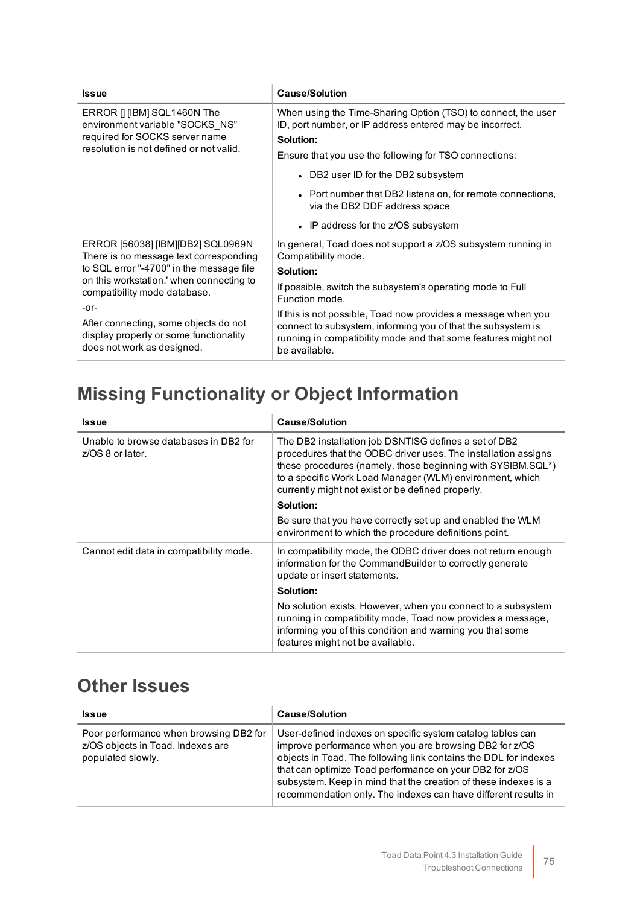| Issue | Cause/Solution |
| --- | --- |
| ERROR [] [IBM] SQL1460N The environment variable "SOCKS_NS" required for SOCKS server name resolution is not defined or not valid. | When using the Time-Sharing Option (TSO) to connect, the user ID, port number, or IP address entered may be incorrect.<br>**Solution:**<br>Ensure that you use the following for TSO connections:<br>• DB2 user ID for the DB2 subsystem<br>• Port number that DB2 listens on, for remote connections, via the DB2 DDF address space<br>• IP address for the z/OS subsystem |
| ERROR [56038] [IBM][DB2] SQL0969N There is no message text corresponding to SQL error "-4700" in the message file on this workstation.' when connecting to compatibility mode database.<br>-or-<br>After connecting, some objects do not display properly or some functionality does not work as designed. | In general, Toad does not support a z/OS subsystem running in Compatibility mode.<br>**Solution:**<br>If possible, switch the subsystem's operating mode to Full Function mode.<br>If this is not possible, Toad now provides a message when you connect to subsystem, informing you of that the subsystem is running in compatibility mode and that some features might not be available. |

## Missing Functionality or Object Information

| Issue | Cause/Solution |
| --- | --- |
| Unable to browse databases in DB2 for z/OS 8 or later. | The DB2 installation job DSNTISG defines a set of DB2 procedures that the ODBC driver uses. The installation assigns these procedures (namely, those beginning with SYSIBM.SQL*) to a specific Work Load Manager (WLM) environment, which currently might not exist or be defined properly.<br>**Solution:**<br>Be sure that you have correctly set up and enabled the WLM environment to which the procedure definitions point. |
| Cannot edit data in compatibility mode. | In compatibility mode, the ODBC driver does not return enough information for the CommandBuilder to correctly generate update or insert statements.<br>**Solution:**<br>No solution exists. However, when you connect to a subsystem running in compatibility mode, Toad now provides a message, informing you of this condition and warning you that some features might not be available. |

## Other Issues

| Issue | Cause/Solution |
| --- | --- |
| Poor performance when browsing DB2 for z/OS objects in Toad. Indexes are populated slowly. | User-defined indexes on specific system catalog tables can improve performance when you are browsing DB2 for z/OS objects in Toad. The following link contains the DDL for indexes that can optimize Toad performance on your DB2 for z/OS subsystem. Keep in mind that the creation of these indexes is a recommendation only. The indexes can have different results in |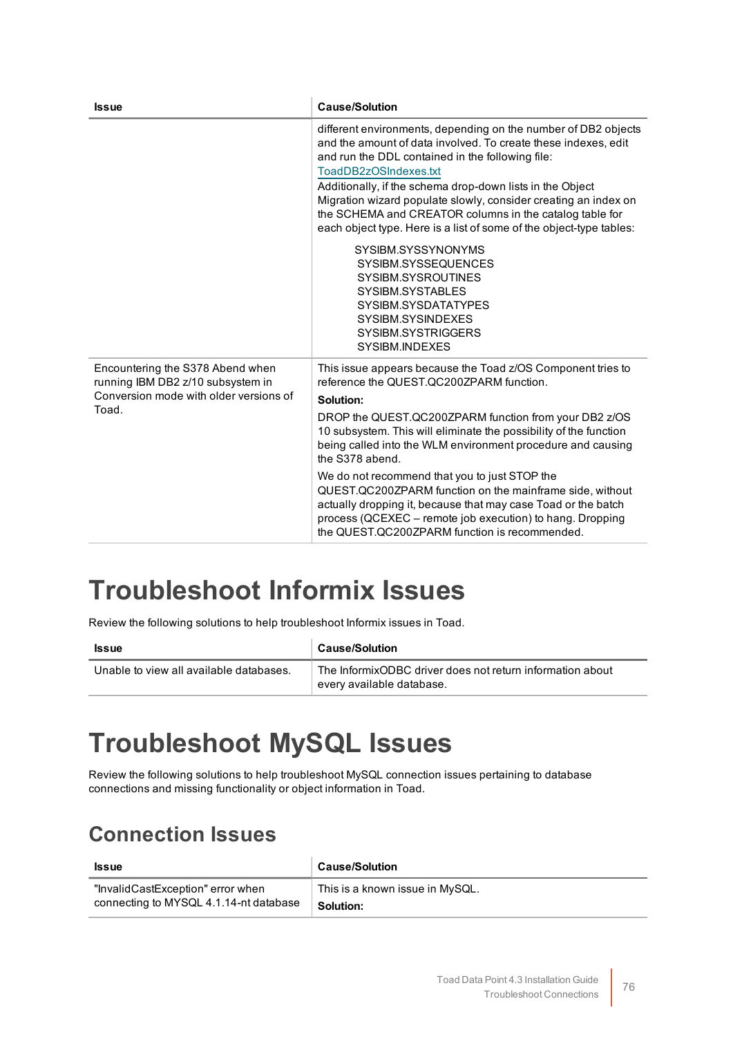| Issue | Cause/Solution |
| --- | --- |
| | different environments, depending on the number of DB2 objects and the amount of data involved. To create these indexes, edit and run the DDL contained in the following file: [ToadDB2zOSIndexes.txt](ToadDB2zOSIndexes.txt)<br>Additionally, if the schema drop-down lists in the Object Migration wizard populate slowly, consider creating an index on the SCHEMA and CREATOR columns in the catalog table for each object type. Here is a list of some of the object-type tables:<br>SYSIBM.SYSSYNONYMS<br>SYSIBM.SYSSEQUENCES<br>SYSIBM.SYSROUTINES<br>SYSIBM.SYSTABLES<br>SYSIBM.SYSDATATYPES<br>SYSIBM.SYSINDEXES<br>SYSIBM.SYSTRIGGERS<br>SYSIBM.INDEXES |
| Encountering the S378 Abend when running IBM DB2 z/10 subsystem in Conversion mode with older versions of Toad. | This issue appears because the Toad z/OS Component tries to reference the QUEST.QC200ZPARM function.<br>**Solution:**<br>DROP the QUEST.QC200ZPARM function from your DB2 z/OS 10 subsystem. This will eliminate the possibility of the function being called into the WLM environment procedure and causing the S378 abend.<br>We do not recommend that you to just STOP the QUEST.QC200ZPARM function on the mainframe side, without actually dropping it, because that may case Toad or the batch process (QCEXEC – remote job execution) to hang. Dropping the QUEST.QC200ZPARM function is recommended. |

# Troubleshoot Informix Issues

Review the following solutions to help troubleshoot Informix issues in Toad.

| Issue | Cause/Solution |
| --- | --- |
| Unable to view all available databases. | The InformixODBC driver does not return information about every available database. |

# Troubleshoot MySQL Issues

Review the following solutions to help troubleshoot MySQL connection issues pertaining to database connections and missing functionality or object information in Toad.

## Connection Issues

| Issue | Cause/Solution |
| --- | --- |
| "InvalidCastException" error when connecting to MYSQL 4.1.14-nt database | This is a known issue in MySQL.<br>**Solution:** |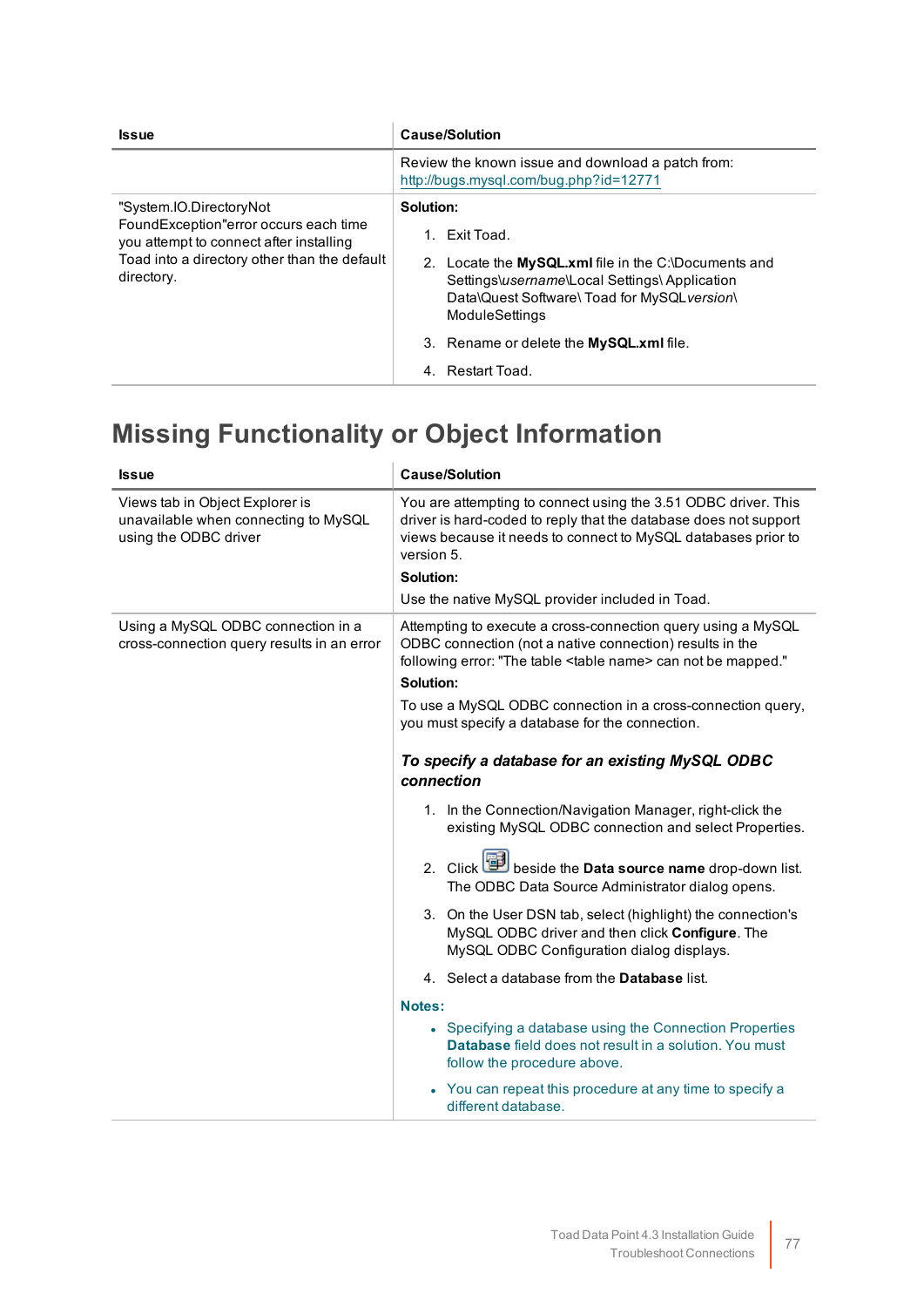| Issue | Cause/Solution |
| --- | --- |
| | Review the known issue and download a patch from: http://bugs.mysql.com/bug.php?id=12771 |
| "System.IO.DirectoryNot FoundException"error occurs each time you attempt to connect after installing Toad into a directory other than the default directory. | **Solution:**<br>1. Exit Toad.<br>2. Locate the **MySQL.xml** file in the C:\Documents and Settings\*username*\Local Settings\ Application Data\Quest Software\ Toad for MySQL*version*\ ModuleSettings<br>3. Rename or delete the **MySQL.xml** file.<br>4. Restart Toad. |

# Missing Functionality or Object Information

| Issue | Cause/Solution |
| --- | --- |
| Views tab in Object Explorer is unavailable when connecting to MySQL using the ODBC driver | You are attempting to connect using the 3.51 ODBC driver. This driver is hard-coded to reply that the database does not support views because it needs to connect to MySQL databases prior to version 5.<br>**Solution:**<br>Use the native MySQL provider included in Toad. |
| Using a MySQL ODBC connection in a cross-connection query results in an error | Attempting to execute a cross-connection query using a MySQL ODBC connection (not a native connection) results in the following error: "The table <table name> can not be mapped."<br>**Solution:**<br>To use a MySQL ODBC connection in a cross-connection query, you must specify a database for the connection.<br>***To specify a database for an existing MySQL ODBC connection***<br>1. In the Connection/Navigation Manager, right-click the existing MySQL ODBC connection and select Properties.<br>2. Click [icon] beside the **Data source name** drop-down list. The ODBC Data Source Administrator dialog opens.<br>3. On the User DSN tab, select (highlight) the connection's MySQL ODBC driver and then click **Configure**. The MySQL ODBC Configuration dialog displays.<br>4. Select a database from the **Database** list.<br>**Notes:**<br>• Specifying a database using the Connection Properties **Database** field does not result in a solution. You must follow the procedure above.<br>• You can repeat this procedure at any time to specify a different database. |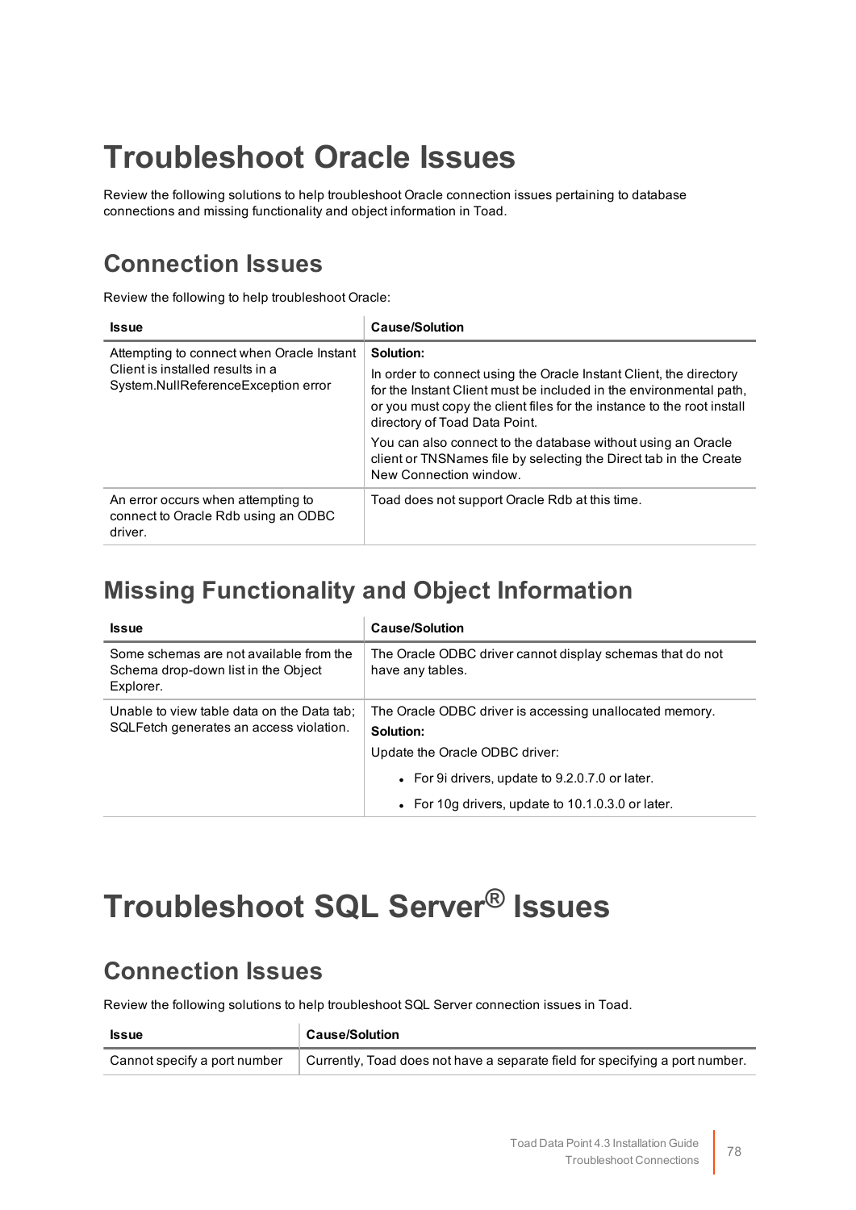# Troubleshoot Oracle Issues

Review the following solutions to help troubleshoot Oracle connection issues pertaining to database connections and missing functionality and object information in Toad.

## Connection Issues

Review the following to help troubleshoot Oracle:

| Issue | Cause/Solution |
|---|---|
| Attempting to connect when Oracle Instant Client is installed results in a System.NullReferenceException error | **Solution:**<br><br>In order to connect using the Oracle Instant Client, the directory for the Instant Client must be included in the environmental path, or you must copy the client files for the instance to the root install directory of Toad Data Point.<br><br>You can also connect to the database without using an Oracle client or TNSNames file by selecting the Direct tab in the Create New Connection window. |
| An error occurs when attempting to connect to Oracle Rdb using an ODBC driver. | Toad does not support Oracle Rdb at this time. |

## Missing Functionality and Object Information

| Issue | Cause/Solution |
|---|---|
| Some schemas are not available from the Schema drop-down list in the Object Explorer. | The Oracle ODBC driver cannot display schemas that do not have any tables. |
| Unable to view table data on the Data tab; SQLFetch generates an access violation. | The Oracle ODBC driver is accessing unallocated memory.<br><br>**Solution:**<br><br>Update the Oracle ODBC driver:<br><br>• For 9i drivers, update to 9.2.0.7.0 or later.<br><br>• For 10g drivers, update to 10.1.0.3.0 or later. |

# Troubleshoot SQL Server® Issues

## Connection Issues

Review the following solutions to help troubleshoot SQL Server connection issues in Toad.

| Issue | Cause/Solution |
|---|---|
| Cannot specify a port number | Currently, Toad does not have a separate field for specifying a port number. |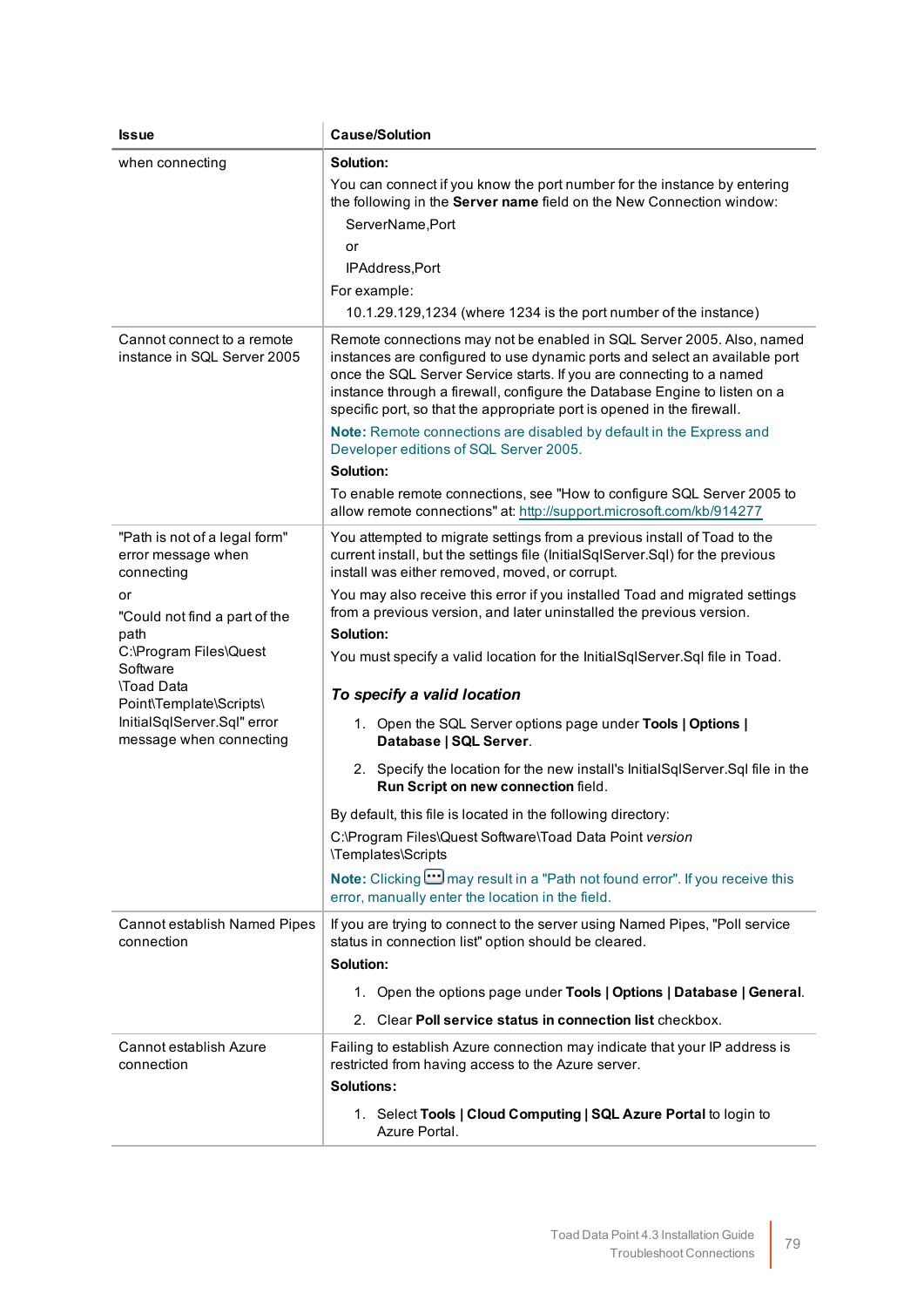| Issue | Cause/Solution |
|---|---|
| when connecting | **Solution:**<br>You can connect if you know the port number for the instance by entering the following in the **Server name** field on the New Connection window:<br>ServerName,Port<br>or<br>IPAddress,Port<br>For example:<br>10.1.29.129,1234 (where 1234 is the port number of the instance) |
| Cannot connect to a remote instance in SQL Server 2005 | Remote connections may not be enabled in SQL Server 2005. Also, named instances are configured to use dynamic ports and select an available port once the SQL Server Service starts. If you are connecting to a named instance through a firewall, configure the Database Engine to listen on a specific port, so that the appropriate port is opened in the firewall.<br>**Note:** Remote connections are disabled by default in the Express and Developer editions of SQL Server 2005.<br>**Solution:**<br>To enable remote connections, see "How to configure SQL Server 2005 to allow remote connections" at: http://support.microsoft.com/kb/914277 |
| "Path is not of a legal form" error message when connecting<br>or<br>"Could not find a part of the path C:\Program Files\Quest Software \Toad Data Point\Template\Scripts\ InitialSqlServer.Sql" error message when connecting | You attempted to migrate settings from a previous install of Toad to the current install, but the settings file (InitialSqlServer.Sql) for the previous install was either removed, moved, or corrupt.<br>You may also receive this error if you installed Toad and migrated settings from a previous version, and later uninstalled the previous version.<br>**Solution:**<br>You must specify a valid location for the InitialSqlServer.Sql file in Toad.<br>***To specify a valid location***<br>1. Open the SQL Server options page under **Tools \| Options \| Database \| SQL Server**.<br>2. Specify the location for the new install's InitialSqlServer.Sql file in the **Run Script on new connection** field.<br>By default, this file is located in the following directory:<br>C:\Program Files\Quest Software\Toad Data Point *version* \Templates\Scripts<br>**Note:** Clicking ... may result in a "Path not found error". If you receive this error, manually enter the location in the field. |
| Cannot establish Named Pipes connection | If you are trying to connect to the server using Named Pipes, "Poll service status in connection list" option should be cleared.<br>**Solution:**<br>1. Open the options page under **Tools \| Options \| Database \| General**.<br>2. Clear **Poll service status in connection list** checkbox. |
| Cannot establish Azure connection | Failing to establish Azure connection may indicate that your IP address is restricted from having access to the Azure server.<br>**Solutions:**<br>1. Select **Tools \| Cloud Computing \| SQL Azure Portal** to login to Azure Portal. |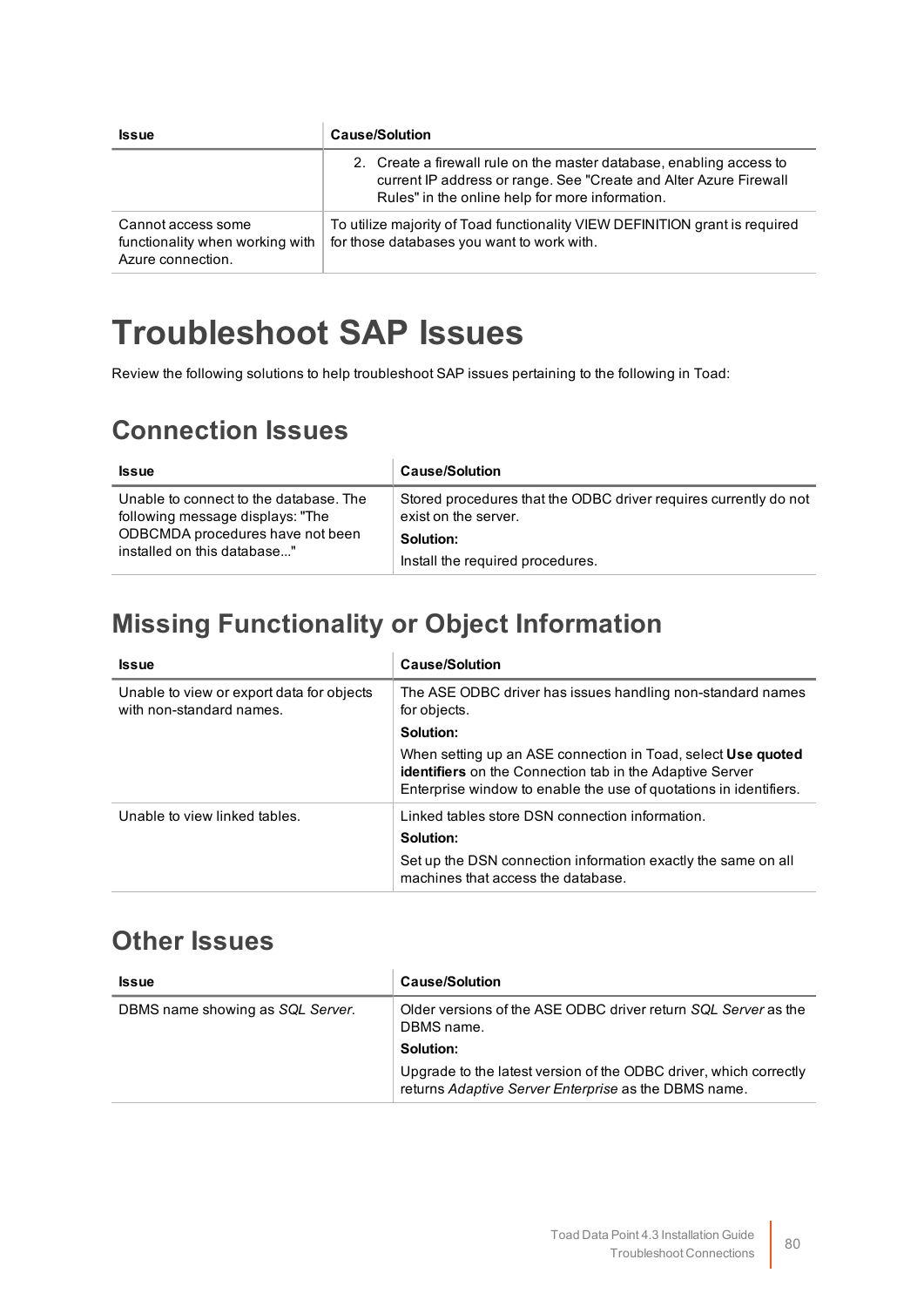| Issue | Cause/Solution |
|---|---|
| | 2. Create a firewall rule on the master database, enabling access to current IP address or range. See "Create and Alter Azure Firewall Rules" in the online help for more information. |
| Cannot access some functionality when working with Azure connection. | To utilize majority of Toad functionality VIEW DEFINITION grant is required for those databases you want to work with. |

# Troubleshoot SAP Issues

Review the following solutions to help troubleshoot SAP issues pertaining to the following in Toad:

## Connection Issues

| Issue | Cause/Solution |
|---|---|
| Unable to connect to the database. The following message displays: "The ODBCMDA procedures have not been installed on this database..." | Stored procedures that the ODBC driver requires currently do not exist on the server.<br>**Solution:**<br>Install the required procedures. |

## Missing Functionality or Object Information

| Issue | Cause/Solution |
|---|---|
| Unable to view or export data for objects with non-standard names. | The ASE ODBC driver has issues handling non-standard names for objects.<br>**Solution:**<br>When setting up an ASE connection in Toad, select **Use quoted identifiers** on the Connection tab in the Adaptive Server Enterprise window to enable the use of quotations in identifiers. |
| Unable to view linked tables. | Linked tables store DSN connection information.<br>**Solution:**<br>Set up the DSN connection information exactly the same on all machines that access the database. |

## Other Issues

| Issue | Cause/Solution |
|---|---|
| DBMS name showing as *SQL Server*. | Older versions of the ASE ODBC driver return *SQL Server* as the DBMS name.<br>**Solution:**<br>Upgrade to the latest version of the ODBC driver, which correctly returns *Adaptive Server Enterprise* as the DBMS name. |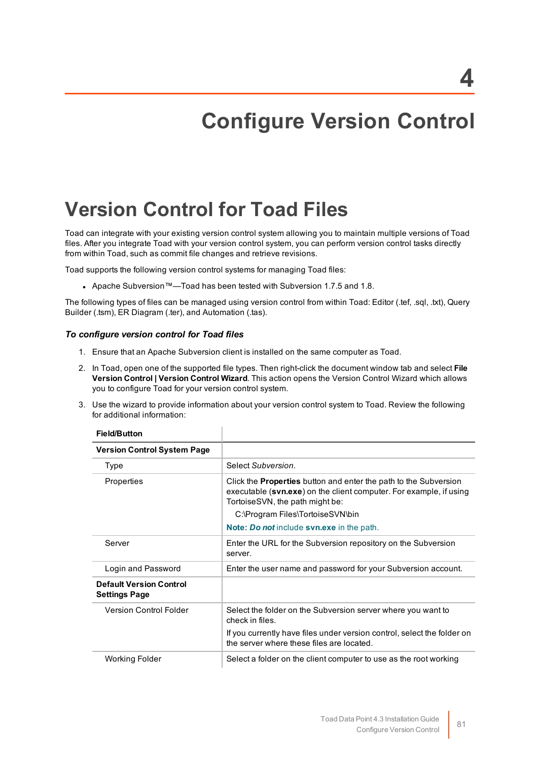# 4 Configure Version Control

## Version Control for Toad Files

Toad can integrate with your existing version control system allowing you to maintain multiple versions of Toad files. After you integrate Toad with your version control system, you can perform version control tasks directly from within Toad, such as commit file changes and retrieve revisions.

Toad supports the following version control systems for managing Toad files:

- Apache Subversion™—Toad has been tested with Subversion 1.7.5 and 1.8.

The following types of files can be managed using version control from within Toad: Editor (.tef, .sql, .txt), Query Builder (.tsm), ER Diagram (.ter), and Automation (.tas).

### *To configure version control for Toad files*

1. Ensure that an Apache Subversion client is installed on the same computer as Toad.
2. In Toad, open one of the supported file types. Then right-click the document window tab and select **File Version Control | Version Control Wizard**. This action opens the Version Control Wizard which allows you to configure Toad for your version control system.
3. Use the wizard to provide information about your version control system to Toad. Review the following for additional information:

| Field/Button | |
|---|---|
| **Version Control System Page** | |
| Type | Select *Subversion*. |
| Properties | Click the **Properties** button and enter the path to the Subversion executable (**svn.exe**) on the client computer. For example, if using TortoiseSVN, the path might be:<br>C:\Program Files\TortoiseSVN\bin<br>**Note:** ***Do not*** include **svn.exe** in the path. |
| Server | Enter the URL for the Subversion repository on the Subversion server. |
| Login and Password | Enter the user name and password for your Subversion account. |
| **Default Version Control Settings Page** | |
| Version Control Folder | Select the folder on the Subversion server where you want to check in files.<br>If you currently have files under version control, select the folder on the server where these files are located. |
| Working Folder | Select a folder on the client computer to use as the root working |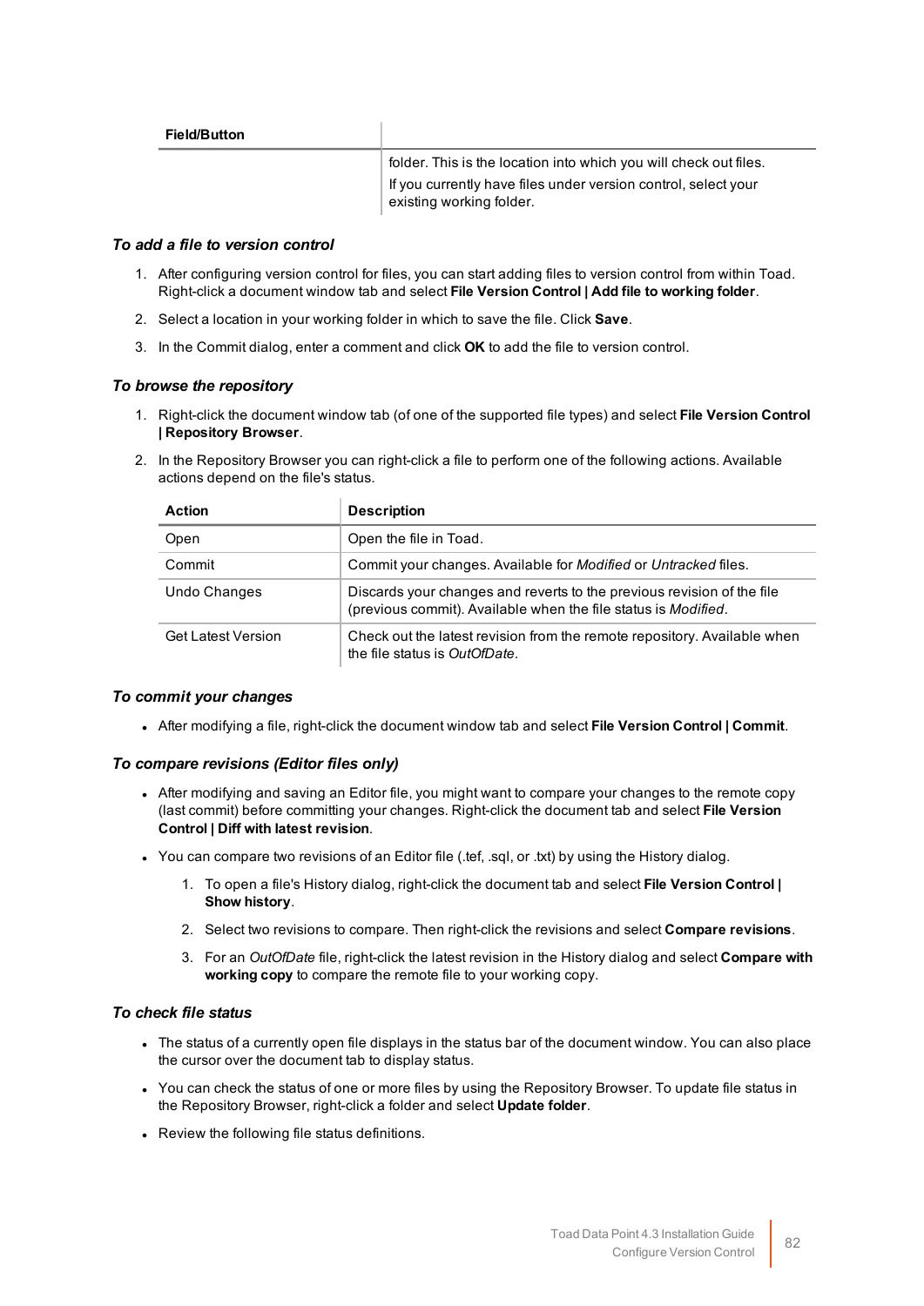| Field/Button | |
|---|---|
| | folder. This is the location into which you will check out files.<br>If you currently have files under version control, select your existing working folder. |

### *To add a file to version control*

1. After configuring version control for files, you can start adding files to version control from within Toad. Right-click a document window tab and select **File Version Control | Add file to working folder**.
2. Select a location in your working folder in which to save the file. Click **Save**.
3. In the Commit dialog, enter a comment and click **OK** to add the file to version control.

### *To browse the repository*

1. Right-click the document window tab (of one of the supported file types) and select **File Version Control | Repository Browser**.
2. In the Repository Browser you can right-click a file to perform one of the following actions. Available actions depend on the file's status.

| Action | Description |
|---|---|
| Open | Open the file in Toad. |
| Commit | Commit your changes. Available for *Modified* or *Untracked* files. |
| Undo Changes | Discards your changes and reverts to the previous revision of the file (previous commit). Available when the file status is *Modified*. |
| Get Latest Version | Check out the latest revision from the remote repository. Available when the file status is *OutOfDate*. |

### *To commit your changes*

- After modifying a file, right-click the document window tab and select **File Version Control | Commit**.

### *To compare revisions (Editor files only)*

- After modifying and saving an Editor file, you might want to compare your changes to the remote copy (last commit) before committing your changes. Right-click the document tab and select **File Version Control | Diff with latest revision**.
- You can compare two revisions of an Editor file (.tef, .sql, or .txt) by using the History dialog.
  1. To open a file's History dialog, right-click the document tab and select **File Version Control | Show history**.
  2. Select two revisions to compare. Then right-click the revisions and select **Compare revisions**.
  3. For an *OutOfDate* file, right-click the latest revision in the History dialog and select **Compare with working copy** to compare the remote file to your working copy.

### *To check file status*

- The status of a currently open file displays in the status bar of the document window. You can also place the cursor over the document tab to display status.
- You can check the status of one or more files by using the Repository Browser. To update file status in the Repository Browser, right-click a folder and select **Update folder**.
- Review the following file status definitions.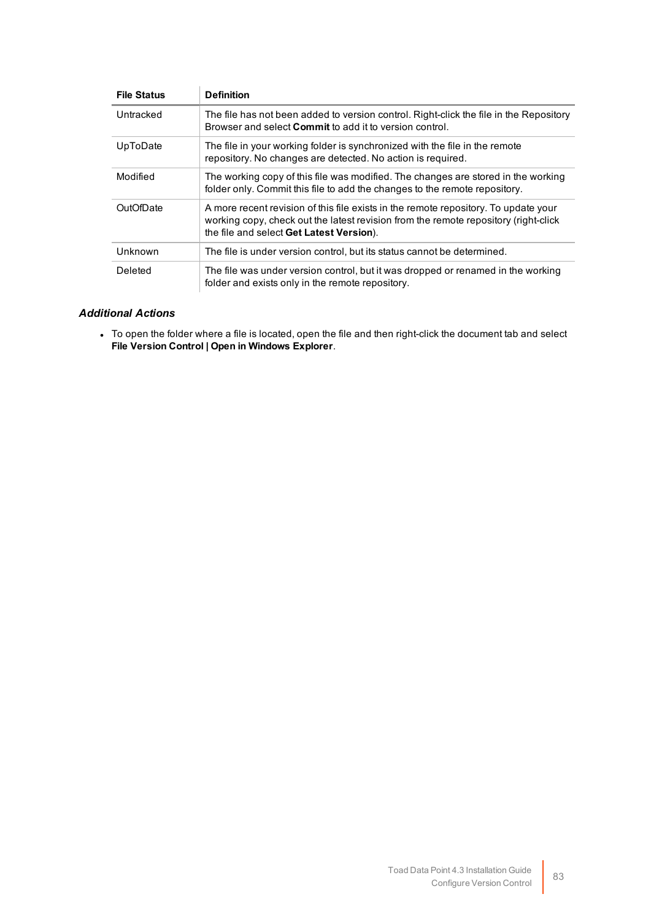| File Status | Definition |
| --- | --- |
| Untracked | The file has not been added to version control. Right-click the file in the Repository Browser and select **Commit** to add it to version control. |
| UpToDate | The file in your working folder is synchronized with the file in the remote repository. No changes are detected. No action is required. |
| Modified | The working copy of this file was modified. The changes are stored in the working folder only. Commit this file to add the changes to the remote repository. |
| OutOfDate | A more recent revision of this file exists in the remote repository. To update your working copy, check out the latest revision from the remote repository (right-click the file and select **Get Latest Version**). |
| Unknown | The file is under version control, but its status cannot be determined. |
| Deleted | The file was under version control, but it was dropped or renamed in the working folder and exists only in the remote repository. |

### *Additional Actions*

- To open the folder where a file is located, open the file and then right-click the document tab and select **File Version Control | Open in Windows Explorer**.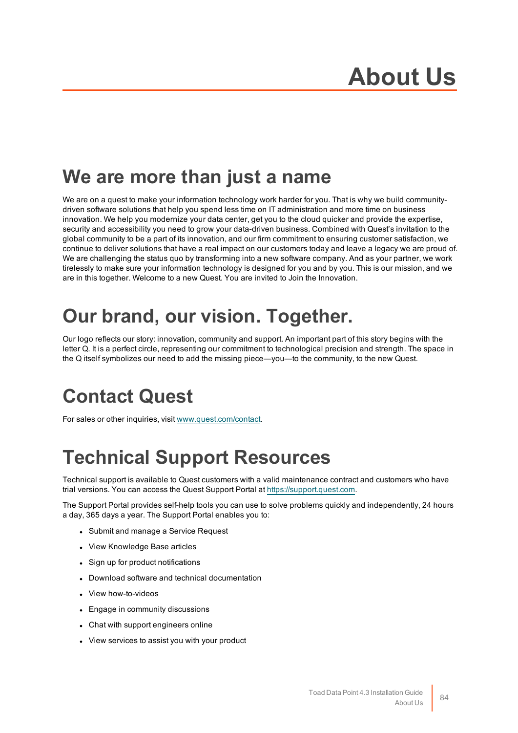# About Us

## We are more than just a name

We are on a quest to make your information technology work harder for you. That is why we build community-driven software solutions that help you spend less time on IT administration and more time on business innovation. We help you modernize your data center, get you to the cloud quicker and provide the expertise, security and accessibility you need to grow your data-driven business. Combined with Quest's invitation to the global community to be a part of its innovation, and our firm commitment to ensuring customer satisfaction, we continue to deliver solutions that have a real impact on our customers today and leave a legacy we are proud of. We are challenging the status quo by transforming into a new software company. And as your partner, we work tirelessly to make sure your information technology is designed for you and by you. This is our mission, and we are in this together. Welcome to a new Quest. You are invited to Join the Innovation.

## Our brand, our vision. Together.

Our logo reflects our story: innovation, community and support. An important part of this story begins with the letter Q. It is a perfect circle, representing our commitment to technological precision and strength. The space in the Q itself symbolizes our need to add the missing piece—you—to the community, to the new Quest.

## Contact Quest

For sales or other inquiries, visit [www.quest.com/contact](www.quest.com/contact).

## Technical Support Resources

Technical support is available to Quest customers with a valid maintenance contract and customers who have trial versions. You can access the Quest Support Portal at [https://support.quest.com](https://support.quest.com).

The Support Portal provides self-help tools you can use to solve problems quickly and independently, 24 hours a day, 365 days a year. The Support Portal enables you to:

- Submit and manage a Service Request
- View Knowledge Base articles
- Sign up for product notifications
- Download software and technical documentation
- View how-to-videos
- Engage in community discussions
- Chat with support engineers online
- View services to assist you with your product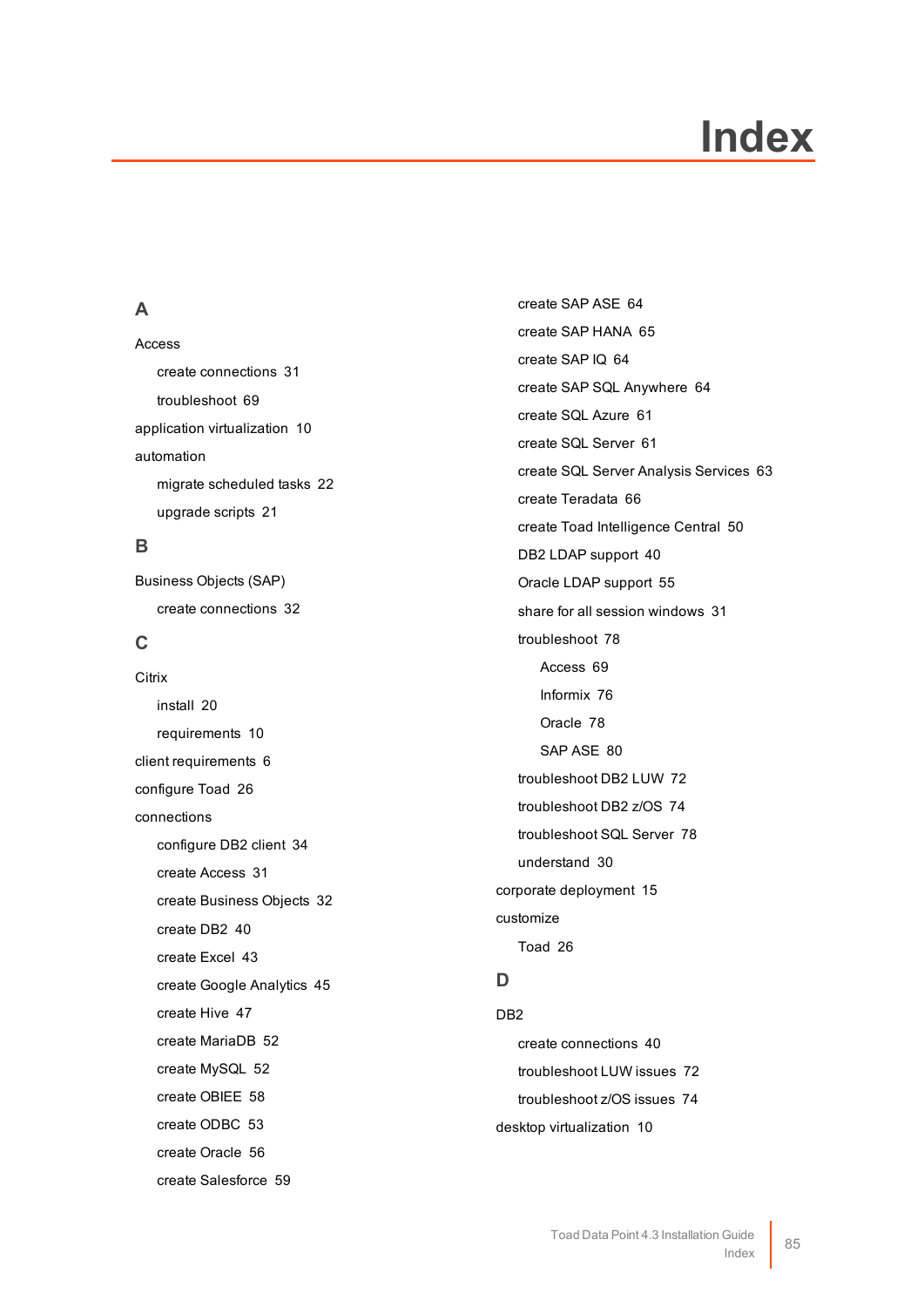# Index

## A

Access

- create connections 31
- troubleshoot 69

application virtualization 10

automation

- migrate scheduled tasks 22
- upgrade scripts 21

## B

Business Objects (SAP)

- create connections 32

## C

Citrix

- install 20
- requirements 10

client requirements 6

configure Toad 26

connections

- configure DB2 client 34
- create Access 31
- create Business Objects 32
- create DB2 40
- create Excel 43
- create Google Analytics 45
- create Hive 47
- create MariaDB 52
- create MySQL 52
- create OBIEE 58
- create ODBC 53
- create Oracle 56
- create Salesforce 59
- create SAP ASE 64
- create SAP HANA 65
- create SAP IQ 64
- create SAP SQL Anywhere 64
- create SQL Azure 61
- create SQL Server 61
- create SQL Server Analysis Services 63
- create Teradata 66
- create Toad Intelligence Central 50
- DB2 LDAP support 40
- Oracle LDAP support 55
- share for all session windows 31
- troubleshoot 78
  - Access 69
  - Informix 76
  - Oracle 78
  - SAP ASE 80
- troubleshoot DB2 LUW 72
- troubleshoot DB2 z/OS 74
- troubleshoot SQL Server 78
- understand 30

corporate deployment 15

customize

- Toad 26

## D

DB2

- create connections 40
- troubleshoot LUW issues 72
- troubleshoot z/OS issues 74

desktop virtualization 10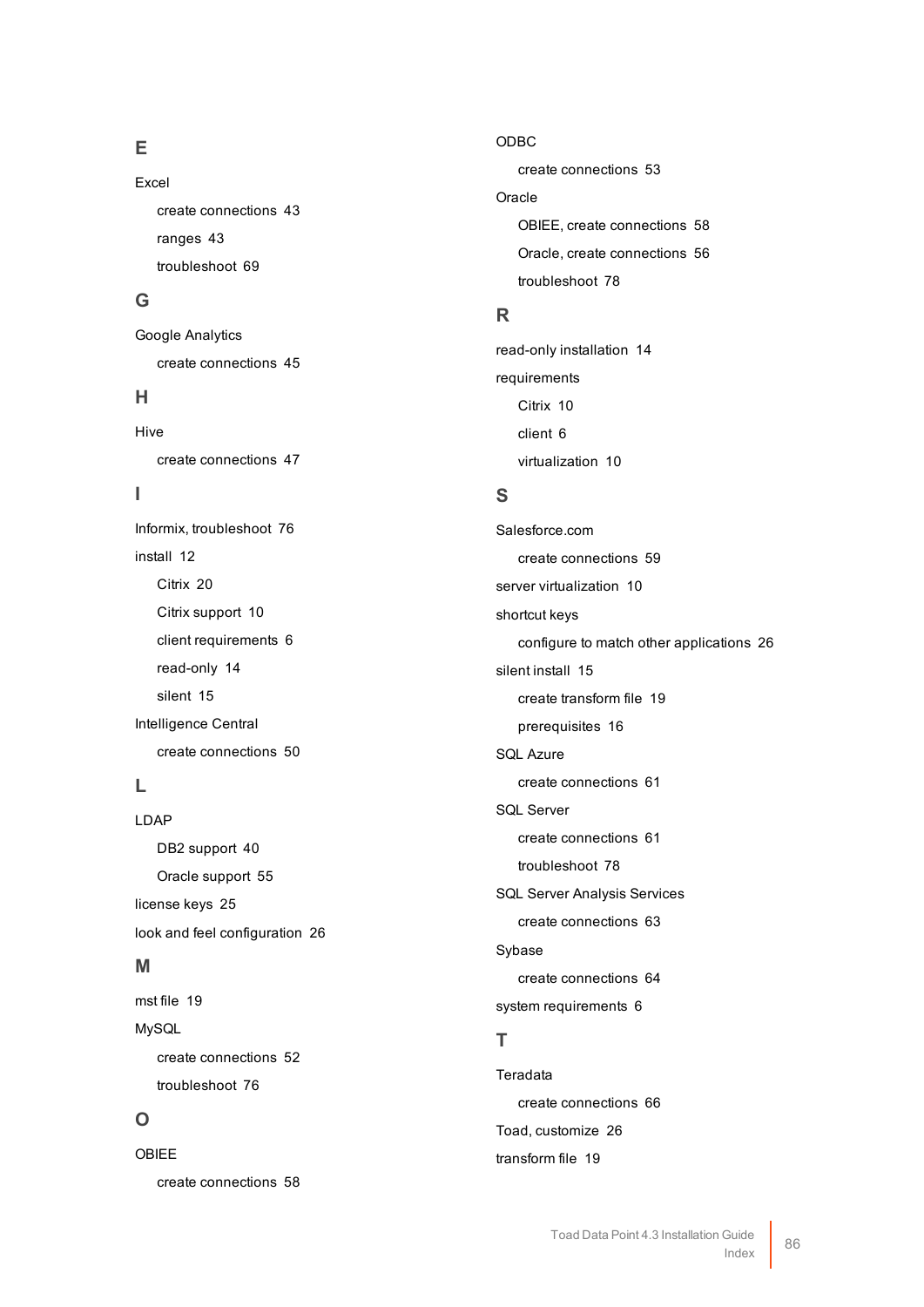## E

Excel

- create connections 43
- ranges 43
- troubleshoot 69

## G

Google Analytics

- create connections 45

## H

Hive

- create connections 47

## I

Informix, troubleshoot 76

install 12

- Citrix 20
- Citrix support 10
- client requirements 6
- read-only 14
- silent 15

Intelligence Central

- create connections 50

## L

LDAP

- DB2 support 40
- Oracle support 55

license keys 25

look and feel configuration 26

## M

mst file 19

MySQL

- create connections 52
- troubleshoot 76

## O

OBIEE

- create connections 58

ODBC

- create connections 53

Oracle

- OBIEE, create connections 58
- Oracle, create connections 56
- troubleshoot 78

## R

read-only installation 14

requirements

- Citrix 10
- client 6
- virtualization 10

## S

Salesforce.com

- create connections 59

server virtualization 10

shortcut keys

- configure to match other applications 26

silent install 15

- create transform file 19
- prerequisites 16

SQL Azure

- create connections 61

SQL Server

- create connections 61
- troubleshoot 78

SQL Server Analysis Services

- create connections 63

Sybase

- create connections 64

system requirements 6

## T

Teradata

- create connections 66

Toad, customize 26

transform file 19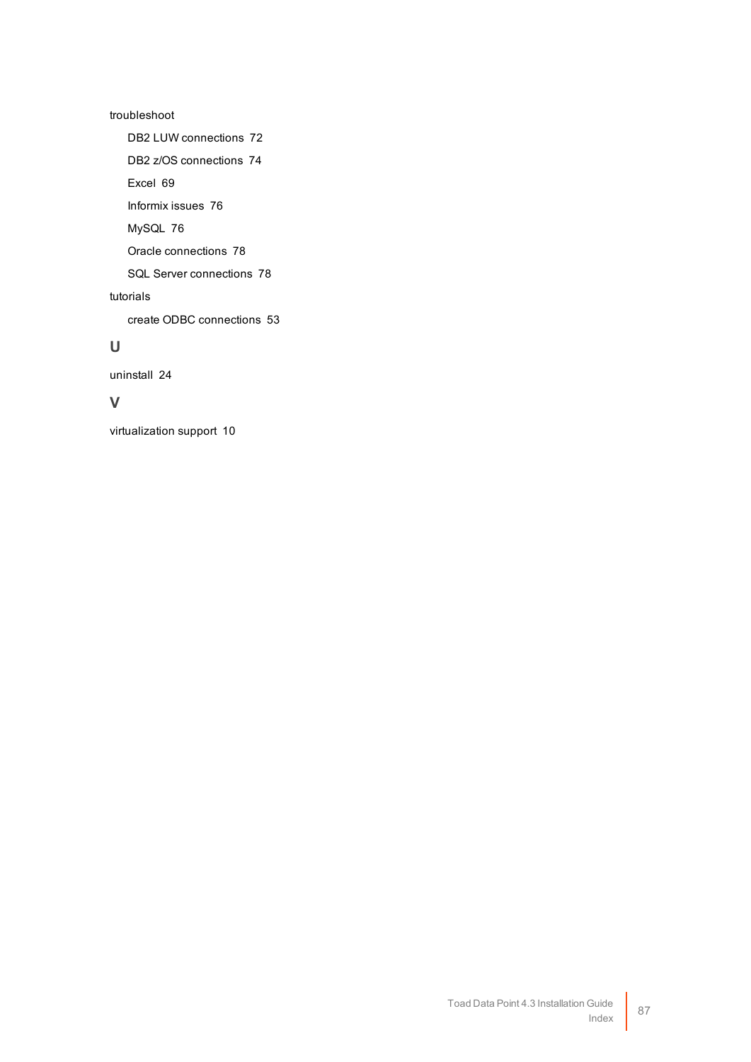troubleshoot

- DB2 LUW connections 72
- DB2 z/OS connections 74
- Excel 69
- Informix issues 76
- MySQL 76
- Oracle connections 78
- SQL Server connections 78

tutorials

- create ODBC connections 53

## U

uninstall 24

## V

virtualization support 10